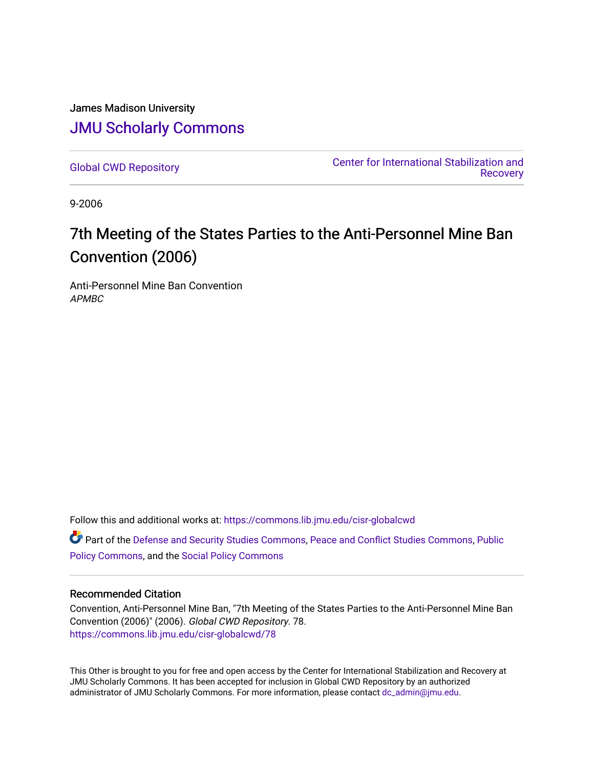James Madison University

# JMU Scholarly Commons

Global CWD Repository

Center for International Stabilization and Recovery

9-2006

## 7th Meeting of the States Parties to the Anti-Personnel Mine Ban Convention (2006)

Anti-Personnel Mine Ban Convention
*APMBC*

Follow this and additional works at: https://commons.lib.jmu.edu/cisr-globalcwd

Part of the Defense and Security Studies Commons, Peace and Conflict Studies Commons, Public Policy Commons, and the Social Policy Commons

### Recommended Citation

Convention, Anti-Personnel Mine Ban, "7th Meeting of the States Parties to the Anti-Personnel Mine Ban Convention (2006)" (2006). *Global CWD Repository*. 78.
https://commons.lib.jmu.edu/cisr-globalcwd/78

This Other is brought to you for free and open access by the Center for International Stabilization and Recovery at JMU Scholarly Commons. It has been accepted for inclusion in Global CWD Repository by an authorized administrator of JMU Scholarly Commons. For more information, please contact dc_admin@jmu.edu.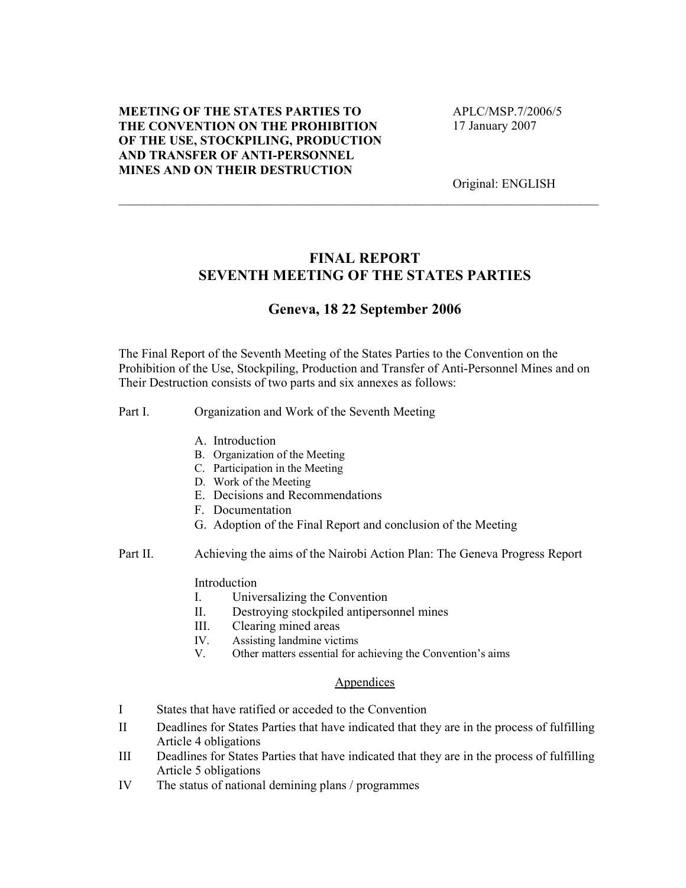**MEETING OF THE STATES PARTIES TO THE CONVENTION ON THE PROHIBITION OF THE USE, STOCKPILING, PRODUCTION AND TRANSFER OF ANTI-PERSONNEL MINES AND ON THEIR DESTRUCTION**

APLC/MSP.7/2006/5
17 January 2007

Original: ENGLISH

---

# FINAL REPORT
# SEVENTH MEETING OF THE STATES PARTIES

## Geneva, 18 22 September 2006

The Final Report of the Seventh Meeting of the States Parties to the Convention on the Prohibition of the Use, Stockpiling, Production and Transfer of Anti-Personnel Mines and on Their Destruction consists of two parts and six annexes as follows:

Part I. Organization and Work of the Seventh Meeting

- A. Introduction
- B. Organization of the Meeting
- C. Participation in the Meeting
- D. Work of the Meeting
- E. Decisions and Recommendations
- F. Documentation
- G. Adoption of the Final Report and conclusion of the Meeting

Part II. Achieving the aims of the Nairobi Action Plan: The Geneva Progress Report

Introduction

- I. Universalizing the Convention
- II. Destroying stockpiled antipersonnel mines
- III. Clearing mined areas
- IV. Assisting landmine victims
- V. Other matters essential for achieving the Convention's aims

Appendices

- I States that have ratified or acceded to the Convention
- II Deadlines for States Parties that have indicated that they are in the process of fulfilling Article 4 obligations
- III Deadlines for States Parties that have indicated that they are in the process of fulfilling Article 5 obligations
- IV The status of national demining plans / programmes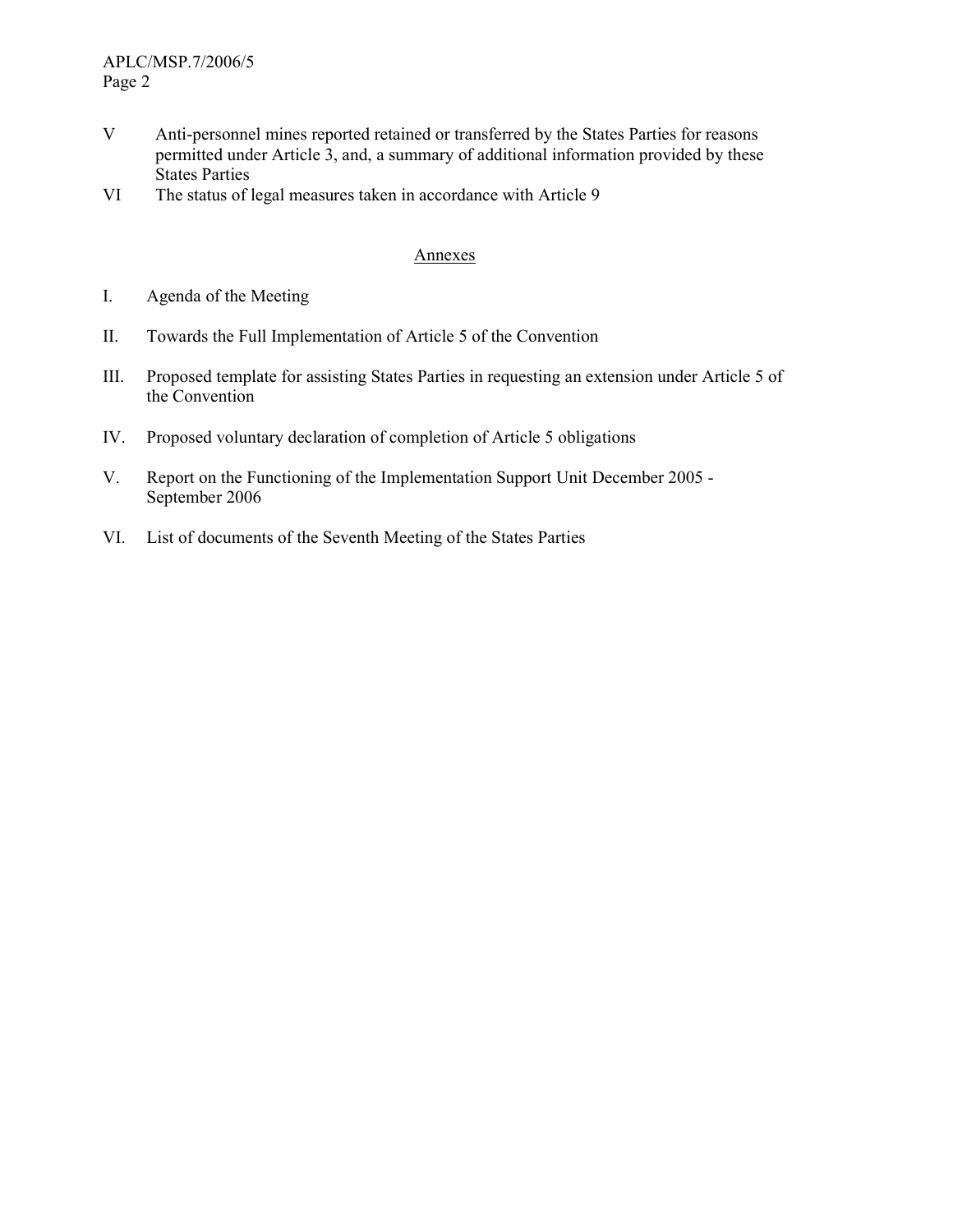V Anti-personnel mines reported retained or transferred by the States Parties for reasons permitted under Article 3, and, a summary of additional information provided by these States Parties

VI The status of legal measures taken in accordance with Article 9

## Annexes

I. Agenda of the Meeting

II. Towards the Full Implementation of Article 5 of the Convention

III. Proposed template for assisting States Parties in requesting an extension under Article 5 of the Convention

IV. Proposed voluntary declaration of completion of Article 5 obligations

V. Report on the Functioning of the Implementation Support Unit December 2005 - September 2006

VI. List of documents of the Seventh Meeting of the States Parties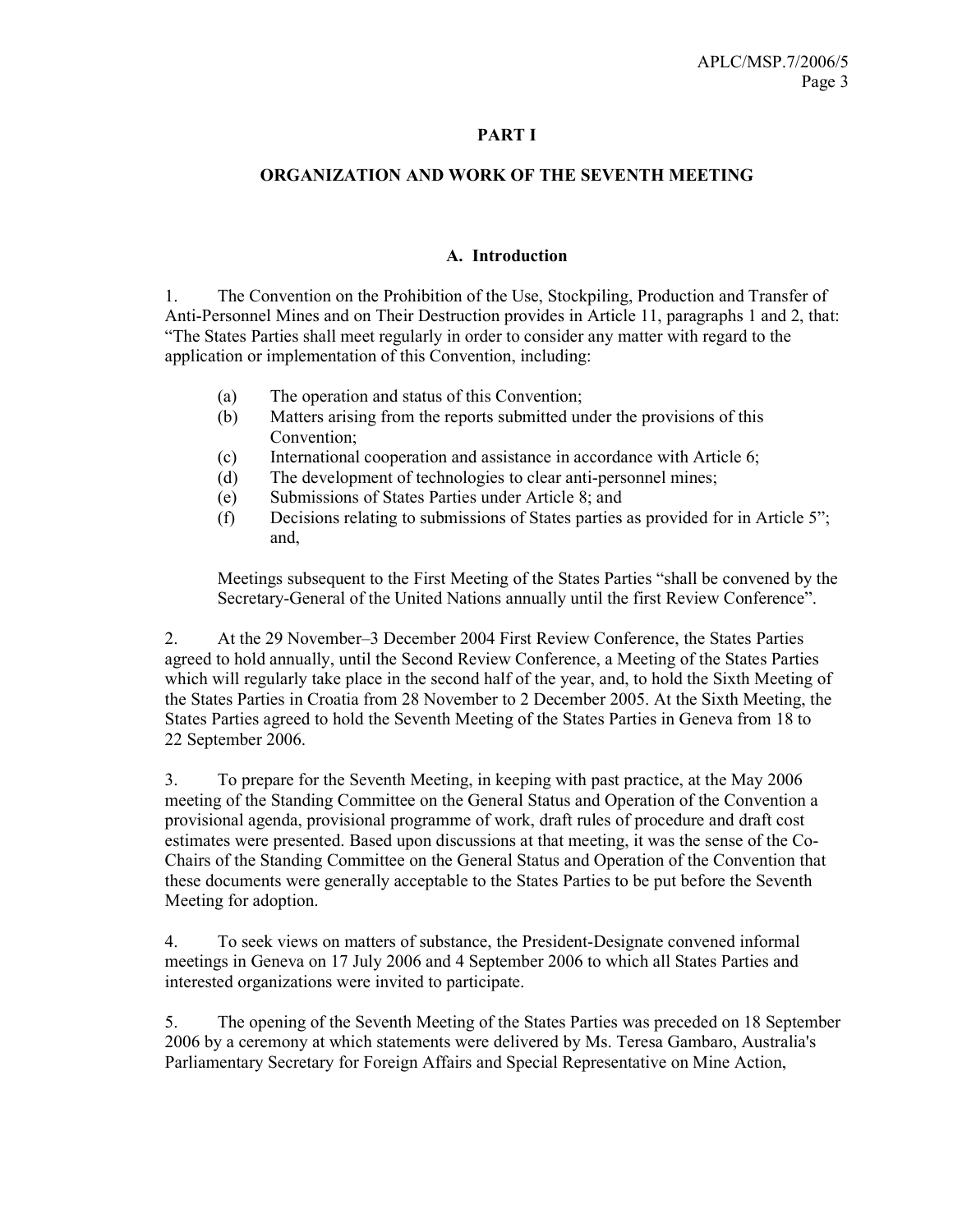**PART I**

**ORGANIZATION AND WORK OF THE SEVENTH MEETING**

**A. Introduction**

1. The Convention on the Prohibition of the Use, Stockpiling, Production and Transfer of Anti-Personnel Mines and on Their Destruction provides in Article 11, paragraphs 1 and 2, that: "The States Parties shall meet regularly in order to consider any matter with regard to the application or implementation of this Convention, including:

   (a) The operation and status of this Convention;
   (b) Matters arising from the reports submitted under the provisions of this Convention;
   (c) International cooperation and assistance in accordance with Article 6;
   (d) The development of technologies to clear anti-personnel mines;
   (e) Submissions of States Parties under Article 8; and
   (f) Decisions relating to submissions of States parties as provided for in Article 5"; and,

   Meetings subsequent to the First Meeting of the States Parties "shall be convened by the Secretary-General of the United Nations annually until the first Review Conference".

2. At the 29 November–3 December 2004 First Review Conference, the States Parties agreed to hold annually, until the Second Review Conference, a Meeting of the States Parties which will regularly take place in the second half of the year, and, to hold the Sixth Meeting of the States Parties in Croatia from 28 November to 2 December 2005. At the Sixth Meeting, the States Parties agreed to hold the Seventh Meeting of the States Parties in Geneva from 18 to 22 September 2006.

3. To prepare for the Seventh Meeting, in keeping with past practice, at the May 2006 meeting of the Standing Committee on the General Status and Operation of the Convention a provisional agenda, provisional programme of work, draft rules of procedure and draft cost estimates were presented. Based upon discussions at that meeting, it was the sense of the Co-Chairs of the Standing Committee on the General Status and Operation of the Convention that these documents were generally acceptable to the States Parties to be put before the Seventh Meeting for adoption.

4. To seek views on matters of substance, the President-Designate convened informal meetings in Geneva on 17 July 2006 and 4 September 2006 to which all States Parties and interested organizations were invited to participate.

5. The opening of the Seventh Meeting of the States Parties was preceded on 18 September 2006 by a ceremony at which statements were delivered by Ms. Teresa Gambaro, Australia's Parliamentary Secretary for Foreign Affairs and Special Representative on Mine Action,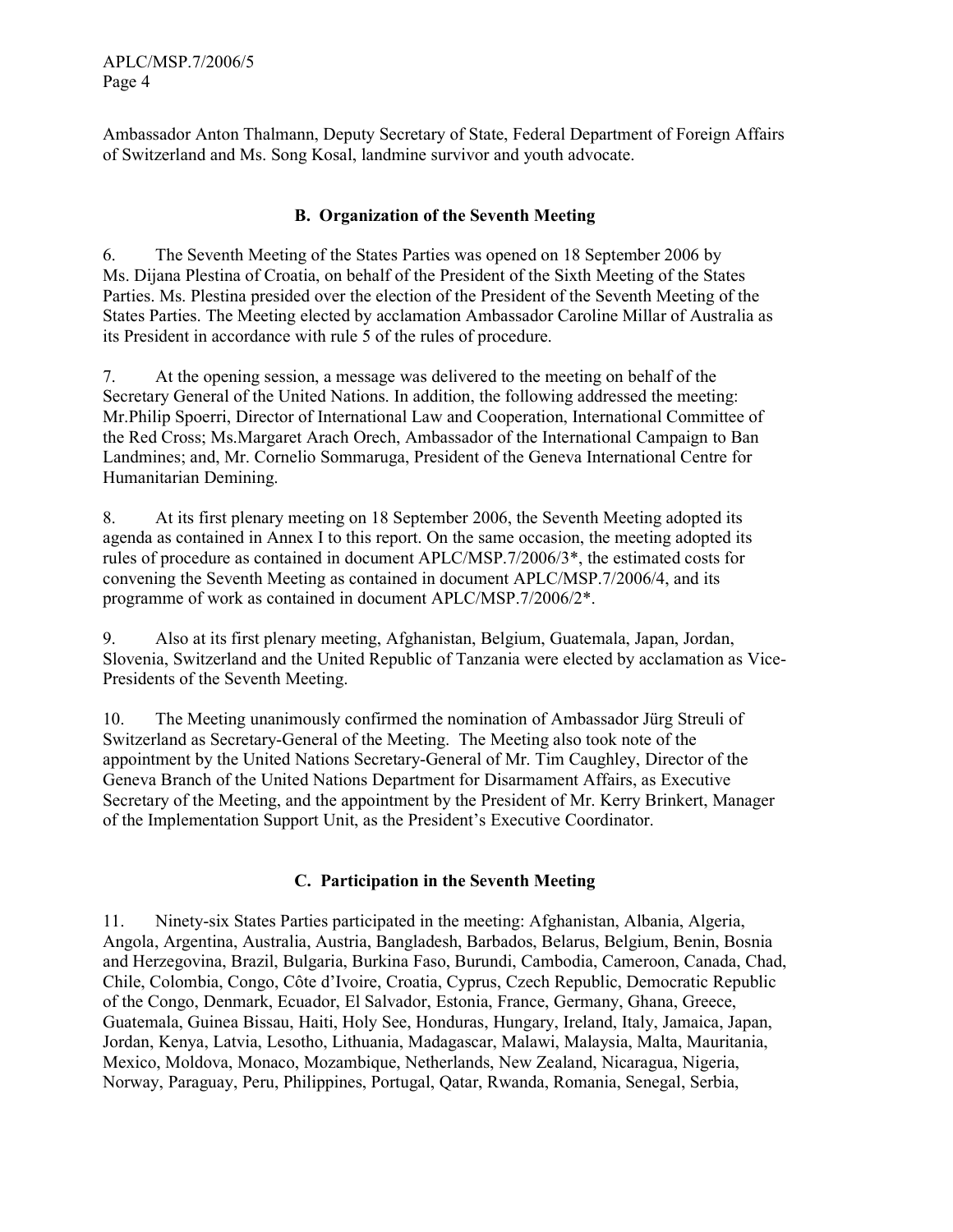Ambassador Anton Thalmann, Deputy Secretary of State, Federal Department of Foreign Affairs of Switzerland and Ms. Song Kosal, landmine survivor and youth advocate.

## B. Organization of the Seventh Meeting

6. The Seventh Meeting of the States Parties was opened on 18 September 2006 by Ms. Dijana Plestina of Croatia, on behalf of the President of the Sixth Meeting of the States Parties. Ms. Plestina presided over the election of the President of the Seventh Meeting of the States Parties. The Meeting elected by acclamation Ambassador Caroline Millar of Australia as its President in accordance with rule 5 of the rules of procedure.

7. At the opening session, a message was delivered to the meeting on behalf of the Secretary General of the United Nations. In addition, the following addressed the meeting: Mr.Philip Spoerri, Director of International Law and Cooperation, International Committee of the Red Cross; Ms.Margaret Arach Orech, Ambassador of the International Campaign to Ban Landmines; and, Mr. Cornelio Sommaruga, President of the Geneva International Centre for Humanitarian Demining.

8. At its first plenary meeting on 18 September 2006, the Seventh Meeting adopted its agenda as contained in Annex I to this report. On the same occasion, the meeting adopted its rules of procedure as contained in document APLC/MSP.7/2006/3*, the estimated costs for convening the Seventh Meeting as contained in document APLC/MSP.7/2006/4, and its programme of work as contained in document APLC/MSP.7/2006/2*.

9. Also at its first plenary meeting, Afghanistan, Belgium, Guatemala, Japan, Jordan, Slovenia, Switzerland and the United Republic of Tanzania were elected by acclamation as Vice-Presidents of the Seventh Meeting.

10. The Meeting unanimously confirmed the nomination of Ambassador Jürg Streuli of Switzerland as Secretary-General of the Meeting. The Meeting also took note of the appointment by the United Nations Secretary-General of Mr. Tim Caughley, Director of the Geneva Branch of the United Nations Department for Disarmament Affairs, as Executive Secretary of the Meeting, and the appointment by the President of Mr. Kerry Brinkert, Manager of the Implementation Support Unit, as the President's Executive Coordinator.

## C. Participation in the Seventh Meeting

11. Ninety-six States Parties participated in the meeting: Afghanistan, Albania, Algeria, Angola, Argentina, Australia, Austria, Bangladesh, Barbados, Belarus, Belgium, Benin, Bosnia and Herzegovina, Brazil, Bulgaria, Burkina Faso, Burundi, Cambodia, Cameroon, Canada, Chad, Chile, Colombia, Congo, Côte d'Ivoire, Croatia, Cyprus, Czech Republic, Democratic Republic of the Congo, Denmark, Ecuador, El Salvador, Estonia, France, Germany, Ghana, Greece, Guatemala, Guinea Bissau, Haiti, Holy See, Honduras, Hungary, Ireland, Italy, Jamaica, Japan, Jordan, Kenya, Latvia, Lesotho, Lithuania, Madagascar, Malawi, Malaysia, Malta, Mauritania, Mexico, Moldova, Monaco, Mozambique, Netherlands, New Zealand, Nicaragua, Nigeria, Norway, Paraguay, Peru, Philippines, Portugal, Qatar, Rwanda, Romania, Senegal, Serbia,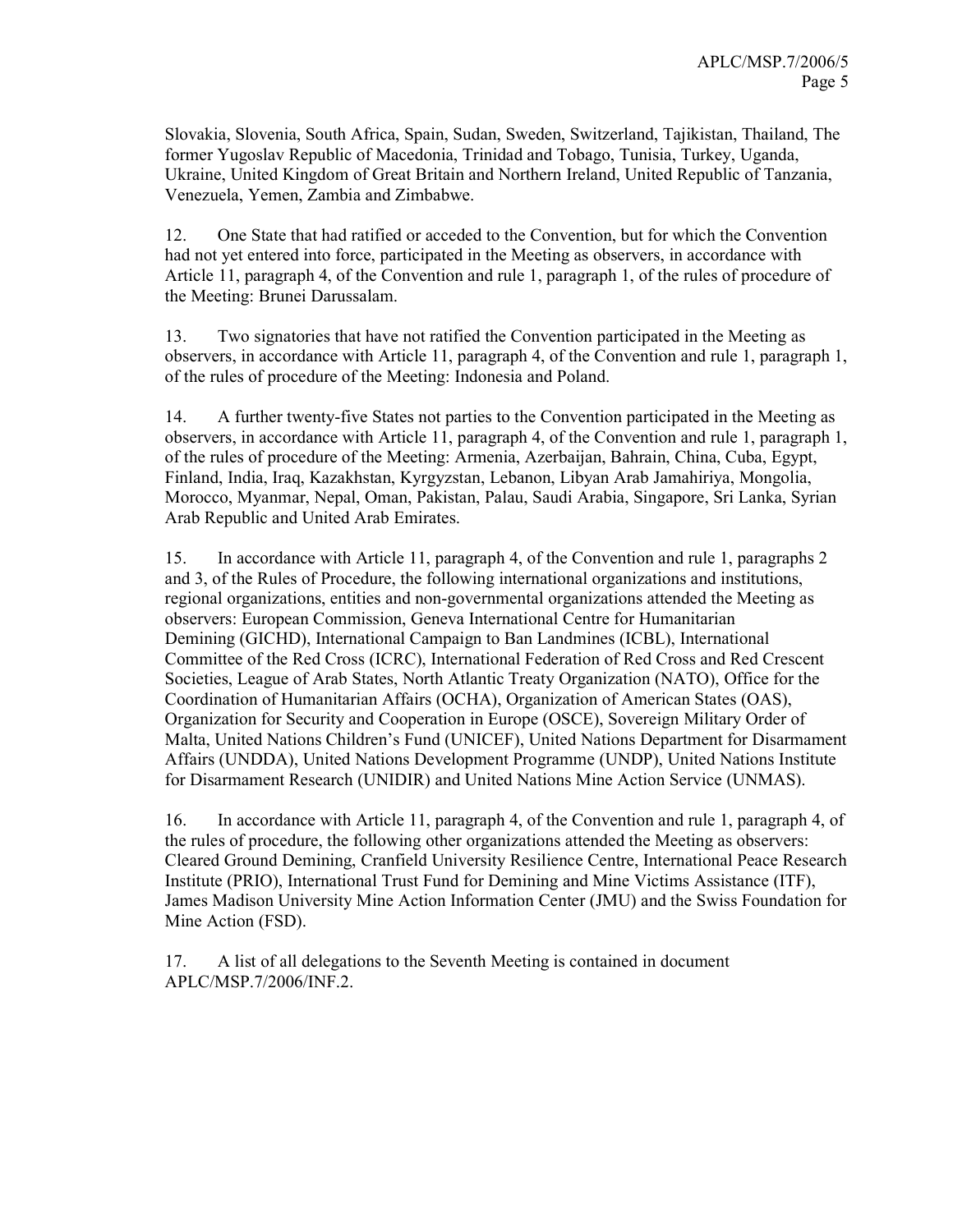Slovakia, Slovenia, South Africa, Spain, Sudan, Sweden, Switzerland, Tajikistan, Thailand, The former Yugoslav Republic of Macedonia, Trinidad and Tobago, Tunisia, Turkey, Uganda, Ukraine, United Kingdom of Great Britain and Northern Ireland, United Republic of Tanzania, Venezuela, Yemen, Zambia and Zimbabwe.

12. One State that had ratified or acceded to the Convention, but for which the Convention had not yet entered into force, participated in the Meeting as observers, in accordance with Article 11, paragraph 4, of the Convention and rule 1, paragraph 1, of the rules of procedure of the Meeting: Brunei Darussalam.

13. Two signatories that have not ratified the Convention participated in the Meeting as observers, in accordance with Article 11, paragraph 4, of the Convention and rule 1, paragraph 1, of the rules of procedure of the Meeting: Indonesia and Poland.

14. A further twenty-five States not parties to the Convention participated in the Meeting as observers, in accordance with Article 11, paragraph 4, of the Convention and rule 1, paragraph 1, of the rules of procedure of the Meeting: Armenia, Azerbaijan, Bahrain, China, Cuba, Egypt, Finland, India, Iraq, Kazakhstan, Kyrgyzstan, Lebanon, Libyan Arab Jamahiriya, Mongolia, Morocco, Myanmar, Nepal, Oman, Pakistan, Palau, Saudi Arabia, Singapore, Sri Lanka, Syrian Arab Republic and United Arab Emirates.

15. In accordance with Article 11, paragraph 4, of the Convention and rule 1, paragraphs 2 and 3, of the Rules of Procedure, the following international organizations and institutions, regional organizations, entities and non-governmental organizations attended the Meeting as observers: European Commission, Geneva International Centre for Humanitarian Demining (GICHD), International Campaign to Ban Landmines (ICBL), International Committee of the Red Cross (ICRC), International Federation of Red Cross and Red Crescent Societies, League of Arab States, North Atlantic Treaty Organization (NATO), Office for the Coordination of Humanitarian Affairs (OCHA), Organization of American States (OAS), Organization for Security and Cooperation in Europe (OSCE), Sovereign Military Order of Malta, United Nations Children's Fund (UNICEF), United Nations Department for Disarmament Affairs (UNDDA), United Nations Development Programme (UNDP), United Nations Institute for Disarmament Research (UNIDIR) and United Nations Mine Action Service (UNMAS).

16. In accordance with Article 11, paragraph 4, of the Convention and rule 1, paragraph 4, of the rules of procedure, the following other organizations attended the Meeting as observers: Cleared Ground Demining, Cranfield University Resilience Centre, International Peace Research Institute (PRIO), International Trust Fund for Demining and Mine Victims Assistance (ITF), James Madison University Mine Action Information Center (JMU) and the Swiss Foundation for Mine Action (FSD).

17. A list of all delegations to the Seventh Meeting is contained in document APLC/MSP.7/2006/INF.2.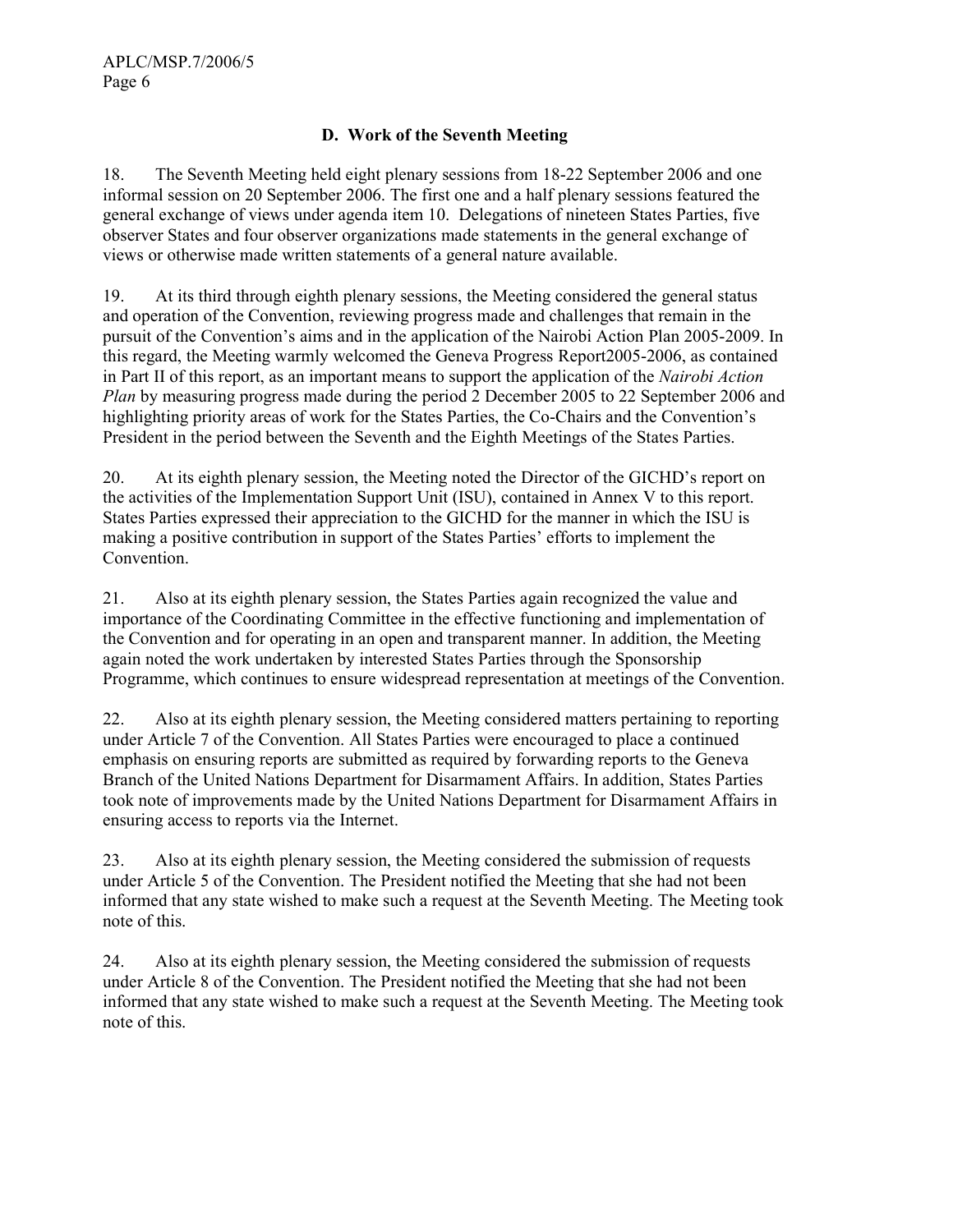## D. Work of the Seventh Meeting

18. The Seventh Meeting held eight plenary sessions from 18-22 September 2006 and one informal session on 20 September 2006. The first one and a half plenary sessions featured the general exchange of views under agenda item 10. Delegations of nineteen States Parties, five observer States and four observer organizations made statements in the general exchange of views or otherwise made written statements of a general nature available.

19. At its third through eighth plenary sessions, the Meeting considered the general status and operation of the Convention, reviewing progress made and challenges that remain in the pursuit of the Convention's aims and in the application of the Nairobi Action Plan 2005-2009. In this regard, the Meeting warmly welcomed the Geneva Progress Report2005-2006, as contained in Part II of this report, as an important means to support the application of the *Nairobi Action Plan* by measuring progress made during the period 2 December 2005 to 22 September 2006 and highlighting priority areas of work for the States Parties, the Co-Chairs and the Convention's President in the period between the Seventh and the Eighth Meetings of the States Parties.

20. At its eighth plenary session, the Meeting noted the Director of the GICHD's report on the activities of the Implementation Support Unit (ISU), contained in Annex V to this report. States Parties expressed their appreciation to the GICHD for the manner in which the ISU is making a positive contribution in support of the States Parties' efforts to implement the Convention.

21. Also at its eighth plenary session, the States Parties again recognized the value and importance of the Coordinating Committee in the effective functioning and implementation of the Convention and for operating in an open and transparent manner. In addition, the Meeting again noted the work undertaken by interested States Parties through the Sponsorship Programme, which continues to ensure widespread representation at meetings of the Convention.

22. Also at its eighth plenary session, the Meeting considered matters pertaining to reporting under Article 7 of the Convention. All States Parties were encouraged to place a continued emphasis on ensuring reports are submitted as required by forwarding reports to the Geneva Branch of the United Nations Department for Disarmament Affairs. In addition, States Parties took note of improvements made by the United Nations Department for Disarmament Affairs in ensuring access to reports via the Internet.

23. Also at its eighth plenary session, the Meeting considered the submission of requests under Article 5 of the Convention. The President notified the Meeting that she had not been informed that any state wished to make such a request at the Seventh Meeting. The Meeting took note of this.

24. Also at its eighth plenary session, the Meeting considered the submission of requests under Article 8 of the Convention. The President notified the Meeting that she had not been informed that any state wished to make such a request at the Seventh Meeting. The Meeting took note of this.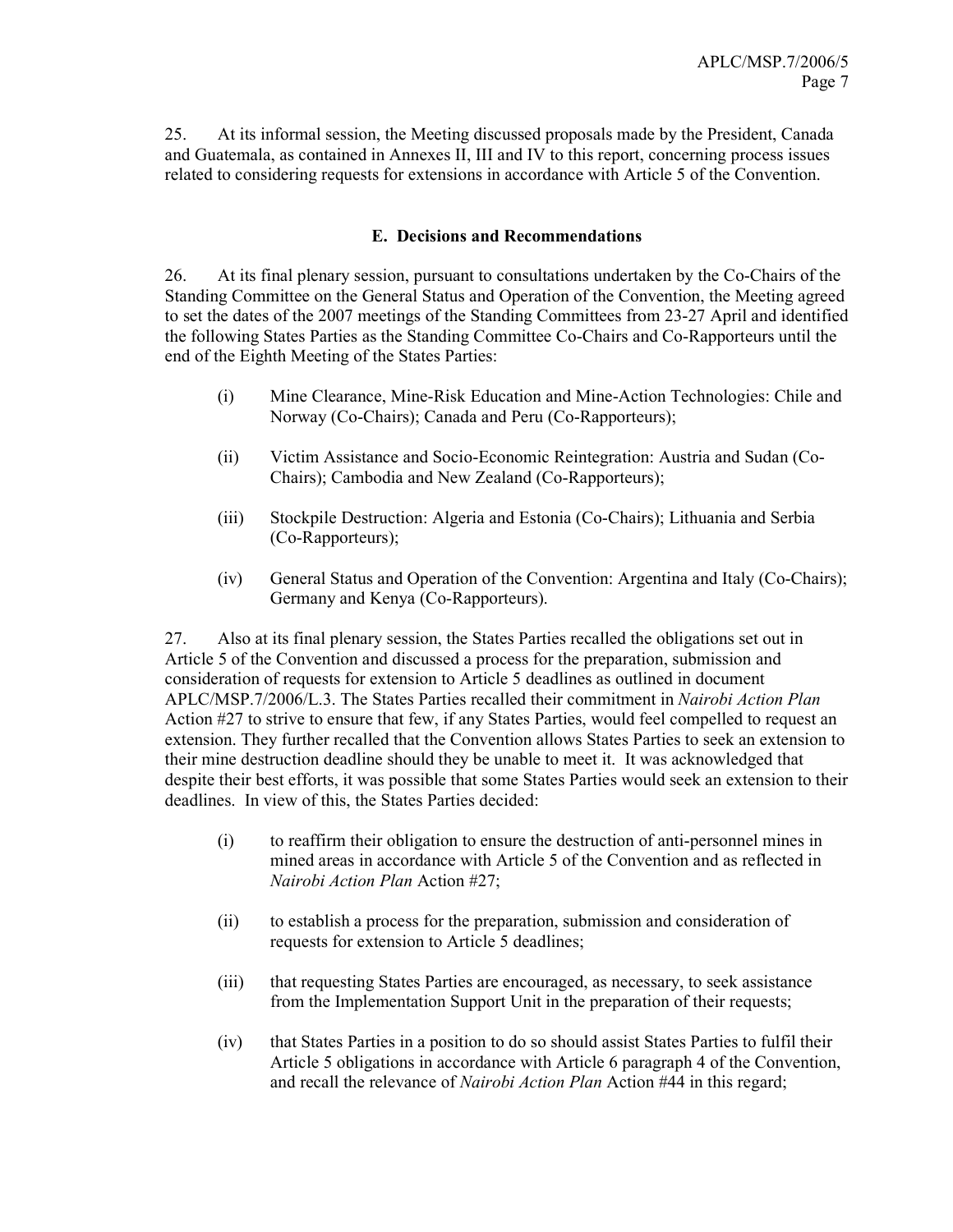25. At its informal session, the Meeting discussed proposals made by the President, Canada and Guatemala, as contained in Annexes II, III and IV to this report, concerning process issues related to considering requests for extensions in accordance with Article 5 of the Convention.

### E. Decisions and Recommendations

26. At its final plenary session, pursuant to consultations undertaken by the Co-Chairs of the Standing Committee on the General Status and Operation of the Convention, the Meeting agreed to set the dates of the 2007 meetings of the Standing Committees from 23-27 April and identified the following States Parties as the Standing Committee Co-Chairs and Co-Rapporteurs until the end of the Eighth Meeting of the States Parties:

(i) Mine Clearance, Mine-Risk Education and Mine-Action Technologies: Chile and Norway (Co-Chairs); Canada and Peru (Co-Rapporteurs);

(ii) Victim Assistance and Socio-Economic Reintegration: Austria and Sudan (Co-Chairs); Cambodia and New Zealand (Co-Rapporteurs);

(iii) Stockpile Destruction: Algeria and Estonia (Co-Chairs); Lithuania and Serbia (Co-Rapporteurs);

(iv) General Status and Operation of the Convention: Argentina and Italy (Co-Chairs); Germany and Kenya (Co-Rapporteurs).

27. Also at its final plenary session, the States Parties recalled the obligations set out in Article 5 of the Convention and discussed a process for the preparation, submission and consideration of requests for extension to Article 5 deadlines as outlined in document APLC/MSP.7/2006/L.3. The States Parties recalled their commitment in *Nairobi Action Plan* Action #27 to strive to ensure that few, if any States Parties, would feel compelled to request an extension. They further recalled that the Convention allows States Parties to seek an extension to their mine destruction deadline should they be unable to meet it. It was acknowledged that despite their best efforts, it was possible that some States Parties would seek an extension to their deadlines. In view of this, the States Parties decided:

(i) to reaffirm their obligation to ensure the destruction of anti-personnel mines in mined areas in accordance with Article 5 of the Convention and as reflected in *Nairobi Action Plan* Action #27;

(ii) to establish a process for the preparation, submission and consideration of requests for extension to Article 5 deadlines;

(iii) that requesting States Parties are encouraged, as necessary, to seek assistance from the Implementation Support Unit in the preparation of their requests;

(iv) that States Parties in a position to do so should assist States Parties to fulfil their Article 5 obligations in accordance with Article 6 paragraph 4 of the Convention, and recall the relevance of *Nairobi Action Plan* Action #44 in this regard;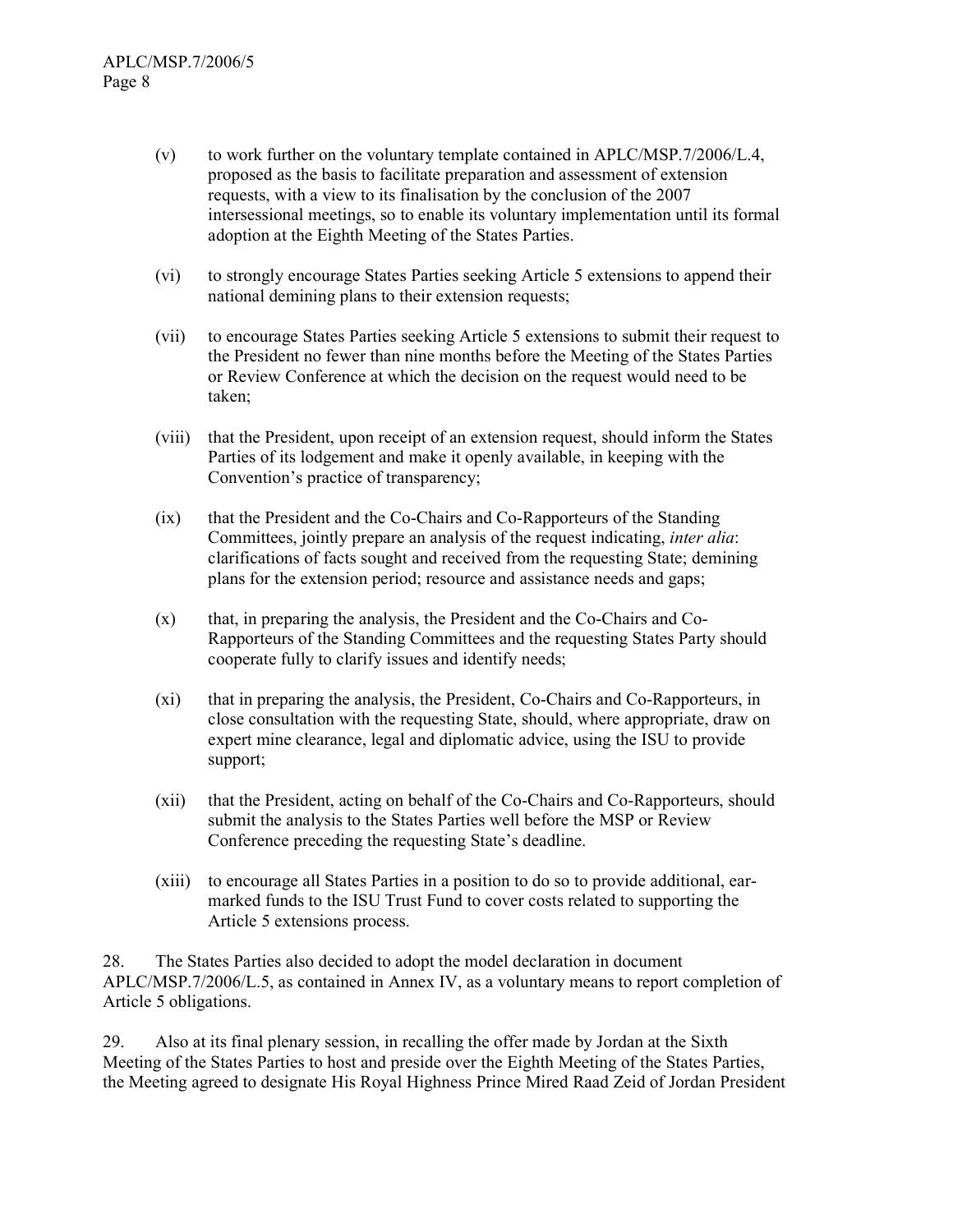(v) to work further on the voluntary template contained in APLC/MSP.7/2006/L.4, proposed as the basis to facilitate preparation and assessment of extension requests, with a view to its finalisation by the conclusion of the 2007 intersessional meetings, so to enable its voluntary implementation until its formal adoption at the Eighth Meeting of the States Parties.

(vi) to strongly encourage States Parties seeking Article 5 extensions to append their national demining plans to their extension requests;

(vii) to encourage States Parties seeking Article 5 extensions to submit their request to the President no fewer than nine months before the Meeting of the States Parties or Review Conference at which the decision on the request would need to be taken;

(viii) that the President, upon receipt of an extension request, should inform the States Parties of its lodgement and make it openly available, in keeping with the Convention's practice of transparency;

(ix) that the President and the Co-Chairs and Co-Rapporteurs of the Standing Committees, jointly prepare an analysis of the request indicating, *inter alia*: clarifications of facts sought and received from the requesting State; demining plans for the extension period; resource and assistance needs and gaps;

(x) that, in preparing the analysis, the President and the Co-Chairs and Co-Rapporteurs of the Standing Committees and the requesting States Party should cooperate fully to clarify issues and identify needs;

(xi) that in preparing the analysis, the President, Co-Chairs and Co-Rapporteurs, in close consultation with the requesting State, should, where appropriate, draw on expert mine clearance, legal and diplomatic advice, using the ISU to provide support;

(xii) that the President, acting on behalf of the Co-Chairs and Co-Rapporteurs, should submit the analysis to the States Parties well before the MSP or Review Conference preceding the requesting State's deadline.

(xiii) to encourage all States Parties in a position to do so to provide additional, ear-marked funds to the ISU Trust Fund to cover costs related to supporting the Article 5 extensions process.

28. The States Parties also decided to adopt the model declaration in document APLC/MSP.7/2006/L.5, as contained in Annex IV, as a voluntary means to report completion of Article 5 obligations.

29. Also at its final plenary session, in recalling the offer made by Jordan at the Sixth Meeting of the States Parties to host and preside over the Eighth Meeting of the States Parties, the Meeting agreed to designate His Royal Highness Prince Mired Raad Zeid of Jordan President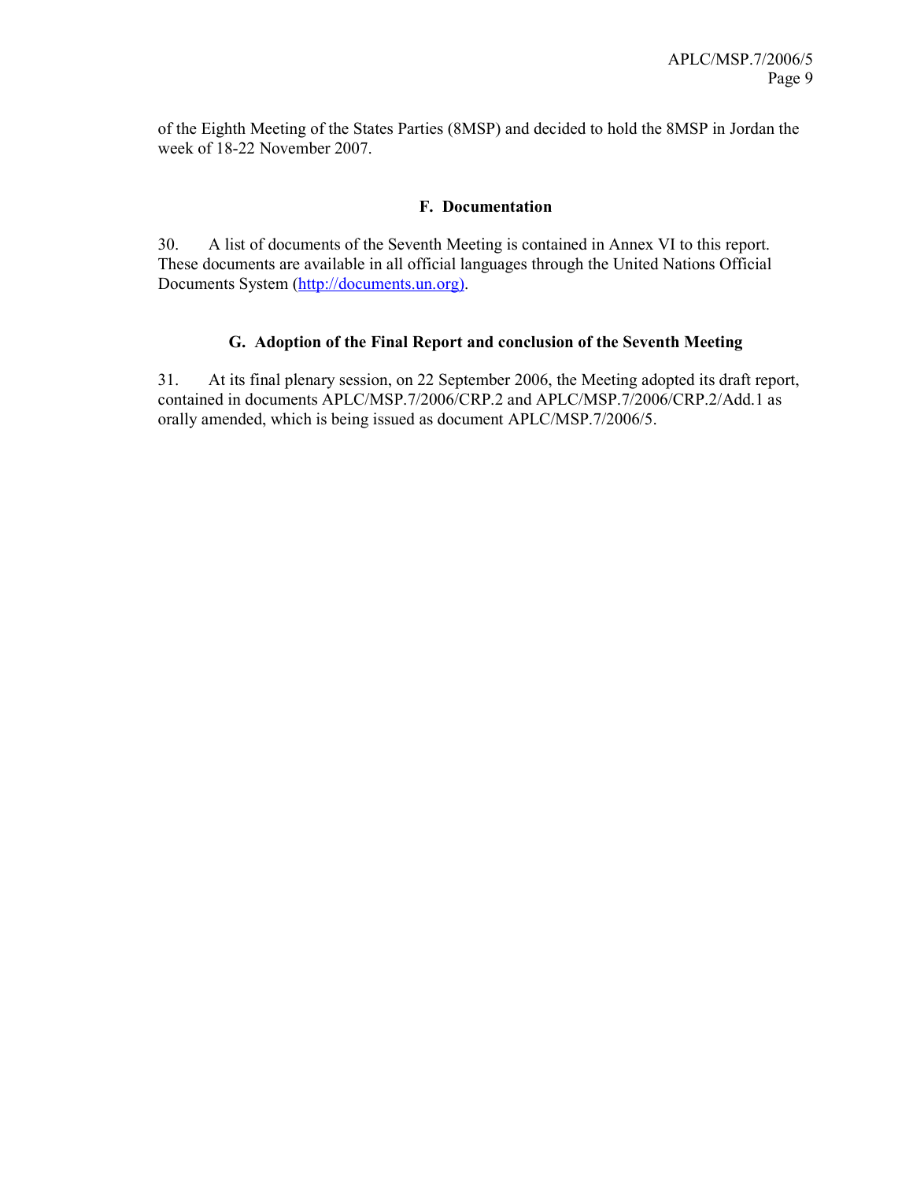of the Eighth Meeting of the States Parties (8MSP) and decided to hold the 8MSP in Jordan the week of 18-22 November 2007.

### F. Documentation

30. A list of documents of the Seventh Meeting is contained in Annex VI to this report. These documents are available in all official languages through the United Nations Official Documents System (http://documents.un.org).

### G. Adoption of the Final Report and conclusion of the Seventh Meeting

31. At its final plenary session, on 22 September 2006, the Meeting adopted its draft report, contained in documents APLC/MSP.7/2006/CRP.2 and APLC/MSP.7/2006/CRP.2/Add.1 as orally amended, which is being issued as document APLC/MSP.7/2006/5.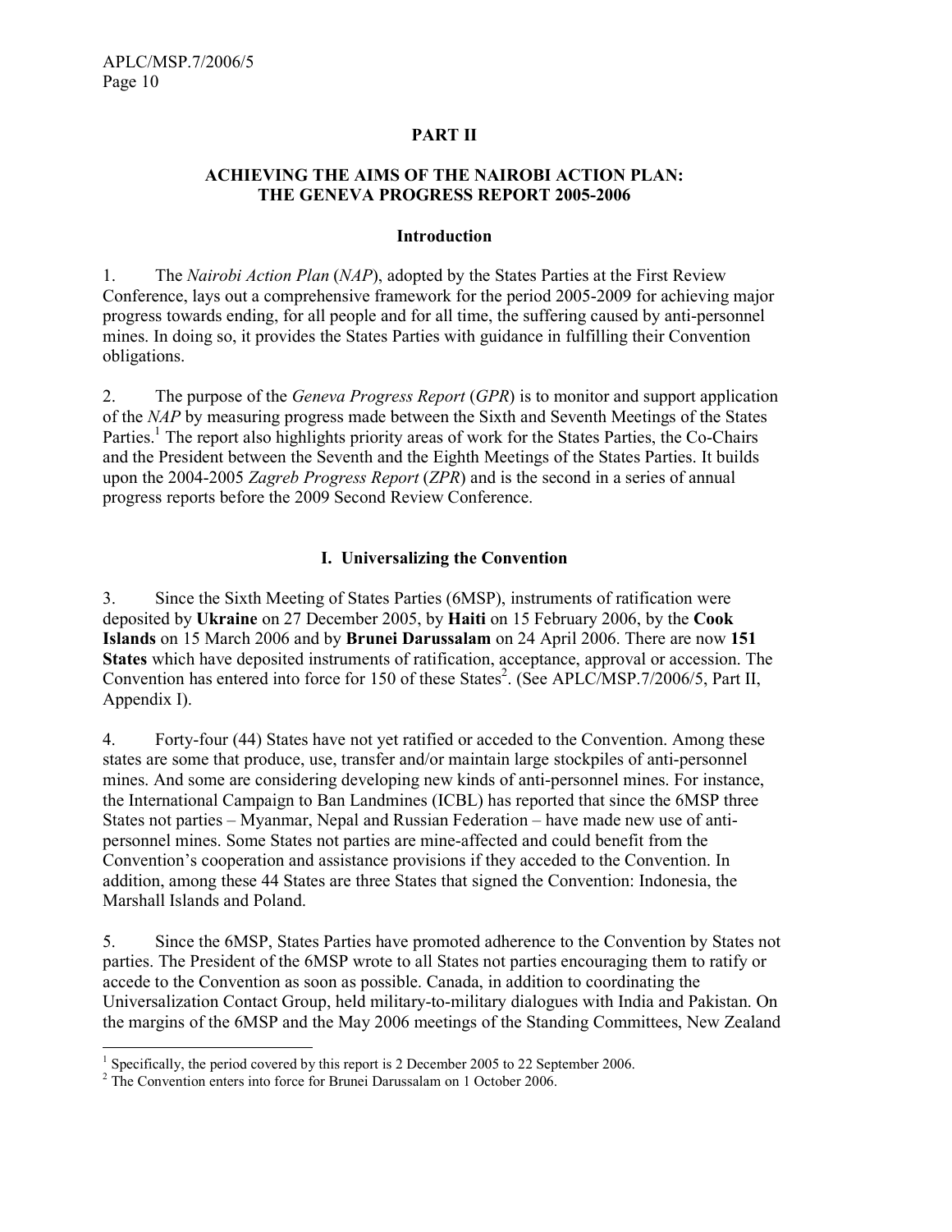## PART II

## ACHIEVING THE AIMS OF THE NAIROBI ACTION PLAN: THE GENEVA PROGRESS REPORT 2005-2006

### Introduction

1. The *Nairobi Action Plan* (*NAP*), adopted by the States Parties at the First Review Conference, lays out a comprehensive framework for the period 2005-2009 for achieving major progress towards ending, for all people and for all time, the suffering caused by anti-personnel mines. In doing so, it provides the States Parties with guidance in fulfilling their Convention obligations.

2. The purpose of the *Geneva Progress Report* (*GPR*) is to monitor and support application of the *NAP* by measuring progress made between the Sixth and Seventh Meetings of the States Parties.[1] The report also highlights priority areas of work for the States Parties, the Co-Chairs and the President between the Seventh and the Eighth Meetings of the States Parties. It builds upon the 2004-2005 *Zagreb Progress Report* (*ZPR*) and is the second in a series of annual progress reports before the 2009 Second Review Conference.

### I. Universalizing the Convention

3. Since the Sixth Meeting of States Parties (6MSP), instruments of ratification were deposited by **Ukraine** on 27 December 2005, by **Haiti** on 15 February 2006, by the **Cook Islands** on 15 March 2006 and by **Brunei Darussalam** on 24 April 2006. There are now **151 States** which have deposited instruments of ratification, acceptance, approval or accession. The Convention has entered into force for 150 of these States[2]. (See APLC/MSP.7/2006/5, Part II, Appendix I).

4. Forty-four (44) States have not yet ratified or acceded to the Convention. Among these states are some that produce, use, transfer and/or maintain large stockpiles of anti-personnel mines. And some are considering developing new kinds of anti-personnel mines. For instance, the International Campaign to Ban Landmines (ICBL) has reported that since the 6MSP three States not parties – Myanmar, Nepal and Russian Federation – have made new use of anti-personnel mines. Some States not parties are mine-affected and could benefit from the Convention's cooperation and assistance provisions if they acceded to the Convention. In addition, among these 44 States are three States that signed the Convention: Indonesia, the Marshall Islands and Poland.

5. Since the 6MSP, States Parties have promoted adherence to the Convention by States not parties. The President of the 6MSP wrote to all States not parties encouraging them to ratify or accede to the Convention as soon as possible. Canada, in addition to coordinating the Universalization Contact Group, held military-to-military dialogues with India and Pakistan. On the margins of the 6MSP and the May 2006 meetings of the Standing Committees, New Zealand

---

[1] Specifically, the period covered by this report is 2 December 2005 to 22 September 2006.

[2] The Convention enters into force for Brunei Darussalam on 1 October 2006.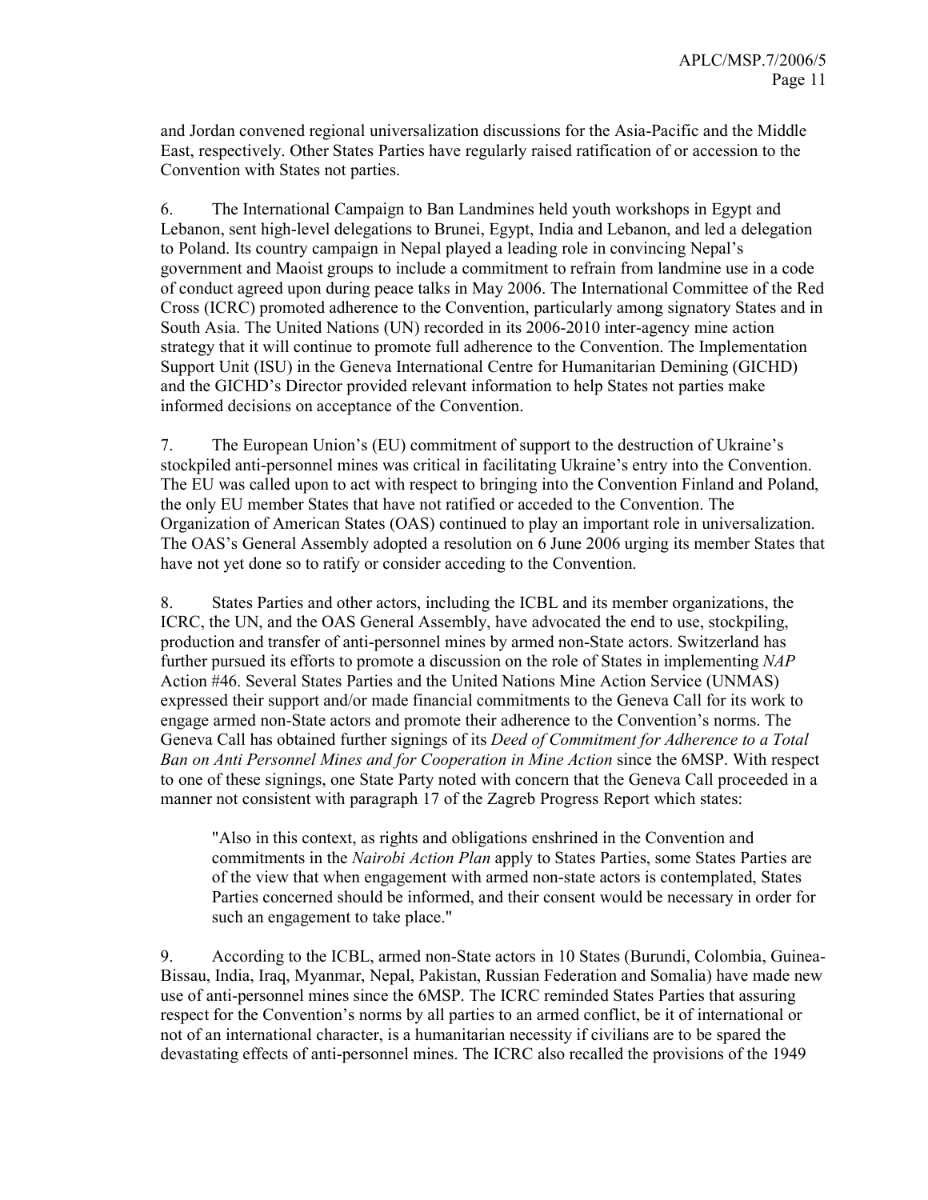and Jordan convened regional universalization discussions for the Asia-Pacific and the Middle East, respectively. Other States Parties have regularly raised ratification of or accession to the Convention with States not parties.

6. The International Campaign to Ban Landmines held youth workshops in Egypt and Lebanon, sent high-level delegations to Brunei, Egypt, India and Lebanon, and led a delegation to Poland. Its country campaign in Nepal played a leading role in convincing Nepal's government and Maoist groups to include a commitment to refrain from landmine use in a code of conduct agreed upon during peace talks in May 2006. The International Committee of the Red Cross (ICRC) promoted adherence to the Convention, particularly among signatory States and in South Asia. The United Nations (UN) recorded in its 2006-2010 inter-agency mine action strategy that it will continue to promote full adherence to the Convention. The Implementation Support Unit (ISU) in the Geneva International Centre for Humanitarian Demining (GICHD) and the GICHD's Director provided relevant information to help States not parties make informed decisions on acceptance of the Convention.

7. The European Union's (EU) commitment of support to the destruction of Ukraine's stockpiled anti-personnel mines was critical in facilitating Ukraine's entry into the Convention. The EU was called upon to act with respect to bringing into the Convention Finland and Poland, the only EU member States that have not ratified or acceded to the Convention. The Organization of American States (OAS) continued to play an important role in universalization. The OAS's General Assembly adopted a resolution on 6 June 2006 urging its member States that have not yet done so to ratify or consider acceding to the Convention.

8. States Parties and other actors, including the ICBL and its member organizations, the ICRC, the UN, and the OAS General Assembly, have advocated the end to use, stockpiling, production and transfer of anti-personnel mines by armed non-State actors. Switzerland has further pursued its efforts to promote a discussion on the role of States in implementing *NAP* Action #46. Several States Parties and the United Nations Mine Action Service (UNMAS) expressed their support and/or made financial commitments to the Geneva Call for its work to engage armed non-State actors and promote their adherence to the Convention's norms. The Geneva Call has obtained further signings of its *Deed of Commitment for Adherence to a Total Ban on Anti Personnel Mines and for Cooperation in Mine Action* since the 6MSP. With respect to one of these signings, one State Party noted with concern that the Geneva Call proceeded in a manner not consistent with paragraph 17 of the Zagreb Progress Report which states:

> "Also in this context, as rights and obligations enshrined in the Convention and commitments in the *Nairobi Action Plan* apply to States Parties, some States Parties are of the view that when engagement with armed non-state actors is contemplated, States Parties concerned should be informed, and their consent would be necessary in order for such an engagement to take place."

9. According to the ICBL, armed non-State actors in 10 States (Burundi, Colombia, Guinea-Bissau, India, Iraq, Myanmar, Nepal, Pakistan, Russian Federation and Somalia) have made new use of anti-personnel mines since the 6MSP. The ICRC reminded States Parties that assuring respect for the Convention's norms by all parties to an armed conflict, be it of international or not of an international character, is a humanitarian necessity if civilians are to be spared the devastating effects of anti-personnel mines. The ICRC also recalled the provisions of the 1949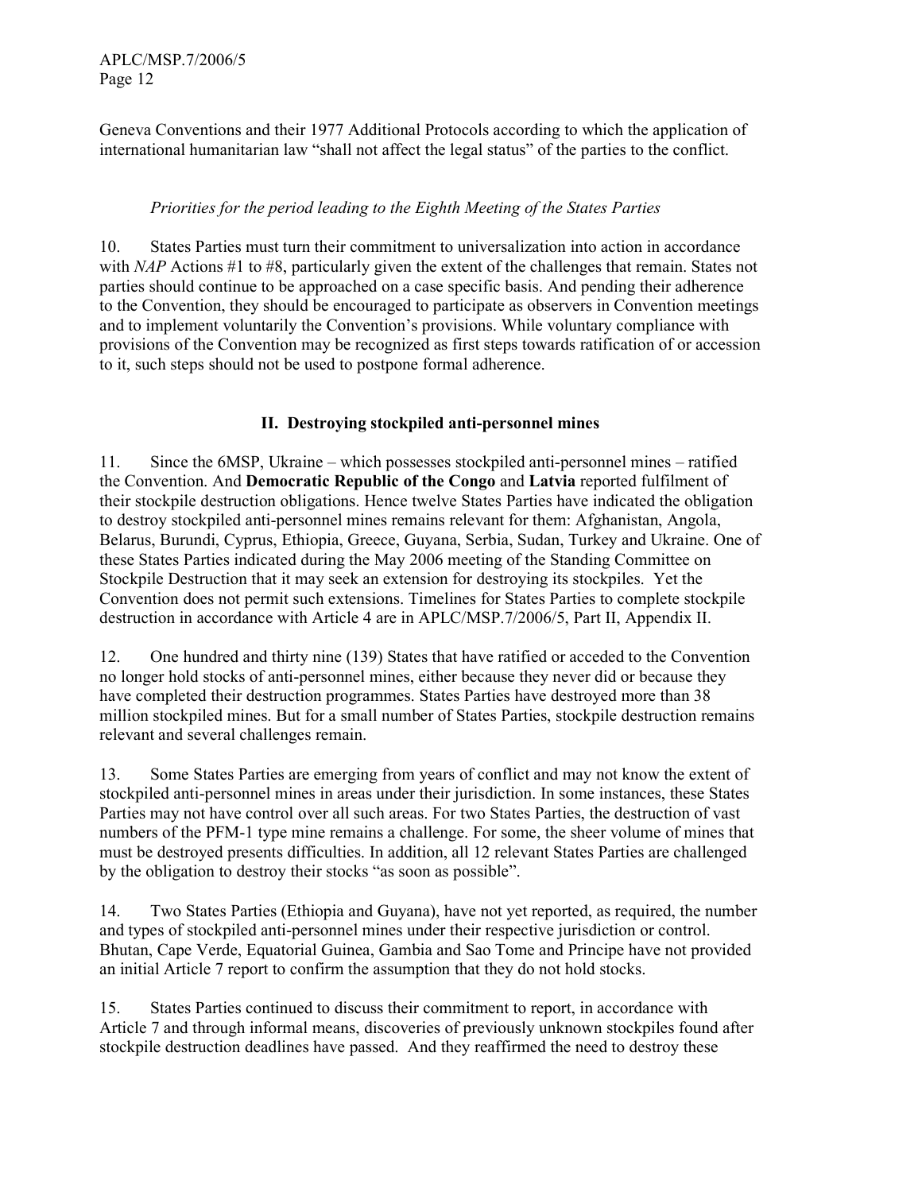Geneva Conventions and their 1977 Additional Protocols according to which the application of international humanitarian law "shall not affect the legal status" of the parties to the conflict.

*Priorities for the period leading to the Eighth Meeting of the States Parties*

10. States Parties must turn their commitment to universalization into action in accordance with *NAP* Actions #1 to #8, particularly given the extent of the challenges that remain. States not parties should continue to be approached on a case specific basis. And pending their adherence to the Convention, they should be encouraged to participate as observers in Convention meetings and to implement voluntarily the Convention's provisions. While voluntary compliance with provisions of the Convention may be recognized as first steps towards ratification of or accession to it, such steps should not be used to postpone formal adherence.

## II. Destroying stockpiled anti-personnel mines

11. Since the 6MSP, Ukraine – which possesses stockpiled anti-personnel mines – ratified the Convention. And **Democratic Republic of the Congo** and **Latvia** reported fulfilment of their stockpile destruction obligations. Hence twelve States Parties have indicated the obligation to destroy stockpiled anti-personnel mines remains relevant for them: Afghanistan, Angola, Belarus, Burundi, Cyprus, Ethiopia, Greece, Guyana, Serbia, Sudan, Turkey and Ukraine. One of these States Parties indicated during the May 2006 meeting of the Standing Committee on Stockpile Destruction that it may seek an extension for destroying its stockpiles. Yet the Convention does not permit such extensions. Timelines for States Parties to complete stockpile destruction in accordance with Article 4 are in APLC/MSP.7/2006/5, Part II, Appendix II.

12. One hundred and thirty nine (139) States that have ratified or acceded to the Convention no longer hold stocks of anti-personnel mines, either because they never did or because they have completed their destruction programmes. States Parties have destroyed more than 38 million stockpiled mines. But for a small number of States Parties, stockpile destruction remains relevant and several challenges remain.

13. Some States Parties are emerging from years of conflict and may not know the extent of stockpiled anti-personnel mines in areas under their jurisdiction. In some instances, these States Parties may not have control over all such areas. For two States Parties, the destruction of vast numbers of the PFM-1 type mine remains a challenge. For some, the sheer volume of mines that must be destroyed presents difficulties. In addition, all 12 relevant States Parties are challenged by the obligation to destroy their stocks "as soon as possible".

14. Two States Parties (Ethiopia and Guyana), have not yet reported, as required, the number and types of stockpiled anti-personnel mines under their respective jurisdiction or control. Bhutan, Cape Verde, Equatorial Guinea, Gambia and Sao Tome and Principe have not provided an initial Article 7 report to confirm the assumption that they do not hold stocks.

15. States Parties continued to discuss their commitment to report, in accordance with Article 7 and through informal means, discoveries of previously unknown stockpiles found after stockpile destruction deadlines have passed. And they reaffirmed the need to destroy these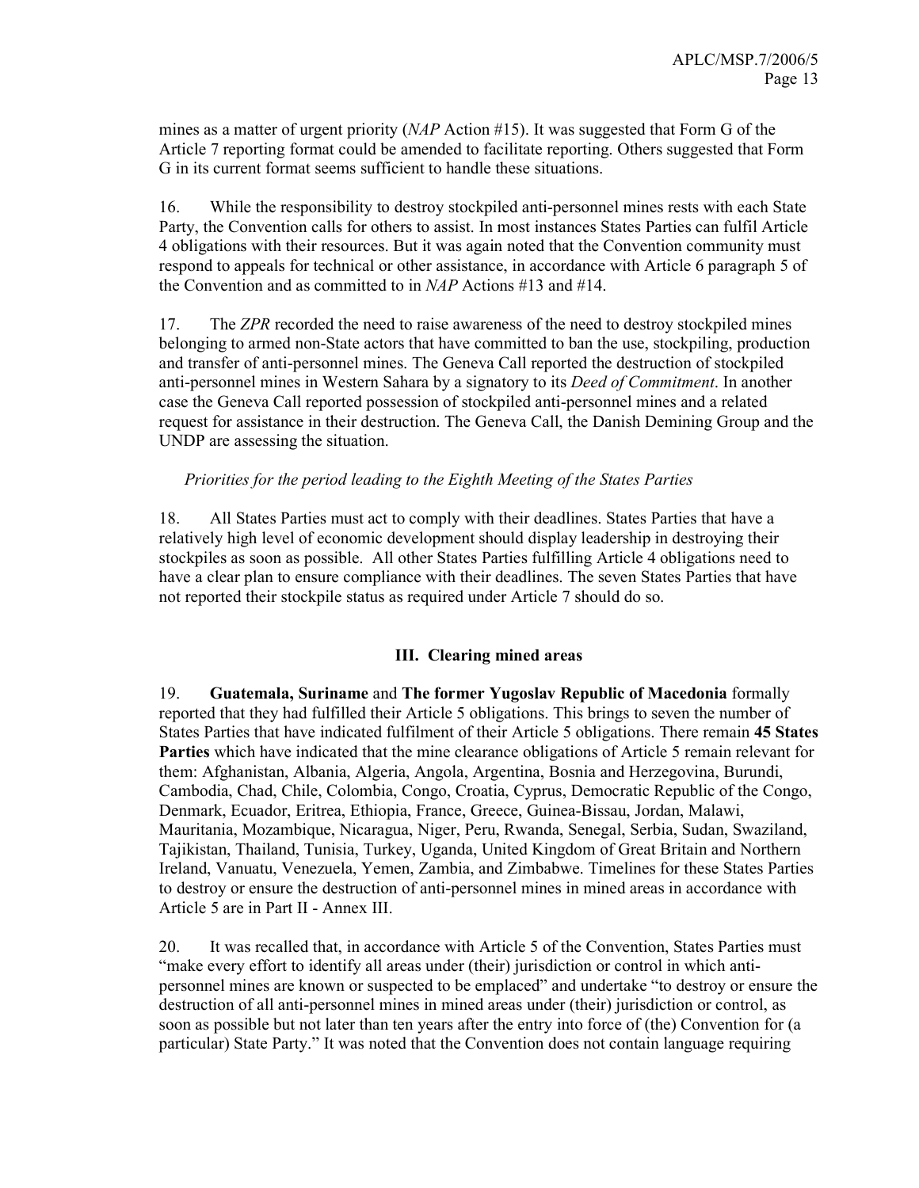mines as a matter of urgent priority (*NAP* Action #15). It was suggested that Form G of the Article 7 reporting format could be amended to facilitate reporting. Others suggested that Form G in its current format seems sufficient to handle these situations.

16. While the responsibility to destroy stockpiled anti-personnel mines rests with each State Party, the Convention calls for others to assist. In most instances States Parties can fulfil Article 4 obligations with their resources. But it was again noted that the Convention community must respond to appeals for technical or other assistance, in accordance with Article 6 paragraph 5 of the Convention and as committed to in *NAP* Actions #13 and #14.

17. The *ZPR* recorded the need to raise awareness of the need to destroy stockpiled mines belonging to armed non-State actors that have committed to ban the use, stockpiling, production and transfer of anti-personnel mines. The Geneva Call reported the destruction of stockpiled anti-personnel mines in Western Sahara by a signatory to its *Deed of Commitment*. In another case the Geneva Call reported possession of stockpiled anti-personnel mines and a related request for assistance in their destruction. The Geneva Call, the Danish Demining Group and the UNDP are assessing the situation.

*Priorities for the period leading to the Eighth Meeting of the States Parties*

18. All States Parties must act to comply with their deadlines. States Parties that have a relatively high level of economic development should display leadership in destroying their stockpiles as soon as possible. All other States Parties fulfilling Article 4 obligations need to have a clear plan to ensure compliance with their deadlines. The seven States Parties that have not reported their stockpile status as required under Article 7 should do so.

## III. Clearing mined areas

19. **Guatemala, Suriname** and **The former Yugoslav Republic of Macedonia** formally reported that they had fulfilled their Article 5 obligations. This brings to seven the number of States Parties that have indicated fulfilment of their Article 5 obligations. There remain **45 States Parties** which have indicated that the mine clearance obligations of Article 5 remain relevant for them: Afghanistan, Albania, Algeria, Angola, Argentina, Bosnia and Herzegovina, Burundi, Cambodia, Chad, Chile, Colombia, Congo, Croatia, Cyprus, Democratic Republic of the Congo, Denmark, Ecuador, Eritrea, Ethiopia, France, Greece, Guinea-Bissau, Jordan, Malawi, Mauritania, Mozambique, Nicaragua, Niger, Peru, Rwanda, Senegal, Serbia, Sudan, Swaziland, Tajikistan, Thailand, Tunisia, Turkey, Uganda, United Kingdom of Great Britain and Northern Ireland, Vanuatu, Venezuela, Yemen, Zambia, and Zimbabwe. Timelines for these States Parties to destroy or ensure the destruction of anti-personnel mines in mined areas in accordance with Article 5 are in Part II - Annex III.

20. It was recalled that, in accordance with Article 5 of the Convention, States Parties must "make every effort to identify all areas under (their) jurisdiction or control in which anti-personnel mines are known or suspected to be emplaced" and undertake "to destroy or ensure the destruction of all anti-personnel mines in mined areas under (their) jurisdiction or control, as soon as possible but not later than ten years after the entry into force of (the) Convention for (a particular) State Party." It was noted that the Convention does not contain language requiring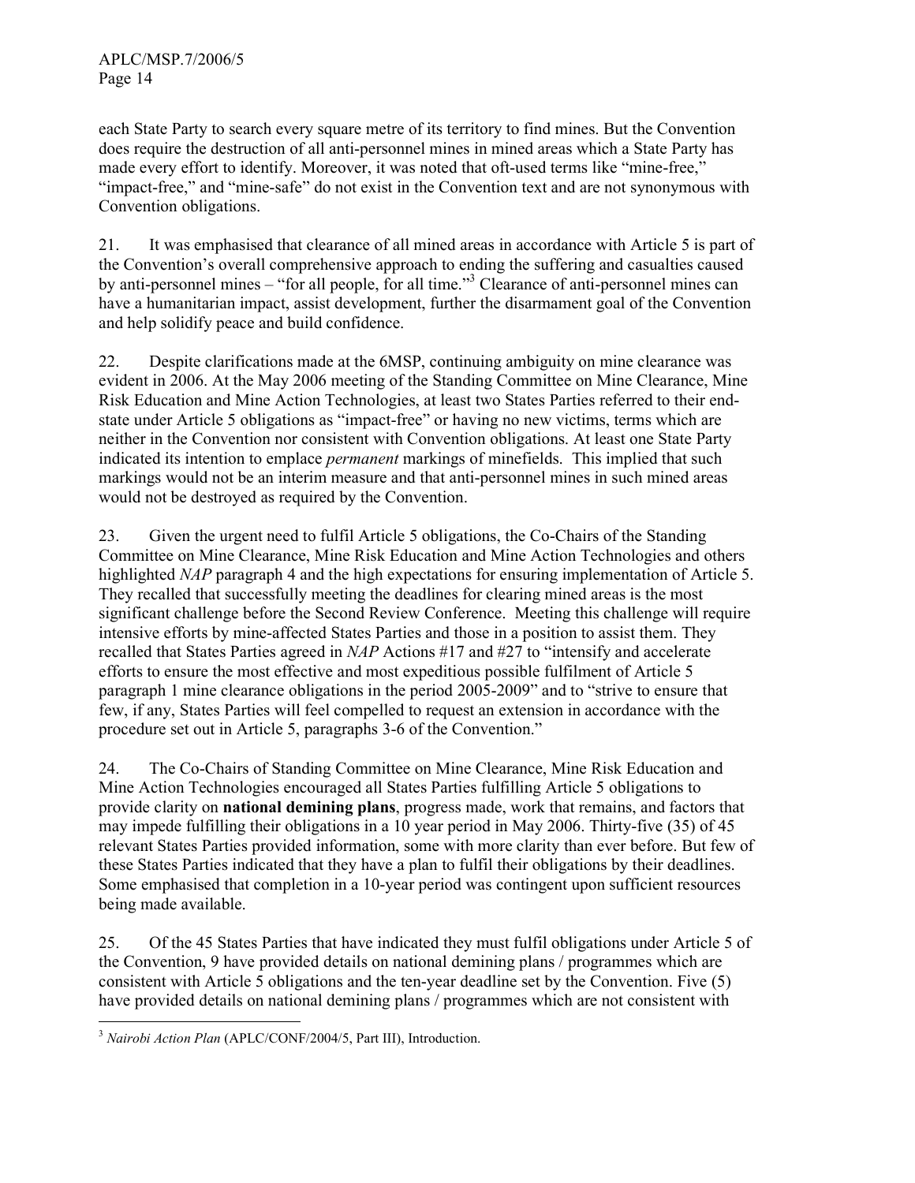each State Party to search every square metre of its territory to find mines. But the Convention does require the destruction of all anti-personnel mines in mined areas which a State Party has made every effort to identify. Moreover, it was noted that oft-used terms like "mine-free," "impact-free," and "mine-safe" do not exist in the Convention text and are not synonymous with Convention obligations.

21. It was emphasised that clearance of all mined areas in accordance with Article 5 is part of the Convention's overall comprehensive approach to ending the suffering and casualties caused by anti-personnel mines – "for all people, for all time."[3] Clearance of anti-personnel mines can have a humanitarian impact, assist development, further the disarmament goal of the Convention and help solidify peace and build confidence.

22. Despite clarifications made at the 6MSP, continuing ambiguity on mine clearance was evident in 2006. At the May 2006 meeting of the Standing Committee on Mine Clearance, Mine Risk Education and Mine Action Technologies, at least two States Parties referred to their end-state under Article 5 obligations as "impact-free" or having no new victims, terms which are neither in the Convention nor consistent with Convention obligations. At least one State Party indicated its intention to emplace *permanent* markings of minefields. This implied that such markings would not be an interim measure and that anti-personnel mines in such mined areas would not be destroyed as required by the Convention.

23. Given the urgent need to fulfil Article 5 obligations, the Co-Chairs of the Standing Committee on Mine Clearance, Mine Risk Education and Mine Action Technologies and others highlighted *NAP* paragraph 4 and the high expectations for ensuring implementation of Article 5. They recalled that successfully meeting the deadlines for clearing mined areas is the most significant challenge before the Second Review Conference. Meeting this challenge will require intensive efforts by mine-affected States Parties and those in a position to assist them. They recalled that States Parties agreed in *NAP* Actions #17 and #27 to "intensify and accelerate efforts to ensure the most effective and most expeditious possible fulfilment of Article 5 paragraph 1 mine clearance obligations in the period 2005-2009" and to "strive to ensure that few, if any, States Parties will feel compelled to request an extension in accordance with the procedure set out in Article 5, paragraphs 3-6 of the Convention."

24. The Co-Chairs of Standing Committee on Mine Clearance, Mine Risk Education and Mine Action Technologies encouraged all States Parties fulfilling Article 5 obligations to provide clarity on **national demining plans**, progress made, work that remains, and factors that may impede fulfilling their obligations in a 10 year period in May 2006. Thirty-five (35) of 45 relevant States Parties provided information, some with more clarity than ever before. But few of these States Parties indicated that they have a plan to fulfil their obligations by their deadlines. Some emphasised that completion in a 10-year period was contingent upon sufficient resources being made available.

25. Of the 45 States Parties that have indicated they must fulfil obligations under Article 5 of the Convention, 9 have provided details on national demining plans / programmes which are consistent with Article 5 obligations and the ten-year deadline set by the Convention. Five (5) have provided details on national demining plans / programmes which are not consistent with

[3] *Nairobi Action Plan* (APLC/CONF/2004/5, Part III), Introduction.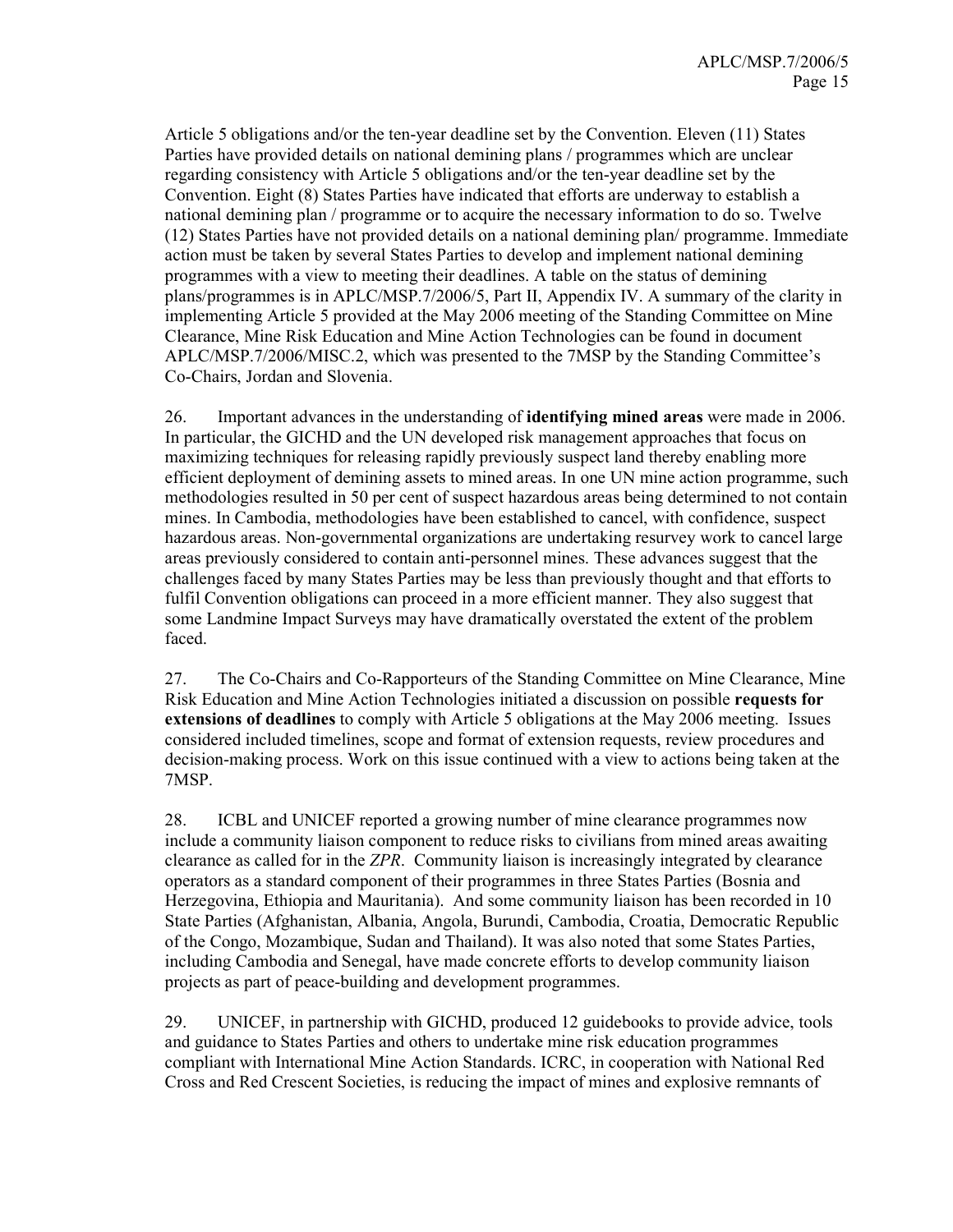Article 5 obligations and/or the ten-year deadline set by the Convention. Eleven (11) States Parties have provided details on national demining plans / programmes which are unclear regarding consistency with Article 5 obligations and/or the ten-year deadline set by the Convention. Eight (8) States Parties have indicated that efforts are underway to establish a national demining plan / programme or to acquire the necessary information to do so. Twelve (12) States Parties have not provided details on a national demining plan/ programme. Immediate action must be taken by several States Parties to develop and implement national demining programmes with a view to meeting their deadlines. A table on the status of demining plans/programmes is in APLC/MSP.7/2006/5, Part II, Appendix IV. A summary of the clarity in implementing Article 5 provided at the May 2006 meeting of the Standing Committee on Mine Clearance, Mine Risk Education and Mine Action Technologies can be found in document APLC/MSP.7/2006/MISC.2, which was presented to the 7MSP by the Standing Committee's Co-Chairs, Jordan and Slovenia.

26. Important advances in the understanding of **identifying mined areas** were made in 2006. In particular, the GICHD and the UN developed risk management approaches that focus on maximizing techniques for releasing rapidly previously suspect land thereby enabling more efficient deployment of demining assets to mined areas. In one UN mine action programme, such methodologies resulted in 50 per cent of suspect hazardous areas being determined to not contain mines. In Cambodia, methodologies have been established to cancel, with confidence, suspect hazardous areas. Non-governmental organizations are undertaking resurvey work to cancel large areas previously considered to contain anti-personnel mines. These advances suggest that the challenges faced by many States Parties may be less than previously thought and that efforts to fulfil Convention obligations can proceed in a more efficient manner. They also suggest that some Landmine Impact Surveys may have dramatically overstated the extent of the problem faced.

27. The Co-Chairs and Co-Rapporteurs of the Standing Committee on Mine Clearance, Mine Risk Education and Mine Action Technologies initiated a discussion on possible **requests for extensions of deadlines** to comply with Article 5 obligations at the May 2006 meeting. Issues considered included timelines, scope and format of extension requests, review procedures and decision-making process. Work on this issue continued with a view to actions being taken at the 7MSP.

28. ICBL and UNICEF reported a growing number of mine clearance programmes now include a community liaison component to reduce risks to civilians from mined areas awaiting clearance as called for in the *ZPR*. Community liaison is increasingly integrated by clearance operators as a standard component of their programmes in three States Parties (Bosnia and Herzegovina, Ethiopia and Mauritania). And some community liaison has been recorded in 10 State Parties (Afghanistan, Albania, Angola, Burundi, Cambodia, Croatia, Democratic Republic of the Congo, Mozambique, Sudan and Thailand). It was also noted that some States Parties, including Cambodia and Senegal, have made concrete efforts to develop community liaison projects as part of peace-building and development programmes.

29. UNICEF, in partnership with GICHD, produced 12 guidebooks to provide advice, tools and guidance to States Parties and others to undertake mine risk education programmes compliant with International Mine Action Standards. ICRC, in cooperation with National Red Cross and Red Crescent Societies, is reducing the impact of mines and explosive remnants of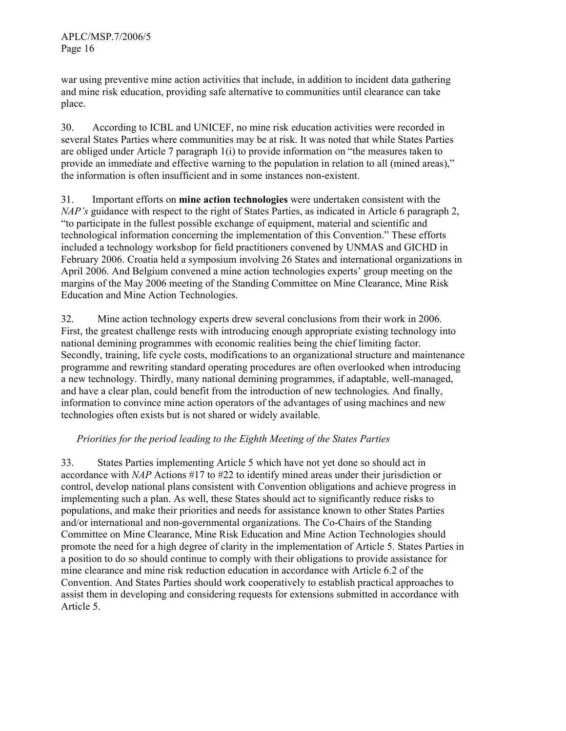war using preventive mine action activities that include, in addition to incident data gathering and mine risk education, providing safe alternative to communities until clearance can take place.

30. According to ICBL and UNICEF, no mine risk education activities were recorded in several States Parties where communities may be at risk. It was noted that while States Parties are obliged under Article 7 paragraph 1(i) to provide information on "the measures taken to provide an immediate and effective warning to the population in relation to all (mined areas)," the information is often insufficient and in some instances non-existent.

31. Important efforts on **mine action technologies** were undertaken consistent with the *NAP's* guidance with respect to the right of States Parties, as indicated in Article 6 paragraph 2, "to participate in the fullest possible exchange of equipment, material and scientific and technological information concerning the implementation of this Convention." These efforts included a technology workshop for field practitioners convened by UNMAS and GICHD in February 2006. Croatia held a symposium involving 26 States and international organizations in April 2006. And Belgium convened a mine action technologies experts' group meeting on the margins of the May 2006 meeting of the Standing Committee on Mine Clearance, Mine Risk Education and Mine Action Technologies.

32. Mine action technology experts drew several conclusions from their work in 2006. First, the greatest challenge rests with introducing enough appropriate existing technology into national demining programmes with economic realities being the chief limiting factor. Secondly, training, life cycle costs, modifications to an organizational structure and maintenance programme and rewriting standard operating procedures are often overlooked when introducing a new technology. Thirdly, many national demining programmes, if adaptable, well-managed, and have a clear plan, could benefit from the introduction of new technologies. And finally, information to convince mine action operators of the advantages of using machines and new technologies often exists but is not shared or widely available.

*Priorities for the period leading to the Eighth Meeting of the States Parties*

33. States Parties implementing Article 5 which have not yet done so should act in accordance with *NAP* Actions #17 to #22 to identify mined areas under their jurisdiction or control, develop national plans consistent with Convention obligations and achieve progress in implementing such a plan. As well, these States should act to significantly reduce risks to populations, and make their priorities and needs for assistance known to other States Parties and/or international and non-governmental organizations. The Co-Chairs of the Standing Committee on Mine Clearance, Mine Risk Education and Mine Action Technologies should promote the need for a high degree of clarity in the implementation of Article 5. States Parties in a position to do so should continue to comply with their obligations to provide assistance for mine clearance and mine risk reduction education in accordance with Article 6.2 of the Convention. And States Parties should work cooperatively to establish practical approaches to assist them in developing and considering requests for extensions submitted in accordance with Article 5.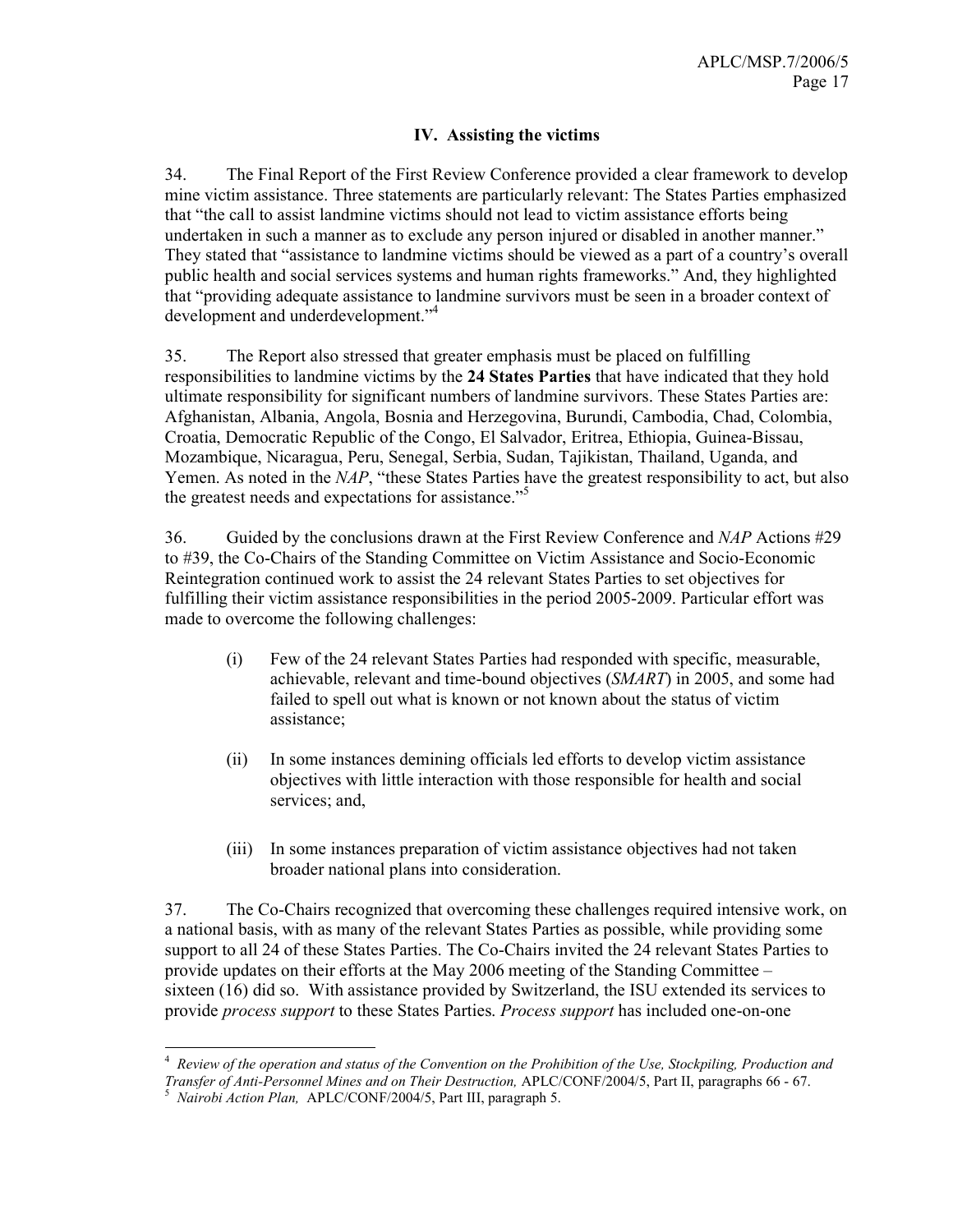## IV. Assisting the victims

34. The Final Report of the First Review Conference provided a clear framework to develop mine victim assistance. Three statements are particularly relevant: The States Parties emphasized that "the call to assist landmine victims should not lead to victim assistance efforts being undertaken in such a manner as to exclude any person injured or disabled in another manner." They stated that "assistance to landmine victims should be viewed as a part of a country's overall public health and social services systems and human rights frameworks." And, they highlighted that "providing adequate assistance to landmine survivors must be seen in a broader context of development and underdevelopment."[4]

35. The Report also stressed that greater emphasis must be placed on fulfilling responsibilities to landmine victims by the **24 States Parties** that have indicated that they hold ultimate responsibility for significant numbers of landmine survivors. These States Parties are: Afghanistan, Albania, Angola, Bosnia and Herzegovina, Burundi, Cambodia, Chad, Colombia, Croatia, Democratic Republic of the Congo, El Salvador, Eritrea, Ethiopia, Guinea-Bissau, Mozambique, Nicaragua, Peru, Senegal, Serbia, Sudan, Tajikistan, Thailand, Uganda, and Yemen. As noted in the *NAP*, "these States Parties have the greatest responsibility to act, but also the greatest needs and expectations for assistance."[5]

36. Guided by the conclusions drawn at the First Review Conference and *NAP* Actions #29 to #39, the Co-Chairs of the Standing Committee on Victim Assistance and Socio-Economic Reintegration continued work to assist the 24 relevant States Parties to set objectives for fulfilling their victim assistance responsibilities in the period 2005-2009. Particular effort was made to overcome the following challenges:

(i) Few of the 24 relevant States Parties had responded with specific, measurable, achievable, relevant and time-bound objectives (*SMART*) in 2005, and some had failed to spell out what is known or not known about the status of victim assistance;

(ii) In some instances demining officials led efforts to develop victim assistance objectives with little interaction with those responsible for health and social services; and,

(iii) In some instances preparation of victim assistance objectives had not taken broader national plans into consideration.

37. The Co-Chairs recognized that overcoming these challenges required intensive work, on a national basis, with as many of the relevant States Parties as possible, while providing some support to all 24 of these States Parties. The Co-Chairs invited the 24 relevant States Parties to provide updates on their efforts at the May 2006 meeting of the Standing Committee – sixteen (16) did so. With assistance provided by Switzerland, the ISU extended its services to provide *process support* to these States Parties. *Process support* has included one-on-one

---

[4] *Review of the operation and status of the Convention on the Prohibition of the Use, Stockpiling, Production and Transfer of Anti-Personnel Mines and on Their Destruction,* APLC/CONF/2004/5, Part II, paragraphs 66 - 67.

[5] *Nairobi Action Plan,* APLC/CONF/2004/5, Part III, paragraph 5.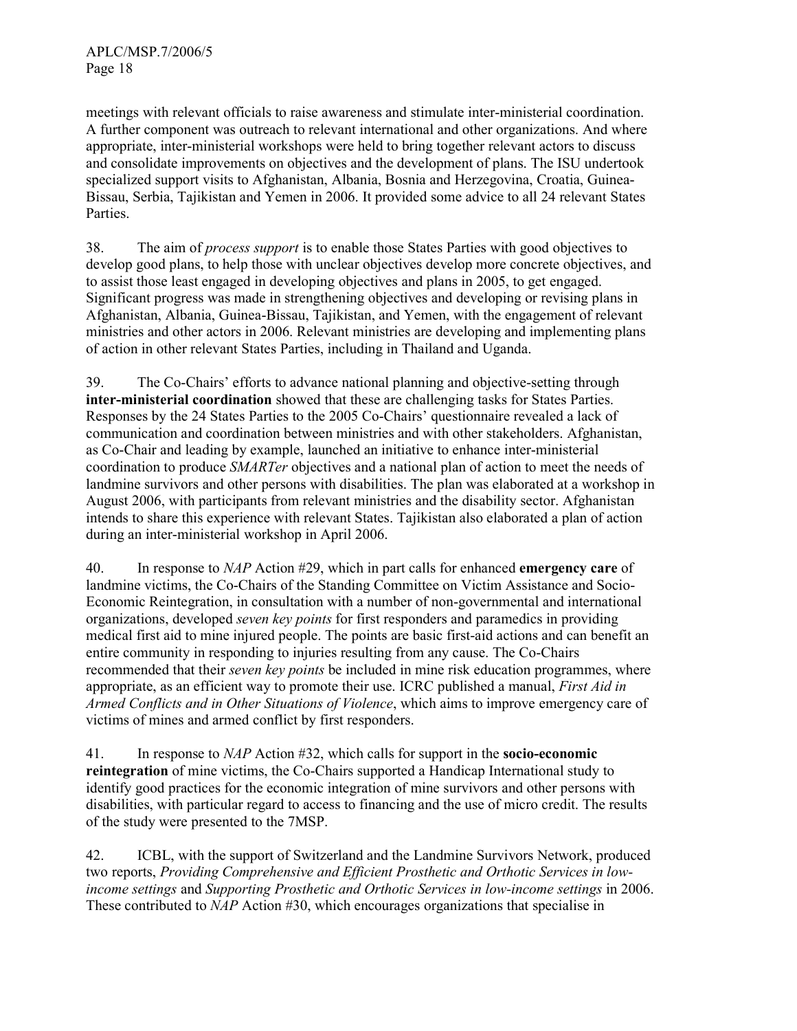meetings with relevant officials to raise awareness and stimulate inter-ministerial coordination. A further component was outreach to relevant international and other organizations. And where appropriate, inter-ministerial workshops were held to bring together relevant actors to discuss and consolidate improvements on objectives and the development of plans. The ISU undertook specialized support visits to Afghanistan, Albania, Bosnia and Herzegovina, Croatia, Guinea-Bissau, Serbia, Tajikistan and Yemen in 2006. It provided some advice to all 24 relevant States Parties.

38. The aim of *process support* is to enable those States Parties with good objectives to develop good plans, to help those with unclear objectives develop more concrete objectives, and to assist those least engaged in developing objectives and plans in 2005, to get engaged. Significant progress was made in strengthening objectives and developing or revising plans in Afghanistan, Albania, Guinea-Bissau, Tajikistan, and Yemen, with the engagement of relevant ministries and other actors in 2006. Relevant ministries are developing and implementing plans of action in other relevant States Parties, including in Thailand and Uganda.

39. The Co-Chairs' efforts to advance national planning and objective-setting through **inter-ministerial coordination** showed that these are challenging tasks for States Parties. Responses by the 24 States Parties to the 2005 Co-Chairs' questionnaire revealed a lack of communication and coordination between ministries and with other stakeholders. Afghanistan, as Co-Chair and leading by example, launched an initiative to enhance inter-ministerial coordination to produce *SMARTer* objectives and a national plan of action to meet the needs of landmine survivors and other persons with disabilities. The plan was elaborated at a workshop in August 2006, with participants from relevant ministries and the disability sector. Afghanistan intends to share this experience with relevant States. Tajikistan also elaborated a plan of action during an inter-ministerial workshop in April 2006.

40. In response to *NAP* Action #29, which in part calls for enhanced **emergency care** of landmine victims, the Co-Chairs of the Standing Committee on Victim Assistance and Socio-Economic Reintegration, in consultation with a number of non-governmental and international organizations, developed *seven key points* for first responders and paramedics in providing medical first aid to mine injured people. The points are basic first-aid actions and can benefit an entire community in responding to injuries resulting from any cause. The Co-Chairs recommended that their *seven key points* be included in mine risk education programmes, where appropriate, as an efficient way to promote their use. ICRC published a manual, *First Aid in Armed Conflicts and in Other Situations of Violence*, which aims to improve emergency care of victims of mines and armed conflict by first responders.

41. In response to *NAP* Action #32, which calls for support in the **socio-economic reintegration** of mine victims, the Co-Chairs supported a Handicap International study to identify good practices for the economic integration of mine survivors and other persons with disabilities, with particular regard to access to financing and the use of micro credit. The results of the study were presented to the 7MSP.

42. ICBL, with the support of Switzerland and the Landmine Survivors Network, produced two reports, *Providing Comprehensive and Efficient Prosthetic and Orthotic Services in low-income settings* and *Supporting Prosthetic and Orthotic Services in low-income settings* in 2006. These contributed to *NAP* Action #30, which encourages organizations that specialise in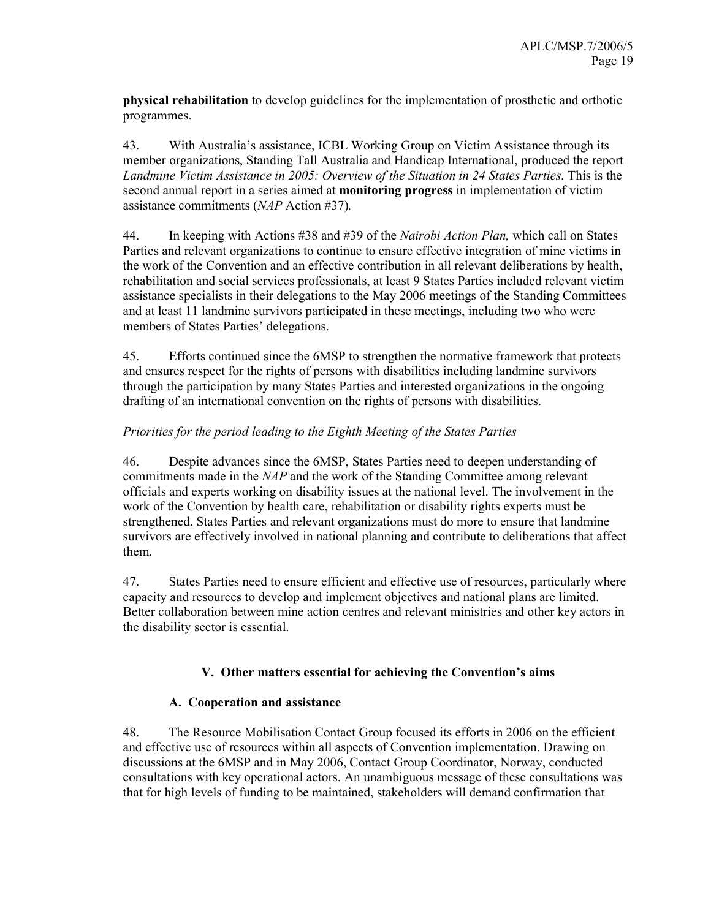**physical rehabilitation** to develop guidelines for the implementation of prosthetic and orthotic programmes.

43. With Australia's assistance, ICBL Working Group on Victim Assistance through its member organizations, Standing Tall Australia and Handicap International, produced the report *Landmine Victim Assistance in 2005: Overview of the Situation in 24 States Parties*. This is the second annual report in a series aimed at **monitoring progress** in implementation of victim assistance commitments (*NAP* Action #37).

44. In keeping with Actions #38 and #39 of the *Nairobi Action Plan,* which call on States Parties and relevant organizations to continue to ensure effective integration of mine victims in the work of the Convention and an effective contribution in all relevant deliberations by health, rehabilitation and social services professionals, at least 9 States Parties included relevant victim assistance specialists in their delegations to the May 2006 meetings of the Standing Committees and at least 11 landmine survivors participated in these meetings, including two who were members of States Parties' delegations.

45. Efforts continued since the 6MSP to strengthen the normative framework that protects and ensures respect for the rights of persons with disabilities including landmine survivors through the participation by many States Parties and interested organizations in the ongoing drafting of an international convention on the rights of persons with disabilities.

*Priorities for the period leading to the Eighth Meeting of the States Parties*

46. Despite advances since the 6MSP, States Parties need to deepen understanding of commitments made in the *NAP* and the work of the Standing Committee among relevant officials and experts working on disability issues at the national level. The involvement in the work of the Convention by health care, rehabilitation or disability rights experts must be strengthened. States Parties and relevant organizations must do more to ensure that landmine survivors are effectively involved in national planning and contribute to deliberations that affect them.

47. States Parties need to ensure efficient and effective use of resources, particularly where capacity and resources to develop and implement objectives and national plans are limited. Better collaboration between mine action centres and relevant ministries and other key actors in the disability sector is essential.

## V. Other matters essential for achieving the Convention's aims

### A. Cooperation and assistance

48. The Resource Mobilisation Contact Group focused its efforts in 2006 on the efficient and effective use of resources within all aspects of Convention implementation. Drawing on discussions at the 6MSP and in May 2006, Contact Group Coordinator, Norway, conducted consultations with key operational actors. An unambiguous message of these consultations was that for high levels of funding to be maintained, stakeholders will demand confirmation that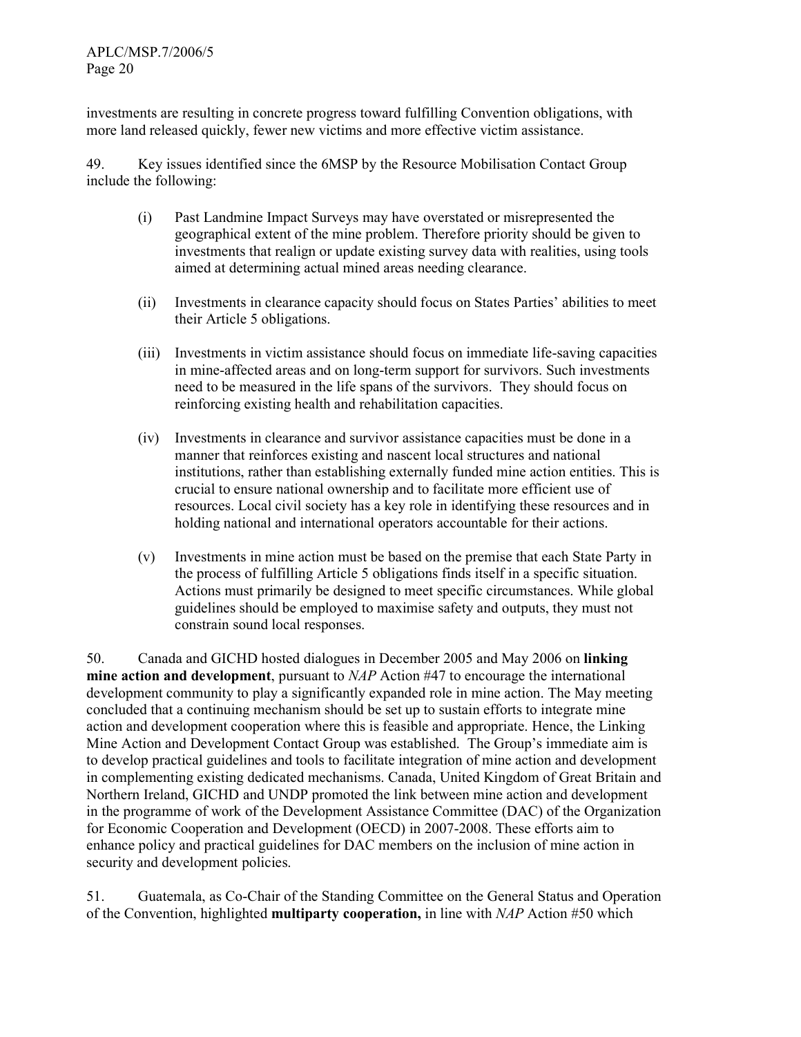investments are resulting in concrete progress toward fulfilling Convention obligations, with more land released quickly, fewer new victims and more effective victim assistance.

49. Key issues identified since the 6MSP by the Resource Mobilisation Contact Group include the following:

(i) Past Landmine Impact Surveys may have overstated or misrepresented the geographical extent of the mine problem. Therefore priority should be given to investments that realign or update existing survey data with realities, using tools aimed at determining actual mined areas needing clearance.

(ii) Investments in clearance capacity should focus on States Parties' abilities to meet their Article 5 obligations.

(iii) Investments in victim assistance should focus on immediate life-saving capacities in mine-affected areas and on long-term support for survivors. Such investments need to be measured in the life spans of the survivors. They should focus on reinforcing existing health and rehabilitation capacities.

(iv) Investments in clearance and survivor assistance capacities must be done in a manner that reinforces existing and nascent local structures and national institutions, rather than establishing externally funded mine action entities. This is crucial to ensure national ownership and to facilitate more efficient use of resources. Local civil society has a key role in identifying these resources and in holding national and international operators accountable for their actions.

(v) Investments in mine action must be based on the premise that each State Party in the process of fulfilling Article 5 obligations finds itself in a specific situation. Actions must primarily be designed to meet specific circumstances. While global guidelines should be employed to maximise safety and outputs, they must not constrain sound local responses.

50. Canada and GICHD hosted dialogues in December 2005 and May 2006 on **linking mine action and development**, pursuant to *NAP* Action #47 to encourage the international development community to play a significantly expanded role in mine action. The May meeting concluded that a continuing mechanism should be set up to sustain efforts to integrate mine action and development cooperation where this is feasible and appropriate. Hence, the Linking Mine Action and Development Contact Group was established. The Group's immediate aim is to develop practical guidelines and tools to facilitate integration of mine action and development in complementing existing dedicated mechanisms. Canada, United Kingdom of Great Britain and Northern Ireland, GICHD and UNDP promoted the link between mine action and development in the programme of work of the Development Assistance Committee (DAC) of the Organization for Economic Cooperation and Development (OECD) in 2007-2008. These efforts aim to enhance policy and practical guidelines for DAC members on the inclusion of mine action in security and development policies.

51. Guatemala, as Co-Chair of the Standing Committee on the General Status and Operation of the Convention, highlighted **multiparty cooperation,** in line with *NAP* Action #50 which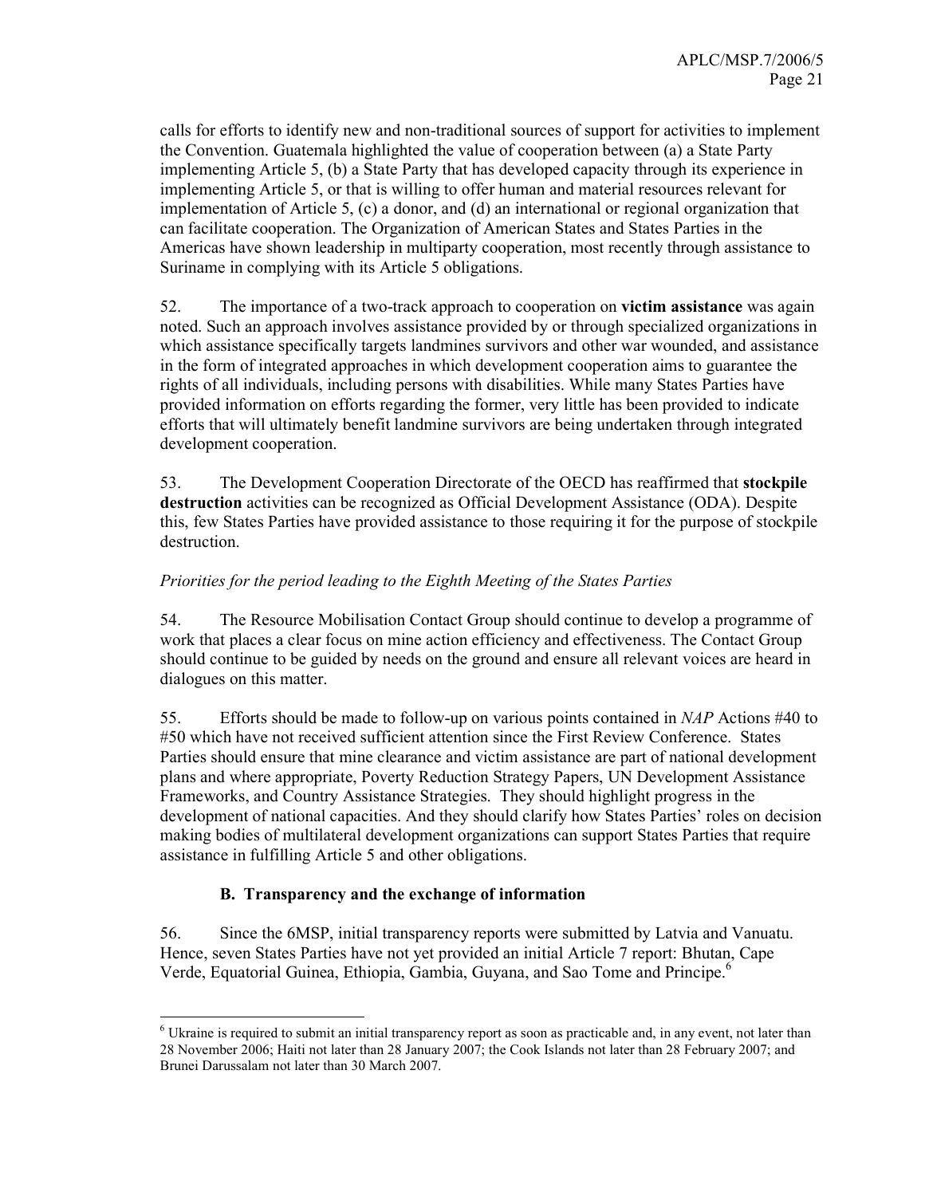calls for efforts to identify new and non-traditional sources of support for activities to implement the Convention. Guatemala highlighted the value of cooperation between (a) a State Party implementing Article 5, (b) a State Party that has developed capacity through its experience in implementing Article 5, or that is willing to offer human and material resources relevant for implementation of Article 5, (c) a donor, and (d) an international or regional organization that can facilitate cooperation. The Organization of American States and States Parties in the Americas have shown leadership in multiparty cooperation, most recently through assistance to Suriname in complying with its Article 5 obligations.

52. The importance of a two-track approach to cooperation on **victim assistance** was again noted. Such an approach involves assistance provided by or through specialized organizations in which assistance specifically targets landmines survivors and other war wounded, and assistance in the form of integrated approaches in which development cooperation aims to guarantee the rights of all individuals, including persons with disabilities. While many States Parties have provided information on efforts regarding the former, very little has been provided to indicate efforts that will ultimately benefit landmine survivors are being undertaken through integrated development cooperation.

53. The Development Cooperation Directorate of the OECD has reaffirmed that **stockpile destruction** activities can be recognized as Official Development Assistance (ODA). Despite this, few States Parties have provided assistance to those requiring it for the purpose of stockpile destruction.

*Priorities for the period leading to the Eighth Meeting of the States Parties*

54. The Resource Mobilisation Contact Group should continue to develop a programme of work that places a clear focus on mine action efficiency and effectiveness. The Contact Group should continue to be guided by needs on the ground and ensure all relevant voices are heard in dialogues on this matter.

55. Efforts should be made to follow-up on various points contained in *NAP* Actions #40 to #50 which have not received sufficient attention since the First Review Conference. States Parties should ensure that mine clearance and victim assistance are part of national development plans and where appropriate, Poverty Reduction Strategy Papers, UN Development Assistance Frameworks, and Country Assistance Strategies. They should highlight progress in the development of national capacities. And they should clarify how States Parties' roles on decision making bodies of multilateral development organizations can support States Parties that require assistance in fulfilling Article 5 and other obligations.

### B. Transparency and the exchange of information

56. Since the 6MSP, initial transparency reports were submitted by Latvia and Vanuatu. Hence, seven States Parties have not yet provided an initial Article 7 report: Bhutan, Cape Verde, Equatorial Guinea, Ethiopia, Gambia, Guyana, and Sao Tome and Principe.[6]

[6] Ukraine is required to submit an initial transparency report as soon as practicable and, in any event, not later than 28 November 2006; Haiti not later than 28 January 2007; the Cook Islands not later than 28 February 2007; and Brunei Darussalam not later than 30 March 2007.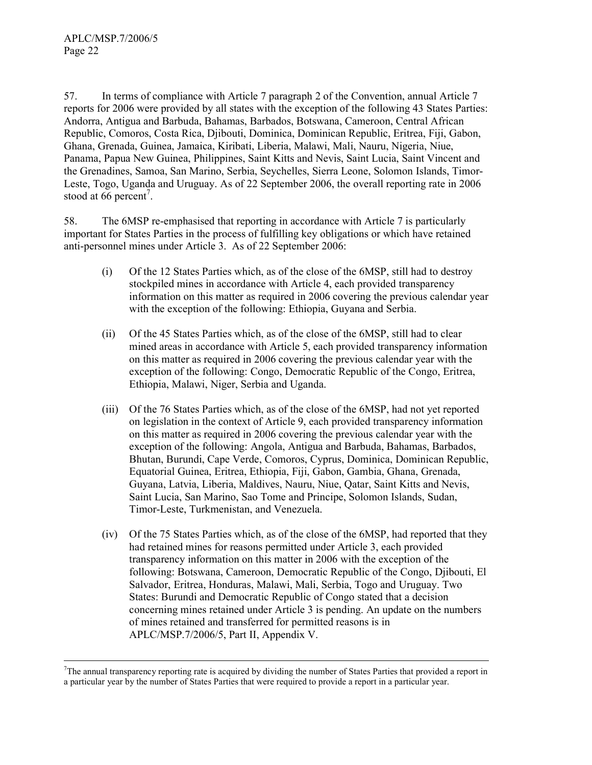57. In terms of compliance with Article 7 paragraph 2 of the Convention, annual Article 7 reports for 2006 were provided by all states with the exception of the following 43 States Parties: Andorra, Antigua and Barbuda, Bahamas, Barbados, Botswana, Cameroon, Central African Republic, Comoros, Costa Rica, Djibouti, Dominica, Dominican Republic, Eritrea, Fiji, Gabon, Ghana, Grenada, Guinea, Jamaica, Kiribati, Liberia, Malawi, Mali, Nauru, Nigeria, Niue, Panama, Papua New Guinea, Philippines, Saint Kitts and Nevis, Saint Lucia, Saint Vincent and the Grenadines, Samoa, San Marino, Serbia, Seychelles, Sierra Leone, Solomon Islands, Timor-Leste, Togo, Uganda and Uruguay. As of 22 September 2006, the overall reporting rate in 2006 stood at 66 percent[7].

58. The 6MSP re-emphasised that reporting in accordance with Article 7 is particularly important for States Parties in the process of fulfilling key obligations or which have retained anti-personnel mines under Article 3. As of 22 September 2006:

(i) Of the 12 States Parties which, as of the close of the 6MSP, still had to destroy stockpiled mines in accordance with Article 4, each provided transparency information on this matter as required in 2006 covering the previous calendar year with the exception of the following: Ethiopia, Guyana and Serbia.

(ii) Of the 45 States Parties which, as of the close of the 6MSP, still had to clear mined areas in accordance with Article 5, each provided transparency information on this matter as required in 2006 covering the previous calendar year with the exception of the following: Congo, Democratic Republic of the Congo, Eritrea, Ethiopia, Malawi, Niger, Serbia and Uganda.

(iii) Of the 76 States Parties which, as of the close of the 6MSP, had not yet reported on legislation in the context of Article 9, each provided transparency information on this matter as required in 2006 covering the previous calendar year with the exception of the following: Angola, Antigua and Barbuda, Bahamas, Barbados, Bhutan, Burundi, Cape Verde, Comoros, Cyprus, Dominica, Dominican Republic, Equatorial Guinea, Eritrea, Ethiopia, Fiji, Gabon, Gambia, Ghana, Grenada, Guyana, Latvia, Liberia, Maldives, Nauru, Niue, Qatar, Saint Kitts and Nevis, Saint Lucia, San Marino, Sao Tome and Principe, Solomon Islands, Sudan, Timor-Leste, Turkmenistan, and Venezuela.

(iv) Of the 75 States Parties which, as of the close of the 6MSP, had reported that they had retained mines for reasons permitted under Article 3, each provided transparency information on this matter in 2006 with the exception of the following: Botswana, Cameroon, Democratic Republic of the Congo, Djibouti, El Salvador, Eritrea, Honduras, Malawi, Mali, Serbia, Togo and Uruguay. Two States: Burundi and Democratic Republic of Congo stated that a decision concerning mines retained under Article 3 is pending. An update on the numbers of mines retained and transferred for permitted reasons is in APLC/MSP.7/2006/5, Part II, Appendix V.

---

[7] The annual transparency reporting rate is acquired by dividing the number of States Parties that provided a report in a particular year by the number of States Parties that were required to provide a report in a particular year.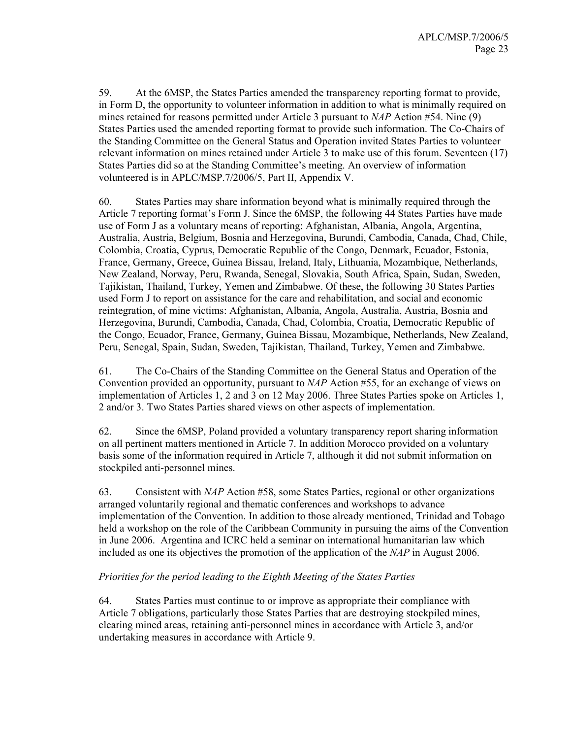59. At the 6MSP, the States Parties amended the transparency reporting format to provide, in Form D, the opportunity to volunteer information in addition to what is minimally required on mines retained for reasons permitted under Article 3 pursuant to *NAP* Action #54. Nine (9) States Parties used the amended reporting format to provide such information. The Co-Chairs of the Standing Committee on the General Status and Operation invited States Parties to volunteer relevant information on mines retained under Article 3 to make use of this forum. Seventeen (17) States Parties did so at the Standing Committee's meeting. An overview of information volunteered is in APLC/MSP.7/2006/5, Part II, Appendix V.

60. States Parties may share information beyond what is minimally required through the Article 7 reporting format's Form J. Since the 6MSP, the following 44 States Parties have made use of Form J as a voluntary means of reporting: Afghanistan, Albania, Angola, Argentina, Australia, Austria, Belgium, Bosnia and Herzegovina, Burundi, Cambodia, Canada, Chad, Chile, Colombia, Croatia, Cyprus, Democratic Republic of the Congo, Denmark, Ecuador, Estonia, France, Germany, Greece, Guinea Bissau, Ireland, Italy, Lithuania, Mozambique, Netherlands, New Zealand, Norway, Peru, Rwanda, Senegal, Slovakia, South Africa, Spain, Sudan, Sweden, Tajikistan, Thailand, Turkey, Yemen and Zimbabwe. Of these, the following 30 States Parties used Form J to report on assistance for the care and rehabilitation, and social and economic reintegration, of mine victims: Afghanistan, Albania, Angola, Australia, Austria, Bosnia and Herzegovina, Burundi, Cambodia, Canada, Chad, Colombia, Croatia, Democratic Republic of the Congo, Ecuador, France, Germany, Guinea Bissau, Mozambique, Netherlands, New Zealand, Peru, Senegal, Spain, Sudan, Sweden, Tajikistan, Thailand, Turkey, Yemen and Zimbabwe.

61. The Co-Chairs of the Standing Committee on the General Status and Operation of the Convention provided an opportunity, pursuant to *NAP* Action #55, for an exchange of views on implementation of Articles 1, 2 and 3 on 12 May 2006. Three States Parties spoke on Articles 1, 2 and/or 3. Two States Parties shared views on other aspects of implementation.

62. Since the 6MSP, Poland provided a voluntary transparency report sharing information on all pertinent matters mentioned in Article 7. In addition Morocco provided on a voluntary basis some of the information required in Article 7, although it did not submit information on stockpiled anti-personnel mines.

63. Consistent with *NAP* Action #58, some States Parties, regional or other organizations arranged voluntarily regional and thematic conferences and workshops to advance implementation of the Convention. In addition to those already mentioned, Trinidad and Tobago held a workshop on the role of the Caribbean Community in pursuing the aims of the Convention in June 2006. Argentina and ICRC held a seminar on international humanitarian law which included as one its objectives the promotion of the application of the *NAP* in August 2006.

*Priorities for the period leading to the Eighth Meeting of the States Parties*

64. States Parties must continue to or improve as appropriate their compliance with Article 7 obligations, particularly those States Parties that are destroying stockpiled mines, clearing mined areas, retaining anti-personnel mines in accordance with Article 3, and/or undertaking measures in accordance with Article 9.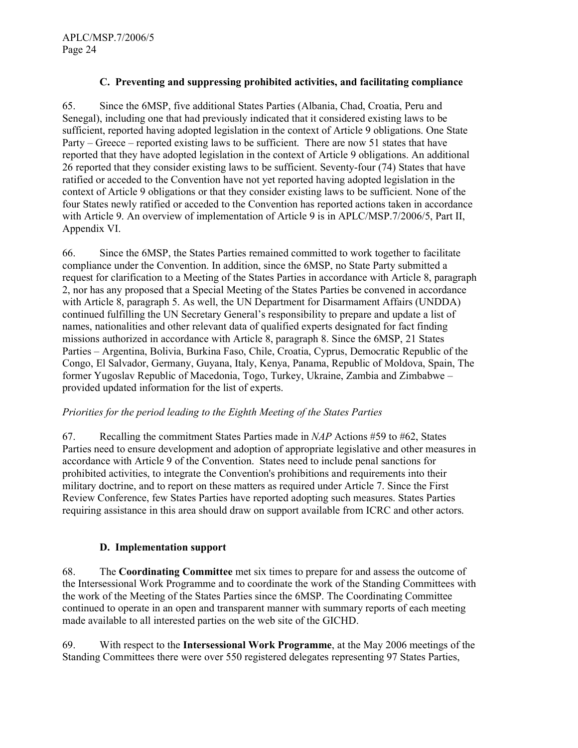### C. Preventing and suppressing prohibited activities, and facilitating compliance

65. Since the 6MSP, five additional States Parties (Albania, Chad, Croatia, Peru and Senegal), including one that had previously indicated that it considered existing laws to be sufficient, reported having adopted legislation in the context of Article 9 obligations. One State Party – Greece – reported existing laws to be sufficient. There are now 51 states that have reported that they have adopted legislation in the context of Article 9 obligations. An additional 26 reported that they consider existing laws to be sufficient. Seventy-four (74) States that have ratified or acceded to the Convention have not yet reported having adopted legislation in the context of Article 9 obligations or that they consider existing laws to be sufficient. None of the four States newly ratified or acceded to the Convention has reported actions taken in accordance with Article 9. An overview of implementation of Article 9 is in APLC/MSP.7/2006/5, Part II, Appendix VI.

66. Since the 6MSP, the States Parties remained committed to work together to facilitate compliance under the Convention. In addition, since the 6MSP, no State Party submitted a request for clarification to a Meeting of the States Parties in accordance with Article 8, paragraph 2, nor has any proposed that a Special Meeting of the States Parties be convened in accordance with Article 8, paragraph 5. As well, the UN Department for Disarmament Affairs (UNDDA) continued fulfilling the UN Secretary General's responsibility to prepare and update a list of names, nationalities and other relevant data of qualified experts designated for fact finding missions authorized in accordance with Article 8, paragraph 8. Since the 6MSP, 21 States Parties – Argentina, Bolivia, Burkina Faso, Chile, Croatia, Cyprus, Democratic Republic of the Congo, El Salvador, Germany, Guyana, Italy, Kenya, Panama, Republic of Moldova, Spain, The former Yugoslav Republic of Macedonia, Togo, Turkey, Ukraine, Zambia and Zimbabwe – provided updated information for the list of experts.

*Priorities for the period leading to the Eighth Meeting of the States Parties*

67. Recalling the commitment States Parties made in *NAP* Actions #59 to #62, States Parties need to ensure development and adoption of appropriate legislative and other measures in accordance with Article 9 of the Convention. States need to include penal sanctions for prohibited activities, to integrate the Convention's prohibitions and requirements into their military doctrine, and to report on these matters as required under Article 7. Since the First Review Conference, few States Parties have reported adopting such measures. States Parties requiring assistance in this area should draw on support available from ICRC and other actors.

### D. Implementation support

68. The **Coordinating Committee** met six times to prepare for and assess the outcome of the Intersessional Work Programme and to coordinate the work of the Standing Committees with the work of the Meeting of the States Parties since the 6MSP. The Coordinating Committee continued to operate in an open and transparent manner with summary reports of each meeting made available to all interested parties on the web site of the GICHD.

69. With respect to the **Intersessional Work Programme**, at the May 2006 meetings of the Standing Committees there were over 550 registered delegates representing 97 States Parties,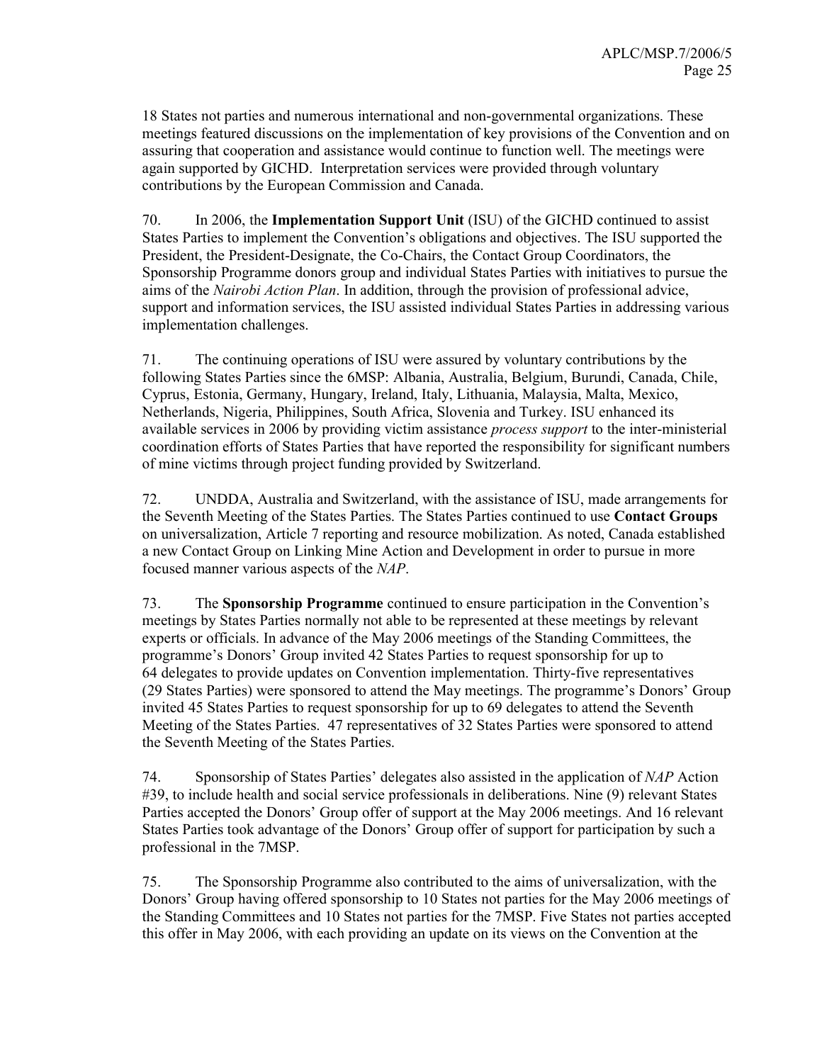18 States not parties and numerous international and non-governmental organizations. These meetings featured discussions on the implementation of key provisions of the Convention and on assuring that cooperation and assistance would continue to function well. The meetings were again supported by GICHD. Interpretation services were provided through voluntary contributions by the European Commission and Canada.

70. In 2006, the **Implementation Support Unit** (ISU) of the GICHD continued to assist States Parties to implement the Convention's obligations and objectives. The ISU supported the President, the President-Designate, the Co-Chairs, the Contact Group Coordinators, the Sponsorship Programme donors group and individual States Parties with initiatives to pursue the aims of the *Nairobi Action Plan*. In addition, through the provision of professional advice, support and information services, the ISU assisted individual States Parties in addressing various implementation challenges.

71. The continuing operations of ISU were assured by voluntary contributions by the following States Parties since the 6MSP: Albania, Australia, Belgium, Burundi, Canada, Chile, Cyprus, Estonia, Germany, Hungary, Ireland, Italy, Lithuania, Malaysia, Malta, Mexico, Netherlands, Nigeria, Philippines, South Africa, Slovenia and Turkey. ISU enhanced its available services in 2006 by providing victim assistance *process support* to the inter-ministerial coordination efforts of States Parties that have reported the responsibility for significant numbers of mine victims through project funding provided by Switzerland.

72. UNDDA, Australia and Switzerland, with the assistance of ISU, made arrangements for the Seventh Meeting of the States Parties. The States Parties continued to use **Contact Groups** on universalization, Article 7 reporting and resource mobilization. As noted, Canada established a new Contact Group on Linking Mine Action and Development in order to pursue in more focused manner various aspects of the *NAP*.

73. The **Sponsorship Programme** continued to ensure participation in the Convention's meetings by States Parties normally not able to be represented at these meetings by relevant experts or officials. In advance of the May 2006 meetings of the Standing Committees, the programme's Donors' Group invited 42 States Parties to request sponsorship for up to 64 delegates to provide updates on Convention implementation. Thirty-five representatives (29 States Parties) were sponsored to attend the May meetings. The programme's Donors' Group invited 45 States Parties to request sponsorship for up to 69 delegates to attend the Seventh Meeting of the States Parties. 47 representatives of 32 States Parties were sponsored to attend the Seventh Meeting of the States Parties.

74. Sponsorship of States Parties' delegates also assisted in the application of *NAP* Action #39, to include health and social service professionals in deliberations. Nine (9) relevant States Parties accepted the Donors' Group offer of support at the May 2006 meetings. And 16 relevant States Parties took advantage of the Donors' Group offer of support for participation by such a professional in the 7MSP.

75. The Sponsorship Programme also contributed to the aims of universalization, with the Donors' Group having offered sponsorship to 10 States not parties for the May 2006 meetings of the Standing Committees and 10 States not parties for the 7MSP. Five States not parties accepted this offer in May 2006, with each providing an update on its views on the Convention at the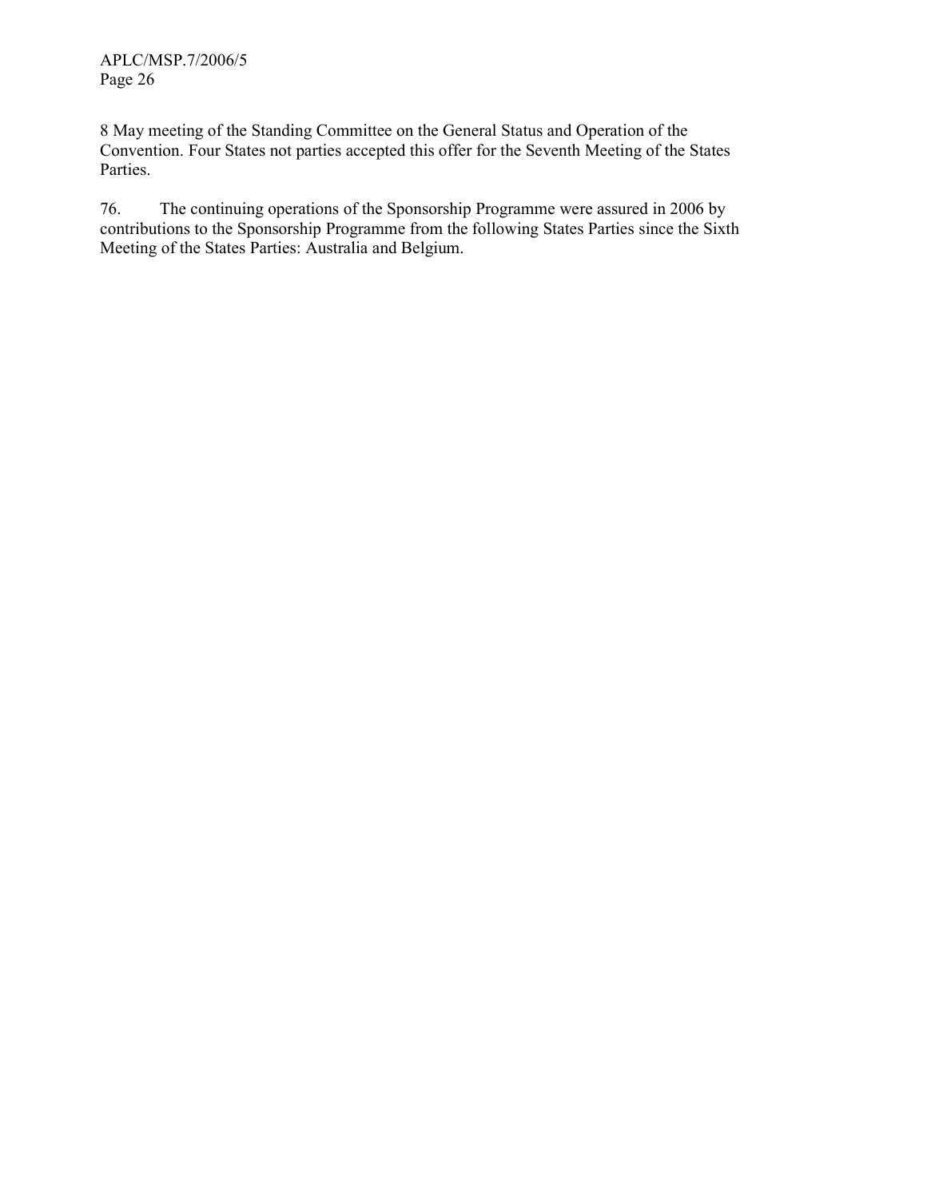8 May meeting of the Standing Committee on the General Status and Operation of the Convention. Four States not parties accepted this offer for the Seventh Meeting of the States Parties.

76. The continuing operations of the Sponsorship Programme were assured in 2006 by contributions to the Sponsorship Programme from the following States Parties since the Sixth Meeting of the States Parties: Australia and Belgium.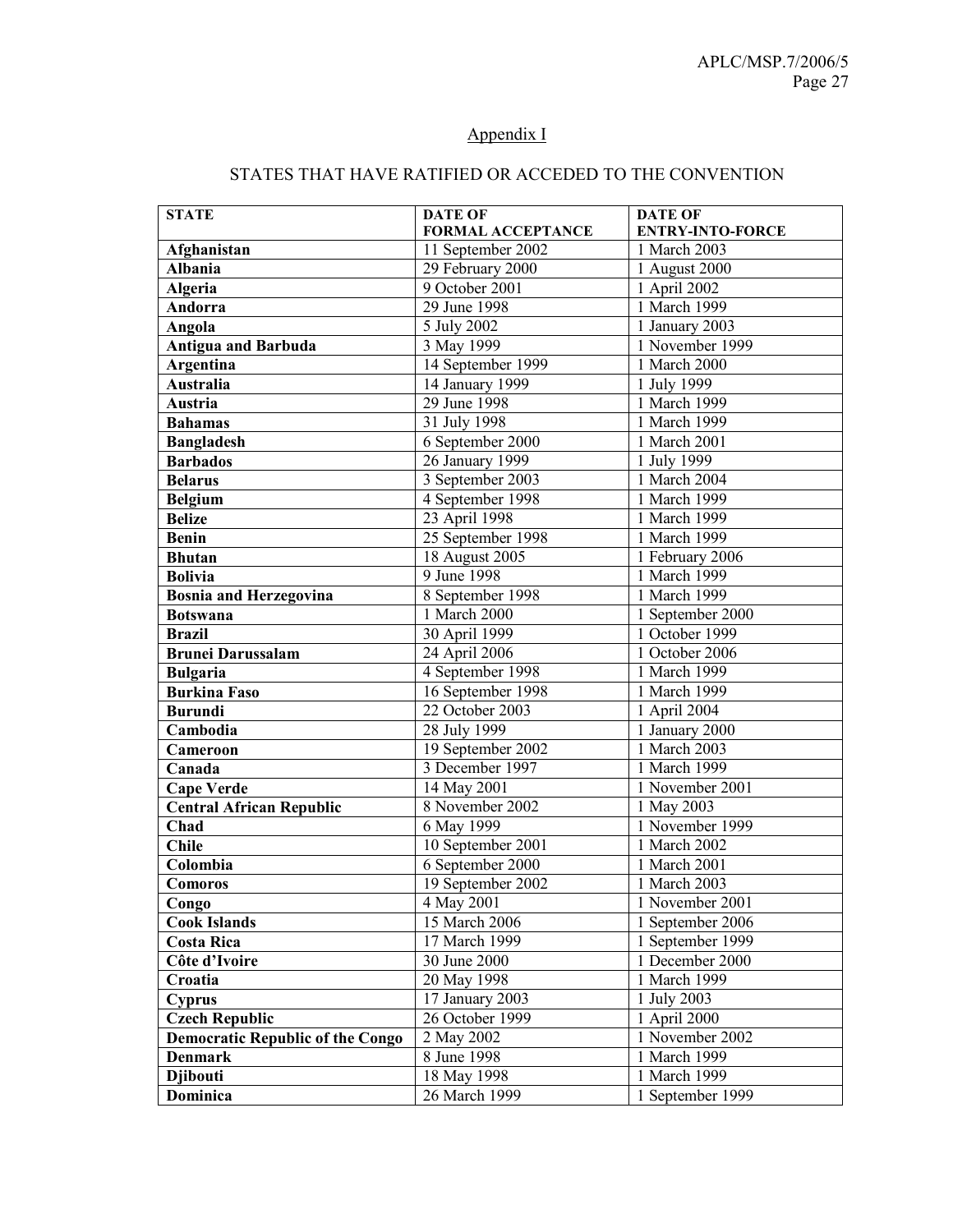## Appendix I

## STATES THAT HAVE RATIFIED OR ACCEDED TO THE CONVENTION

| STATE | DATE OF FORMAL ACCEPTANCE | DATE OF ENTRY-INTO-FORCE |
|---|---|---|
| **Afghanistan** | 11 September 2002 | 1 March 2003 |
| **Albania** | 29 February 2000 | 1 August 2000 |
| **Algeria** | 9 October 2001 | 1 April 2002 |
| **Andorra** | 29 June 1998 | 1 March 1999 |
| **Angola** | 5 July 2002 | 1 January 2003 |
| **Antigua and Barbuda** | 3 May 1999 | 1 November 1999 |
| **Argentina** | 14 September 1999 | 1 March 2000 |
| **Australia** | 14 January 1999 | 1 July 1999 |
| **Austria** | 29 June 1998 | 1 March 1999 |
| **Bahamas** | 31 July 1998 | 1 March 1999 |
| **Bangladesh** | 6 September 2000 | 1 March 2001 |
| **Barbados** | 26 January 1999 | 1 July 1999 |
| **Belarus** | 3 September 2003 | 1 March 2004 |
| **Belgium** | 4 September 1998 | 1 March 1999 |
| **Belize** | 23 April 1998 | 1 March 1999 |
| **Benin** | 25 September 1998 | 1 March 1999 |
| **Bhutan** | 18 August 2005 | 1 February 2006 |
| **Bolivia** | 9 June 1998 | 1 March 1999 |
| **Bosnia and Herzegovina** | 8 September 1998 | 1 March 1999 |
| **Botswana** | 1 March 2000 | 1 September 2000 |
| **Brazil** | 30 April 1999 | 1 October 1999 |
| **Brunei Darussalam** | 24 April 2006 | 1 October 2006 |
| **Bulgaria** | 4 September 1998 | 1 March 1999 |
| **Burkina Faso** | 16 September 1998 | 1 March 1999 |
| **Burundi** | 22 October 2003 | 1 April 2004 |
| **Cambodia** | 28 July 1999 | 1 January 2000 |
| **Cameroon** | 19 September 2002 | 1 March 2003 |
| **Canada** | 3 December 1997 | 1 March 1999 |
| **Cape Verde** | 14 May 2001 | 1 November 2001 |
| **Central African Republic** | 8 November 2002 | 1 May 2003 |
| **Chad** | 6 May 1999 | 1 November 1999 |
| **Chile** | 10 September 2001 | 1 March 2002 |
| **Colombia** | 6 September 2000 | 1 March 2001 |
| **Comoros** | 19 September 2002 | 1 March 2003 |
| **Congo** | 4 May 2001 | 1 November 2001 |
| **Cook Islands** | 15 March 2006 | 1 September 2006 |
| **Costa Rica** | 17 March 1999 | 1 September 1999 |
| **Côte d'Ivoire** | 30 June 2000 | 1 December 2000 |
| **Croatia** | 20 May 1998 | 1 March 1999 |
| **Cyprus** | 17 January 2003 | 1 July 2003 |
| **Czech Republic** | 26 October 1999 | 1 April 2000 |
| **Democratic Republic of the Congo** | 2 May 2002 | 1 November 2002 |
| **Denmark** | 8 June 1998 | 1 March 1999 |
| **Djibouti** | 18 May 1998 | 1 March 1999 |
| **Dominica** | 26 March 1999 | 1 September 1999 |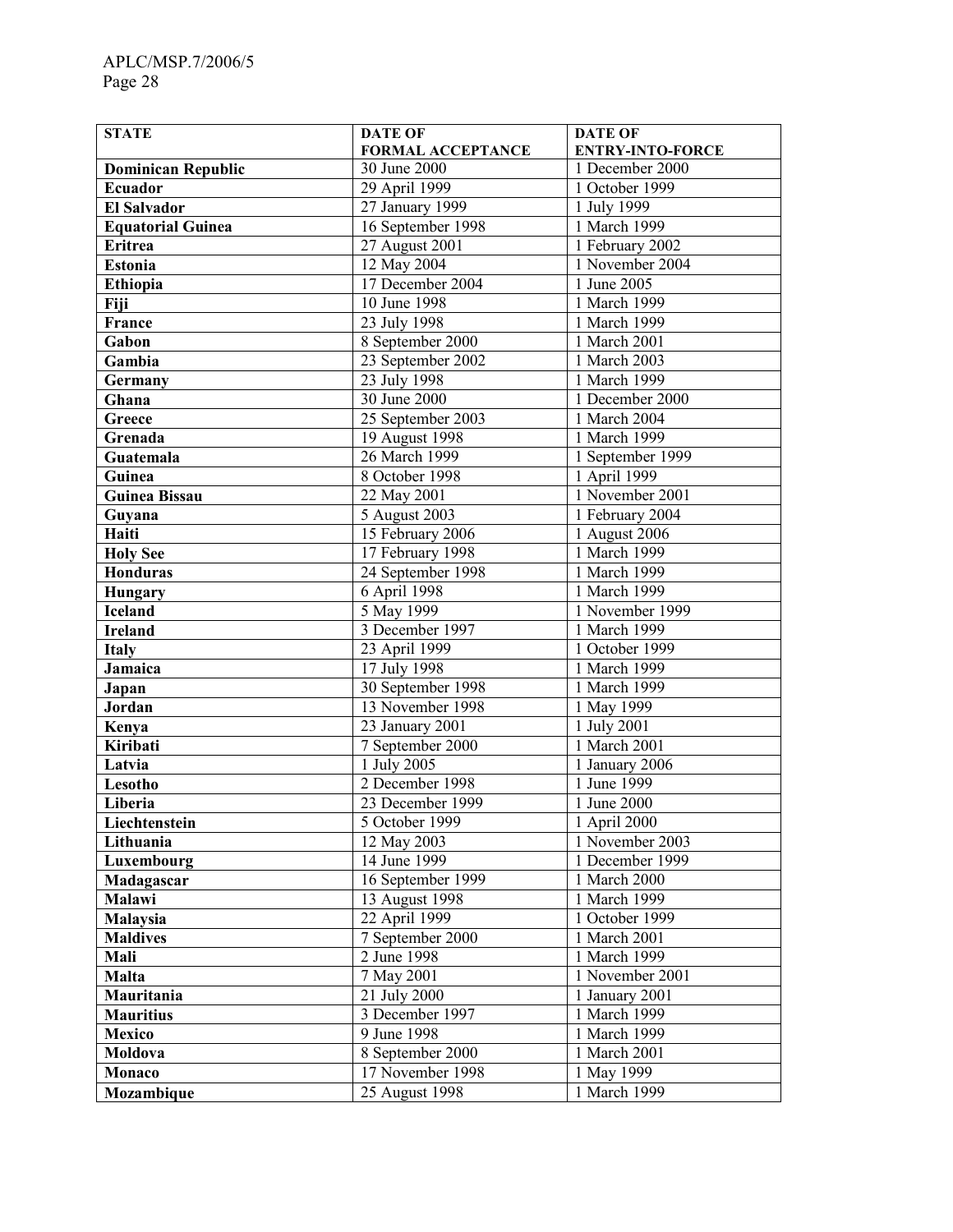| **STATE** | **DATE OF FORMAL ACCEPTANCE** | **DATE OF ENTRY-INTO-FORCE** |
|---|---|---|
| **Dominican Republic** | 30 June 2000 | 1 December 2000 |
| **Ecuador** | 29 April 1999 | 1 October 1999 |
| **El Salvador** | 27 January 1999 | 1 July 1999 |
| **Equatorial Guinea** | 16 September 1998 | 1 March 1999 |
| **Eritrea** | 27 August 2001 | 1 February 2002 |
| **Estonia** | 12 May 2004 | 1 November 2004 |
| **Ethiopia** | 17 December 2004 | 1 June 2005 |
| **Fiji** | 10 June 1998 | 1 March 1999 |
| **France** | 23 July 1998 | 1 March 1999 |
| **Gabon** | 8 September 2000 | 1 March 2001 |
| **Gambia** | 23 September 2002 | 1 March 2003 |
| **Germany** | 23 July 1998 | 1 March 1999 |
| **Ghana** | 30 June 2000 | 1 December 2000 |
| **Greece** | 25 September 2003 | 1 March 2004 |
| **Grenada** | 19 August 1998 | 1 March 1999 |
| **Guatemala** | 26 March 1999 | 1 September 1999 |
| **Guinea** | 8 October 1998 | 1 April 1999 |
| **Guinea Bissau** | 22 May 2001 | 1 November 2001 |
| **Guyana** | 5 August 2003 | 1 February 2004 |
| **Haiti** | 15 February 2006 | 1 August 2006 |
| **Holy See** | 17 February 1998 | 1 March 1999 |
| **Honduras** | 24 September 1998 | 1 March 1999 |
| **Hungary** | 6 April 1998 | 1 March 1999 |
| **Iceland** | 5 May 1999 | 1 November 1999 |
| **Ireland** | 3 December 1997 | 1 March 1999 |
| **Italy** | 23 April 1999 | 1 October 1999 |
| **Jamaica** | 17 July 1998 | 1 March 1999 |
| **Japan** | 30 September 1998 | 1 March 1999 |
| **Jordan** | 13 November 1998 | 1 May 1999 |
| **Kenya** | 23 January 2001 | 1 July 2001 |
| **Kiribati** | 7 September 2000 | 1 March 2001 |
| **Latvia** | 1 July 2005 | 1 January 2006 |
| **Lesotho** | 2 December 1998 | 1 June 1999 |
| **Liberia** | 23 December 1999 | 1 June 2000 |
| **Liechtenstein** | 5 October 1999 | 1 April 2000 |
| **Lithuania** | 12 May 2003 | 1 November 2003 |
| **Luxembourg** | 14 June 1999 | 1 December 1999 |
| **Madagascar** | 16 September 1999 | 1 March 2000 |
| **Malawi** | 13 August 1998 | 1 March 1999 |
| **Malaysia** | 22 April 1999 | 1 October 1999 |
| **Maldives** | 7 September 2000 | 1 March 2001 |
| **Mali** | 2 June 1998 | 1 March 1999 |
| **Malta** | 7 May 2001 | 1 November 2001 |
| **Mauritania** | 21 July 2000 | 1 January 2001 |
| **Mauritius** | 3 December 1997 | 1 March 1999 |
| **Mexico** | 9 June 1998 | 1 March 1999 |
| **Moldova** | 8 September 2000 | 1 March 2001 |
| **Monaco** | 17 November 1998 | 1 May 1999 |
| **Mozambique** | 25 August 1998 | 1 March 1999 |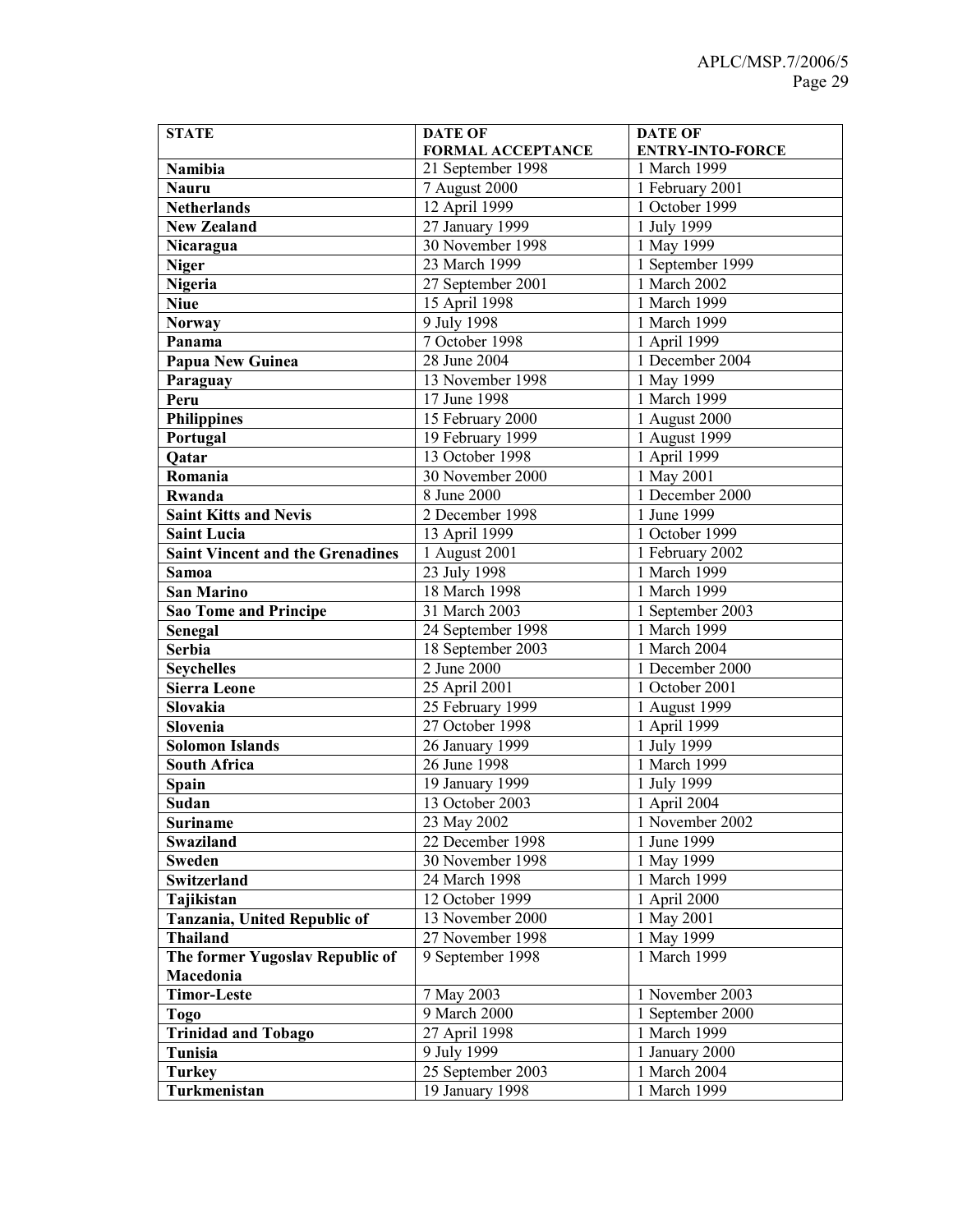| STATE | DATE OF FORMAL ACCEPTANCE | DATE OF ENTRY-INTO-FORCE |
|---|---|---|
| **Namibia** | 21 September 1998 | 1 March 1999 |
| **Nauru** | 7 August 2000 | 1 February 2001 |
| **Netherlands** | 12 April 1999 | 1 October 1999 |
| **New Zealand** | 27 January 1999 | 1 July 1999 |
| **Nicaragua** | 30 November 1998 | 1 May 1999 |
| **Niger** | 23 March 1999 | 1 September 1999 |
| **Nigeria** | 27 September 2001 | 1 March 2002 |
| **Niue** | 15 April 1998 | 1 March 1999 |
| **Norway** | 9 July 1998 | 1 March 1999 |
| **Panama** | 7 October 1998 | 1 April 1999 |
| **Papua New Guinea** | 28 June 2004 | 1 December 2004 |
| **Paraguay** | 13 November 1998 | 1 May 1999 |
| **Peru** | 17 June 1998 | 1 March 1999 |
| **Philippines** | 15 February 2000 | 1 August 2000 |
| **Portugal** | 19 February 1999 | 1 August 1999 |
| **Qatar** | 13 October 1998 | 1 April 1999 |
| **Romania** | 30 November 2000 | 1 May 2001 |
| **Rwanda** | 8 June 2000 | 1 December 2000 |
| **Saint Kitts and Nevis** | 2 December 1998 | 1 June 1999 |
| **Saint Lucia** | 13 April 1999 | 1 October 1999 |
| **Saint Vincent and the Grenadines** | 1 August 2001 | 1 February 2002 |
| **Samoa** | 23 July 1998 | 1 March 1999 |
| **San Marino** | 18 March 1998 | 1 March 1999 |
| **Sao Tome and Principe** | 31 March 2003 | 1 September 2003 |
| **Senegal** | 24 September 1998 | 1 March 1999 |
| **Serbia** | 18 September 2003 | 1 March 2004 |
| **Seychelles** | 2 June 2000 | 1 December 2000 |
| **Sierra Leone** | 25 April 2001 | 1 October 2001 |
| **Slovakia** | 25 February 1999 | 1 August 1999 |
| **Slovenia** | 27 October 1998 | 1 April 1999 |
| **Solomon Islands** | 26 January 1999 | 1 July 1999 |
| **South Africa** | 26 June 1998 | 1 March 1999 |
| **Spain** | 19 January 1999 | 1 July 1999 |
| **Sudan** | 13 October 2003 | 1 April 2004 |
| **Suriname** | 23 May 2002 | 1 November 2002 |
| **Swaziland** | 22 December 1998 | 1 June 1999 |
| **Sweden** | 30 November 1998 | 1 May 1999 |
| **Switzerland** | 24 March 1998 | 1 March 1999 |
| **Tajikistan** | 12 October 1999 | 1 April 2000 |
| **Tanzania, United Republic of** | 13 November 2000 | 1 May 2001 |
| **Thailand** | 27 November 1998 | 1 May 1999 |
| **The former Yugoslav Republic of Macedonia** | 9 September 1998 | 1 March 1999 |
| **Timor-Leste** | 7 May 2003 | 1 November 2003 |
| **Togo** | 9 March 2000 | 1 September 2000 |
| **Trinidad and Tobago** | 27 April 1998 | 1 March 1999 |
| **Tunisia** | 9 July 1999 | 1 January 2000 |
| **Turkey** | 25 September 2003 | 1 March 2004 |
| **Turkmenistan** | 19 January 1998 | 1 March 1999 |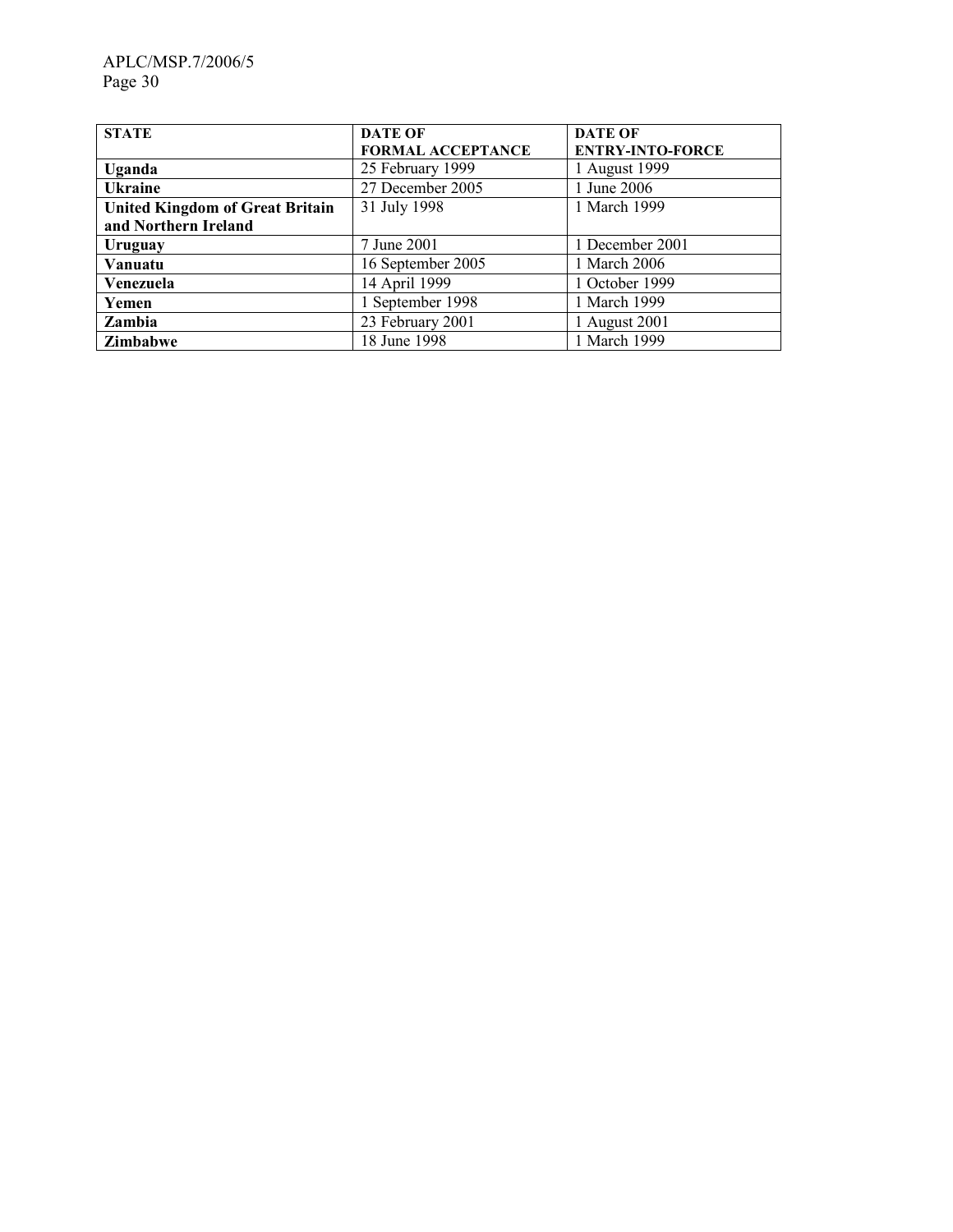| STATE | DATE OF FORMAL ACCEPTANCE | DATE OF ENTRY-INTO-FORCE |
|---|---|---|
| **Uganda** | 25 February 1999 | 1 August 1999 |
| **Ukraine** | 27 December 2005 | 1 June 2006 |
| **United Kingdom of Great Britain and Northern Ireland** | 31 July 1998 | 1 March 1999 |
| **Uruguay** | 7 June 2001 | 1 December 2001 |
| **Vanuatu** | 16 September 2005 | 1 March 2006 |
| **Venezuela** | 14 April 1999 | 1 October 1999 |
| **Yemen** | 1 September 1998 | 1 March 1999 |
| **Zambia** | 23 February 2001 | 1 August 2001 |
| **Zimbabwe** | 18 June 1998 | 1 March 1999 |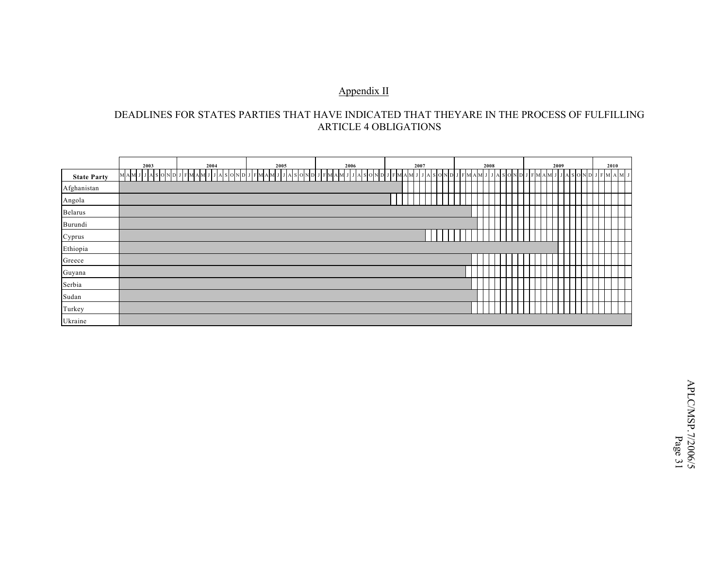## Appendix II

### DEADLINES FOR STATES PARTIES THAT HAVE INDICATED THAT THEYARE IN THE PROCESS OF FULFILLING ARTICLE 4 OBLIGATIONS

The chart's months run from March 2003 to June 2010. A shaded bar for each State Party starts in March 2003. The table gives the month in which each bar ends.

| State Party | Shaded bar (from March 2003) ends |
|---|---|
| Afghanistan | March 2007 |
| Angola | January 2007 |
| Belarus | March 2008 |
| Burundi | April 2008 |
| Cyprus | July 2007 |
| Ethiopia | June 2009 |
| Greece | March 2008 |
| Guyana | February 2008 |
| Serbia | March 2008 |
| Sudan | April 2008 |
| Turkey | March 2008 |
| Ukraine | June 2010 |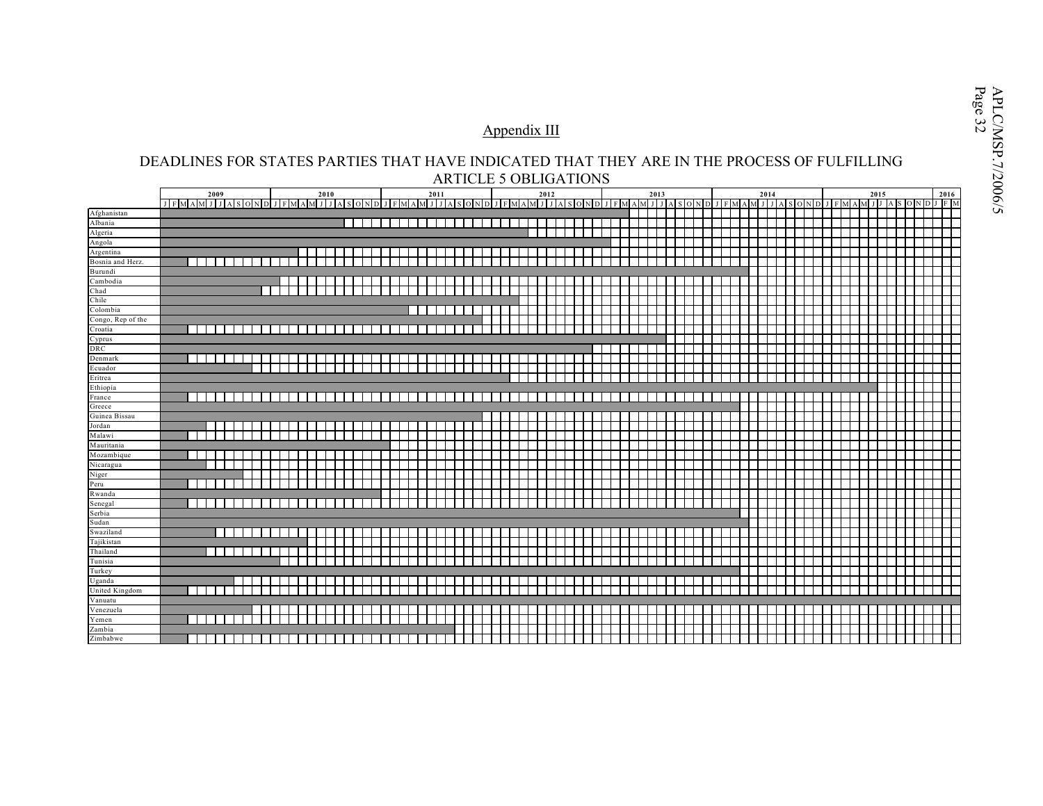## Appendix III

# DEADLINES FOR STATES PARTIES THAT HAVE INDICATED THAT THEY ARE IN THE PROCESS OF FULFILLING ARTICLE 5 OBLIGATIONS

Timeline chart (2009 to March 2016). Each State Party's shaded bar runs from January 2009 to the month shown below.

| State Party | Shaded bar ends (month) |
|---|---|
| Afghanistan | March 2013 |
| Albania | August 2010 |
| Algeria | April 2012 |
| Angola | January 2013 |
| Argentina | March 2010 |
| Bosnia and Herz. | March 2009 |
| Burundi | April 2014 |
| Cambodia | January 2010 |
| Chad | November 2009 |
| Chile | March 2012 |
| Colombia | March 2011 |
| Congo, Rep of the | November 2011 |
| Croatia | March 2009 |
| Cyprus | July 2013 |
| DRC | November 2012 |
| Denmark | March 2009 |
| Ecuador | October 2009 |
| Eritrea | February 2012 |
| Ethiopia | June 2015 |
| France | March 2009 |
| Greece | March 2014 |
| Guinea Bissau | November 2011 |
| Jordan | May 2009 |
| Malawi | March 2009 |
| Mauritania | January 2011 |
| Mozambique | March 2009 |
| Nicaragua | May 2009 |
| Niger | September 2009 |
| Peru | March 2009 |
| Rwanda | December 2010 |
| Senegal | March 2009 |
| Serbia | March 2014 |
| Sudan | April 2014 |
| Swaziland | June 2009 |
| Tajikistan | April 2010 |
| Thailand | May 2009 |
| Tunisia | January 2010 |
| Turkey | March 2014 |
| Uganda | August 2009 |
| United Kingdom | March 2009 |
| Vanuatu | March 2016 |
| Venezuela | October 2009 |
| Yemen | March 2009 |
| Zambia | August 2011 |
| Zimbabwe | March 2009 |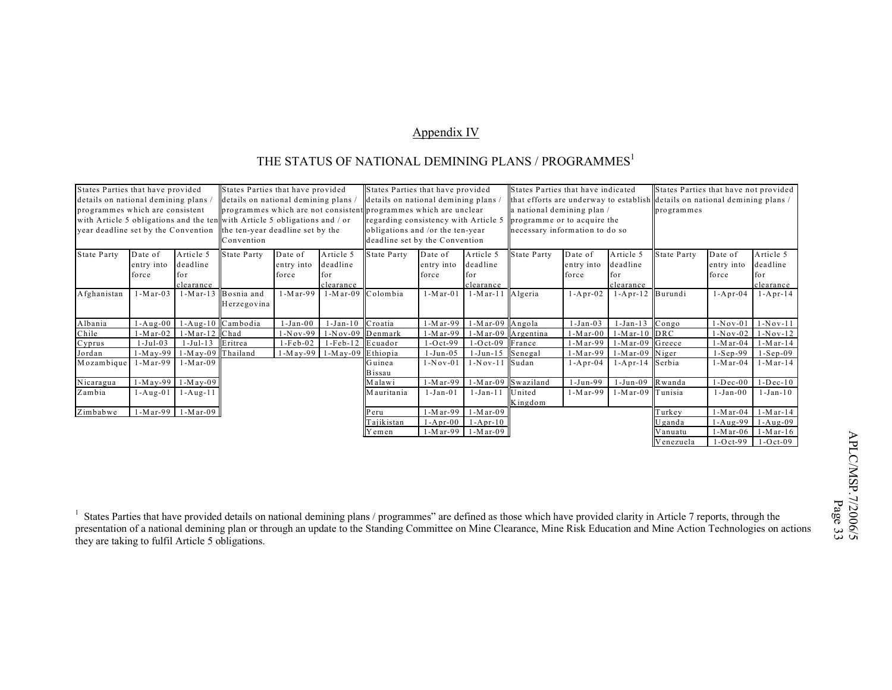## Appendix IV

## THE STATUS OF NATIONAL DEMINING PLANS / PROGRAMMES[1]

| States Parties that have provided details on national demining plans / programmes which are consistent with Article 5 obligations and the ten year deadline set by the Convention | | | States Parties that have provided details on national demining plans / programmes which are not consistent with Article 5 obligations and / or the ten-year deadline set by the Convention | | | States Parties that have provided details on national demining plans / programmes which are unclear regarding consistency with Article 5 obligations and /or the ten-year deadline set by the Convention | | | States Parties that have indicated that efforts are underway to establish a national demining plan / programme or to acquire the necessary information to do so | | | States Parties that have not provided details on national demining plans / programmes | | |
|---|---|---|---|---|---|---|---|---|---|---|---|---|---|---|
| State Party | Date of entry into force | Article 5 deadline for clearance | State Party | Date of entry into force | Article 5 deadline for clearance | State Party | Date of entry into force | Article 5 deadline for clearance | State Party | Date of entry into force | Article 5 deadline for clearance | State Party | Date of entry into force | Article 5 deadline for clearance |
| Afghanistan | 1-Mar-03 | 1-Mar-13 | Bosnia and Herzegovina | 1-Mar-99 | 1-Mar-09 | Colombia | 1-Mar-01 | 1-Mar-11 | Algeria | 1-Apr-02 | 1-Apr-12 | Burundi | 1-Apr-04 | 1-Apr-14 |
| Albania | 1-Aug-00 | 1-Aug-10 | Cambodia | 1-Jan-00 | 1-Jan-10 | Croatia | 1-Mar-99 | 1-Mar-09 | Angola | 1-Jan-03 | 1-Jan-13 | Congo | 1-Nov-01 | 1-Nov-11 |
| Chile | 1-Mar-02 | 1-Mar-12 | Chad | 1-Nov-99 | 1-Nov-09 | Denmark | 1-Mar-99 | 1-Mar-09 | Argentina | 1-Mar-00 | 1-Mar-10 | DRC | 1-Nov-02 | 1-Nov-12 |
| Cyprus | 1-Jul-03 | 1-Jul-13 | Eritrea | 1-Feb-02 | 1-Feb-12 | Ecuador | 1-Oct-99 | 1-Oct-09 | France | 1-Mar-99 | 1-Mar-09 | Greece | 1-Mar-04 | 1-Mar-14 |
| Jordan | 1-May-99 | 1-May-09 | Thailand | 1-May-99 | 1-May-09 | Ethiopia | 1-Jun-05 | 1-Jun-15 | Senegal | 1-Mar-99 | 1-Mar-09 | Niger | 1-Sep-99 | 1-Sep-09 |
| Mozambique | 1-Mar-99 | 1-Mar-09 | | | | Guinea Bissau | 1-Nov-01 | 1-Nov-11 | Sudan | 1-Apr-04 | 1-Apr-14 | Serbia | 1-Mar-04 | 1-Mar-14 |
| Nicaragua | 1-May-99 | 1-May-09 | | | | Malawi | 1-Mar-99 | 1-Mar-09 | Swaziland | 1-Jun-99 | 1-Jun-09 | Rwanda | 1-Dec-00 | 1-Dec-10 |
| Zambia | 1-Aug-01 | 1-Aug-11 | | | | Mauritania | 1-Jan-01 | 1-Jan-11 | United Kingdom | 1-Mar-99 | 1-Mar-09 | Tunisia | 1-Jan-00 | 1-Jan-10 |
| Zimbabwe | 1-Mar-99 | 1-Mar-09 | | | | Peru | 1-Mar-99 | 1-Mar-09 | | | | Turkey | 1-Mar-04 | 1-Mar-14 |
| | | | | | | Tajikistan | 1-Apr-00 | 1-Apr-10 | | | | Uganda | 1-Aug-99 | 1-Aug-09 |
| | | | | | | Yemen | 1-Mar-99 | 1-Mar-09 | | | | Vanuatu | 1-Mar-06 | 1-Mar-16 |
| | | | | | | | | | | | | Venezuela | 1-Oct-99 | 1-Oct-09 |

[1] States Parties that have provided details on national demining plans / programmes" are defined as those which have provided clarity in Article 7 reports, through the presentation of a national demining plan or through an update to the Standing Committee on Mine Clearance, Mine Risk Education and Mine Action Technologies on actions they are taking to fulfil Article 5 obligations.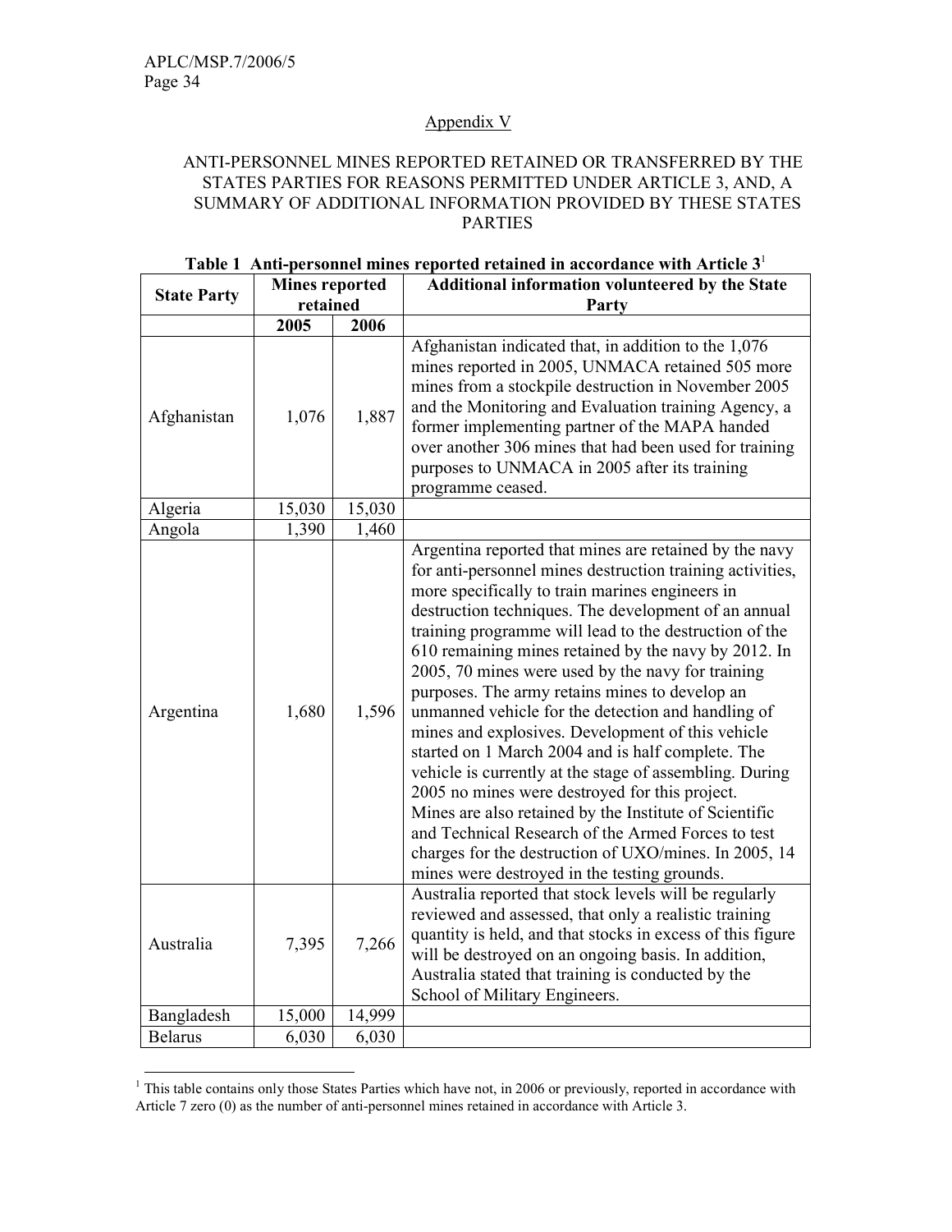Appendix V

ANTI-PERSONNEL MINES REPORTED RETAINED OR TRANSFERRED BY THE STATES PARTIES FOR REASONS PERMITTED UNDER ARTICLE 3, AND, A SUMMARY OF ADDITIONAL INFORMATION PROVIDED BY THESE STATES PARTIES

**Table 1 Anti-personnel mines reported retained in accordance with Article 3**[1]

| State Party | Mines reported retained | | Additional information volunteered by the State Party |
|---|---|---|---|
| | 2005 | 2006 | |
| Afghanistan | 1,076 | 1,887 | Afghanistan indicated that, in addition to the 1,076 mines reported in 2005, UNMACA retained 505 more mines from a stockpile destruction in November 2005 and the Monitoring and Evaluation training Agency, a former implementing partner of the MAPA handed over another 306 mines that had been used for training purposes to UNMACA in 2005 after its training programme ceased. |
| Algeria | 15,030 | 15,030 | |
| Angola | 1,390 | 1,460 | |
| Argentina | 1,680 | 1,596 | Argentina reported that mines are retained by the navy for anti-personnel mines destruction training activities, more specifically to train marines engineers in destruction techniques. The development of an annual training programme will lead to the destruction of the 610 remaining mines retained by the navy by 2012. In 2005, 70 mines were used by the navy for training purposes. The army retains mines to develop an unmanned vehicle for the detection and handling of mines and explosives. Development of this vehicle started on 1 March 2004 and is half complete. The vehicle is currently at the stage of assembling. During 2005 no mines were destroyed for this project. Mines are also retained by the Institute of Scientific and Technical Research of the Armed Forces to test charges for the destruction of UXO/mines. In 2005, 14 mines were destroyed in the testing grounds. |
| Australia | 7,395 | 7,266 | Australia reported that stock levels will be regularly reviewed and assessed, that only a realistic training quantity is held, and that stocks in excess of this figure will be destroyed on an ongoing basis. In addition, Australia stated that training is conducted by the School of Military Engineers. |
| Bangladesh | 15,000 | 14,999 | |
| Belarus | 6,030 | 6,030 | |

[1] This table contains only those States Parties which have not, in 2006 or previously, reported in accordance with Article 7 zero (0) as the number of anti-personnel mines retained in accordance with Article 3.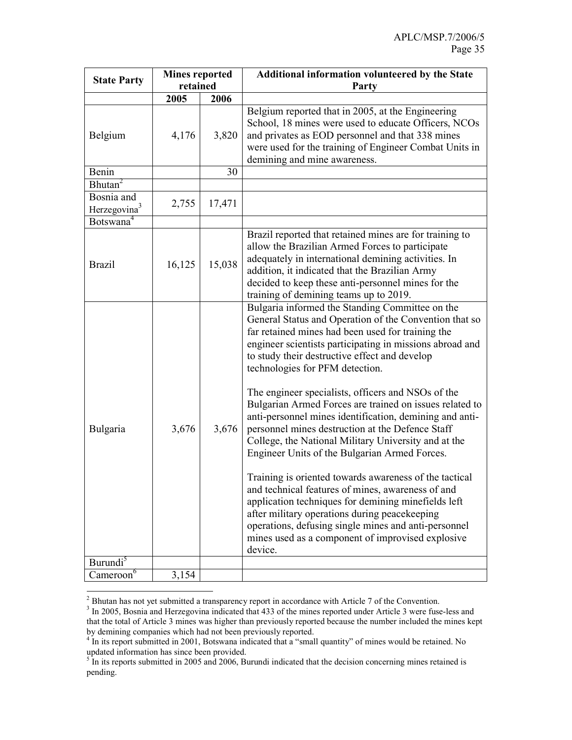| State Party | Mines reported retained | | Additional information volunteered by the State Party |
|---|---|---|---|
| | 2005 | 2006 | |
| Belgium | 4,176 | 3,820 | Belgium reported that in 2005, at the Engineering School, 18 mines were used to educate Officers, NCOs and privates as EOD personnel and that 338 mines were used for the training of Engineer Combat Units in demining and mine awareness. |
| Benin | | 30 | |
| Bhutan[2] | | | |
| Bosnia and Herzegovina[3] | 2,755 | 17,471 | |
| Botswana[4] | | | |
| Brazil | 16,125 | 15,038 | Brazil reported that retained mines are for training to allow the Brazilian Armed Forces to participate adequately in international demining activities. In addition, it indicated that the Brazilian Army decided to keep these anti-personnel mines for the training of demining teams up to 2019. |
| Bulgaria | 3,676 | 3,676 | Bulgaria informed the Standing Committee on the General Status and Operation of the Convention that so far retained mines had been used for training the engineer scientists participating in missions abroad and to study their destructive effect and develop technologies for PFM detection. <br><br> The engineer specialists, officers and NSOs of the Bulgarian Armed Forces are trained on issues related to anti-personnel mines identification, demining and anti-personnel mines destruction at the Defence Staff College, the National Military University and at the Engineer Units of the Bulgarian Armed Forces. <br><br> Training is oriented towards awareness of the tactical and technical features of mines, awareness of and application techniques for demining minefields left after military operations during peacekeeping operations, defusing single mines and anti-personnel mines used as a component of improvised explosive device. |
| Burundi[5] | | | |
| Cameroon[6] | 3,154 | | |

[2] Bhutan has not yet submitted a transparency report in accordance with Article 7 of the Convention.

[3] In 2005, Bosnia and Herzegovina indicated that 433 of the mines reported under Article 3 were fuse-less and that the total of Article 3 mines was higher than previously reported because the number included the mines kept by demining companies which had not been previously reported.

[4] In its report submitted in 2001, Botswana indicated that a "small quantity" of mines would be retained. No updated information has since been provided.

[5] In its reports submitted in 2005 and 2006, Burundi indicated that the decision concerning mines retained is pending.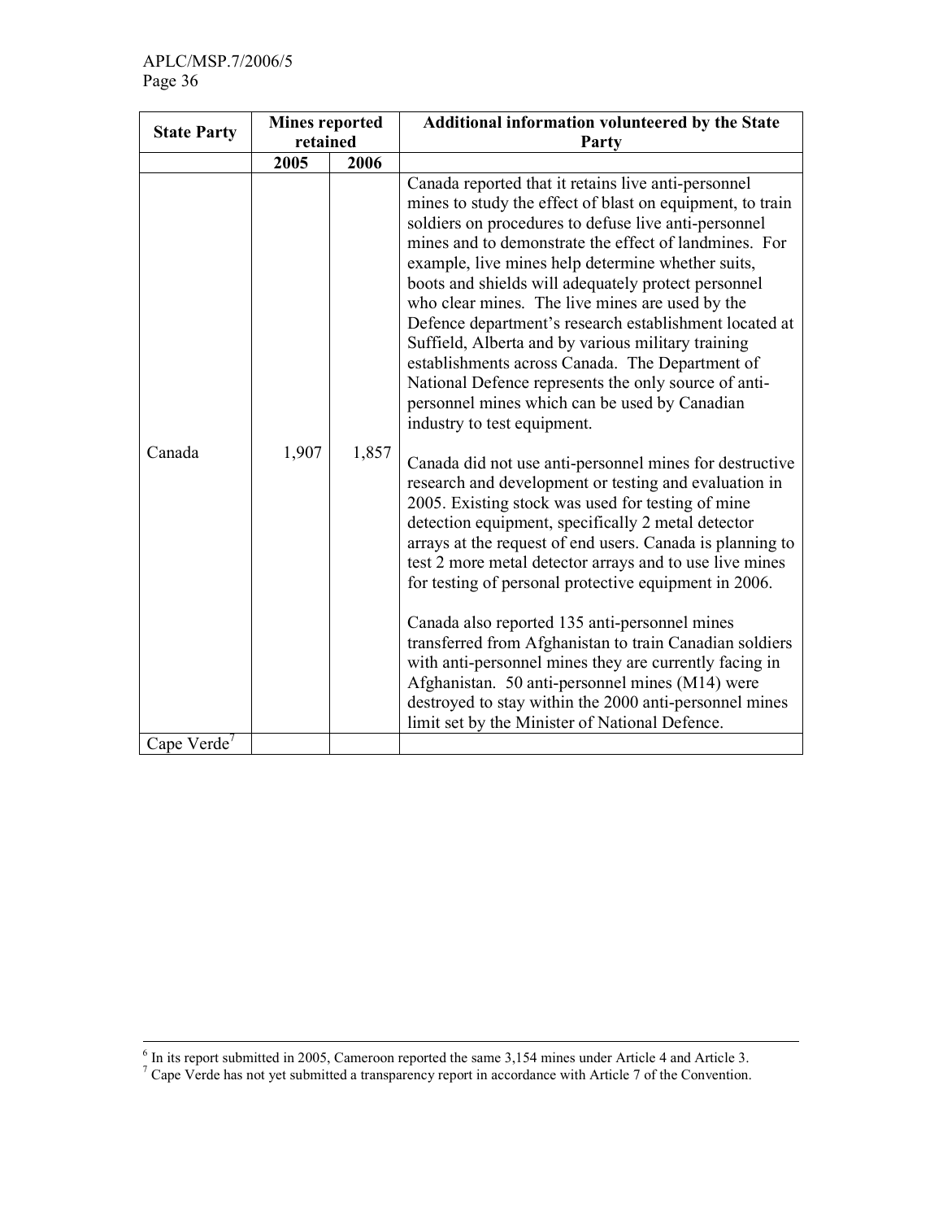| State Party | Mines reported retained | | Additional information volunteered by the State Party |
|---|---|---|---|
| | 2005 | 2006 | |
| Canada | 1,907 | 1,857 | Canada reported that it retains live anti-personnel mines to study the effect of blast on equipment, to train soldiers on procedures to defuse live anti-personnel mines and to demonstrate the effect of landmines. For example, live mines help determine whether suits, boots and shields will adequately protect personnel who clear mines. The live mines are used by the Defence department's research establishment located at Suffield, Alberta and by various military training establishments across Canada. The Department of National Defence represents the only source of anti-personnel mines which can be used by Canadian industry to test equipment.<br><br>Canada did not use anti-personnel mines for destructive research and development or testing and evaluation in 2005. Existing stock was used for testing of mine detection equipment, specifically 2 metal detector arrays at the request of end users. Canada is planning to test 2 more metal detector arrays and to use live mines for testing of personal protective equipment in 2006.<br><br>Canada also reported 135 anti-personnel mines transferred from Afghanistan to train Canadian soldiers with anti-personnel mines they are currently facing in Afghanistan. 50 anti-personnel mines (M14) were destroyed to stay within the 2000 anti-personnel mines limit set by the Minister of National Defence. |
| Cape Verde[7] | | | |

[6] In its report submitted in 2005, Cameroon reported the same 3,154 mines under Article 4 and Article 3.

[7] Cape Verde has not yet submitted a transparency report in accordance with Article 7 of the Convention.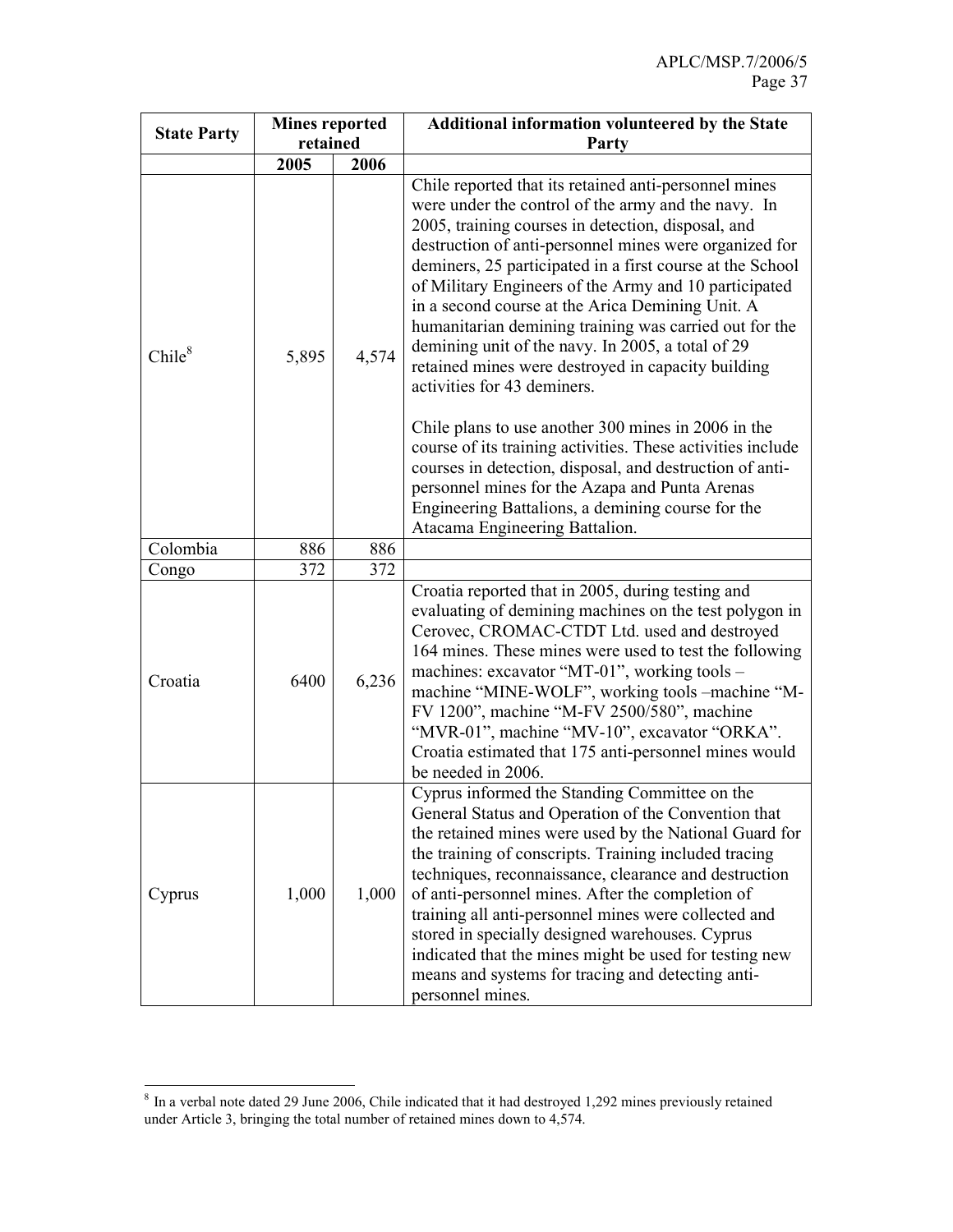| State Party | Mines reported retained | | Additional information volunteered by the State Party |
|---|---|---|---|
| | 2005 | 2006 | |
| Chile[8] | 5,895 | 4,574 | Chile reported that its retained anti-personnel mines were under the control of the army and the navy. In 2005, training courses in detection, disposal, and destruction of anti-personnel mines were organized for deminers, 25 participated in a first course at the School of Military Engineers of the Army and 10 participated in a second course at the Arica Demining Unit. A humanitarian demining training was carried out for the demining unit of the navy. In 2005, a total of 29 retained mines were destroyed in capacity building activities for 43 deminers.<br><br>Chile plans to use another 300 mines in 2006 in the course of its training activities. These activities include courses in detection, disposal, and destruction of anti-personnel mines for the Azapa and Punta Arenas Engineering Battalions, a demining course for the Atacama Engineering Battalion. |
| Colombia | 886 | 886 | |
| Congo | 372 | 372 | |
| Croatia | 6400 | 6,236 | Croatia reported that in 2005, during testing and evaluating of demining machines on the test polygon in Cerovec, CROMAC-CTDT Ltd. used and destroyed 164 mines. These mines were used to test the following machines: excavator "MT-01", working tools – machine "MINE-WOLF", working tools –machine "M-FV 1200", machine "M-FV 2500/580", machine "MVR-01", machine "MV-10", excavator "ORKA". Croatia estimated that 175 anti-personnel mines would be needed in 2006. |
| Cyprus | 1,000 | 1,000 | Cyprus informed the Standing Committee on the General Status and Operation of the Convention that the retained mines were used by the National Guard for the training of conscripts. Training included tracing techniques, reconnaissance, clearance and destruction of anti-personnel mines. After the completion of training all anti-personnel mines were collected and stored in specially designed warehouses. Cyprus indicated that the mines might be used for testing new means and systems for tracing and detecting anti-personnel mines. |

[8] In a verbal note dated 29 June 2006, Chile indicated that it had destroyed 1,292 mines previously retained under Article 3, bringing the total number of retained mines down to 4,574.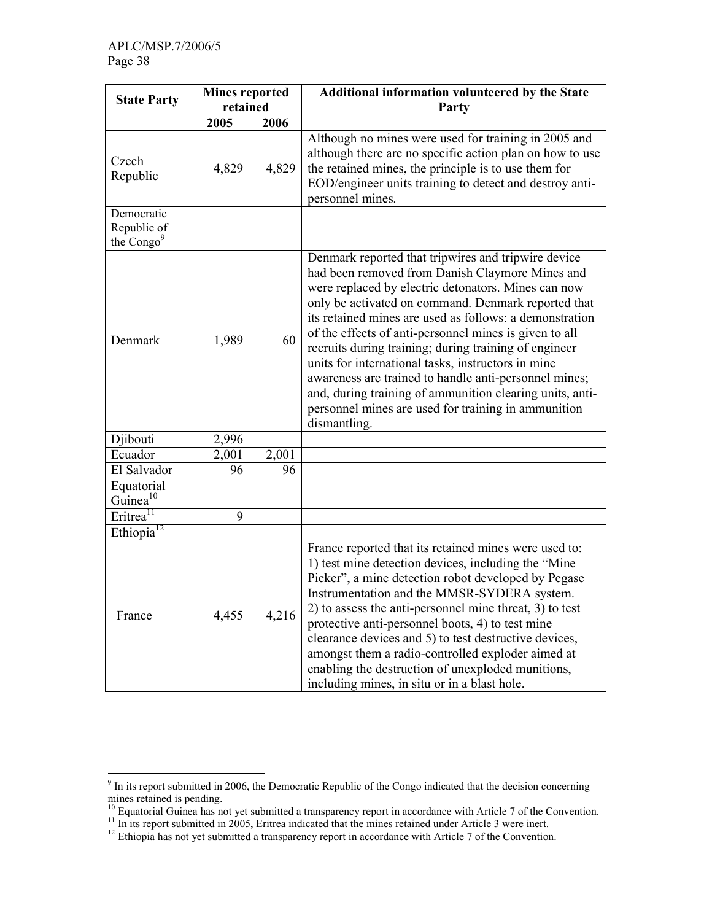| State Party | Mines reported retained | | Additional information volunteered by the State Party |
|---|---|---|---|
| | 2005 | 2006 | |
| Czech Republic | 4,829 | 4,829 | Although no mines were used for training in 2005 and although there are no specific action plan on how to use the retained mines, the principle is to use them for EOD/engineer units training to detect and destroy anti-personnel mines. |
| Democratic Republic of the Congo[9] | | | |
| Denmark | 1,989 | 60 | Denmark reported that tripwires and tripwire device had been removed from Danish Claymore Mines and were replaced by electric detonators. Mines can now only be activated on command. Denmark reported that its retained mines are used as follows: a demonstration of the effects of anti-personnel mines is given to all recruits during training; during training of engineer units for international tasks, instructors in mine awareness are trained to handle anti-personnel mines; and, during training of ammunition clearing units, anti-personnel mines are used for training in ammunition dismantling. |
| Djibouti | 2,996 | | |
| Ecuador | 2,001 | 2,001 | |
| El Salvador | 96 | 96 | |
| Equatorial Guinea[10] | | | |
| Eritrea[11] | 9 | | |
| Ethiopia[12] | | | |
| France | 4,455 | 4,216 | France reported that its retained mines were used to: 1) test mine detection devices, including the "Mine Picker", a mine detection robot developed by Pegase Instrumentation and the MMSR-SYDERA system. 2) to assess the anti-personnel mine threat, 3) to test protective anti-personnel boots, 4) to test mine clearance devices and 5) to test destructive devices, amongst them a radio-controlled exploder aimed at enabling the destruction of unexploded munitions, including mines, in situ or in a blast hole. |

[9] In its report submitted in 2006, the Democratic Republic of the Congo indicated that the decision concerning mines retained is pending.

[10] Equatorial Guinea has not yet submitted a transparency report in accordance with Article 7 of the Convention.

[11] In its report submitted in 2005, Eritrea indicated that the mines retained under Article 3 were inert.

[12] Ethiopia has not yet submitted a transparency report in accordance with Article 7 of the Convention.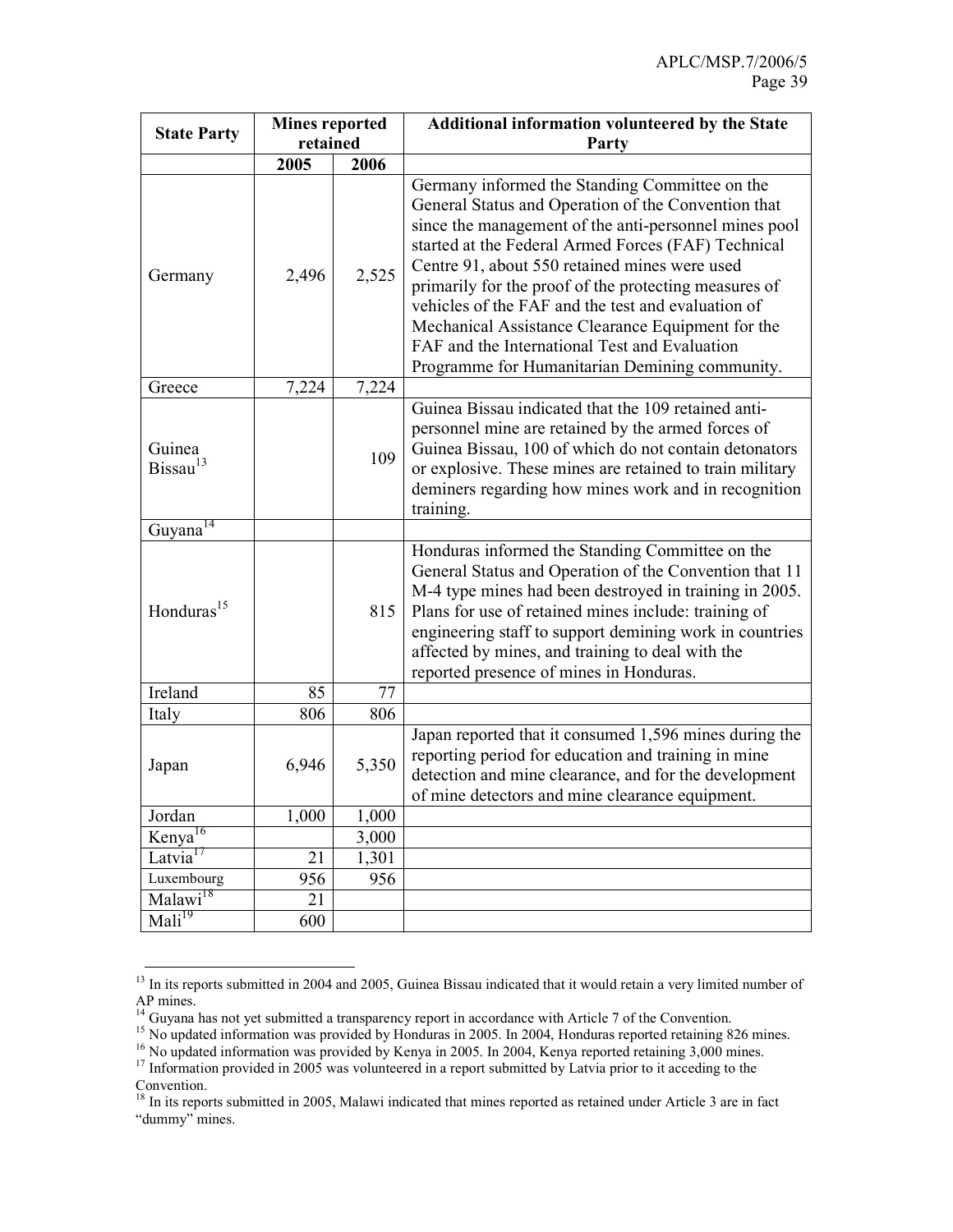| State Party | Mines reported retained | | Additional information volunteered by the State Party |
|---|---|---|---|
| | 2005 | 2006 | |
| Germany | 2,496 | 2,525 | Germany informed the Standing Committee on the General Status and Operation of the Convention that since the management of the anti-personnel mines pool started at the Federal Armed Forces (FAF) Technical Centre 91, about 550 retained mines were used primarily for the proof of the protecting measures of vehicles of the FAF and the test and evaluation of Mechanical Assistance Clearance Equipment for the FAF and the International Test and Evaluation Programme for Humanitarian Demining community. |
| Greece | 7,224 | 7,224 | |
| Guinea Bissau[13] | | 109 | Guinea Bissau indicated that the 109 retained anti-personnel mine are retained by the armed forces of Guinea Bissau, 100 of which do not contain detonators or explosive. These mines are retained to train military deminers regarding how mines work and in recognition training. |
| Guyana[14] | | | |
| Honduras[15] | | 815 | Honduras informed the Standing Committee on the General Status and Operation of the Convention that 11 M-4 type mines had been destroyed in training in 2005. Plans for use of retained mines include: training of engineering staff to support demining work in countries affected by mines, and training to deal with the reported presence of mines in Honduras. |
| Ireland | 85 | 77 | |
| Italy | 806 | 806 | |
| Japan | 6,946 | 5,350 | Japan reported that it consumed 1,596 mines during the reporting period for education and training in mine detection and mine clearance, and for the development of mine detectors and mine clearance equipment. |
| Jordan | 1,000 | 1,000 | |
| Kenya[16] | | 3,000 | |
| Latvia[17] | 21 | 1,301 | |
| Luxembourg | 956 | 956 | |
| Malawi[18] | 21 | | |
| Mali[19] | 600 | | |

[13] In its reports submitted in 2004 and 2005, Guinea Bissau indicated that it would retain a very limited number of AP mines.

[14] Guyana has not yet submitted a transparency report in accordance with Article 7 of the Convention.

[15] No updated information was provided by Honduras in 2005. In 2004, Honduras reported retaining 826 mines.

[16] No updated information was provided by Kenya in 2005. In 2004, Kenya reported retaining 3,000 mines.

[17] Information provided in 2005 was volunteered in a report submitted by Latvia prior to it acceding to the Convention.

[18] In its reports submitted in 2005, Malawi indicated that mines reported as retained under Article 3 are in fact "dummy" mines.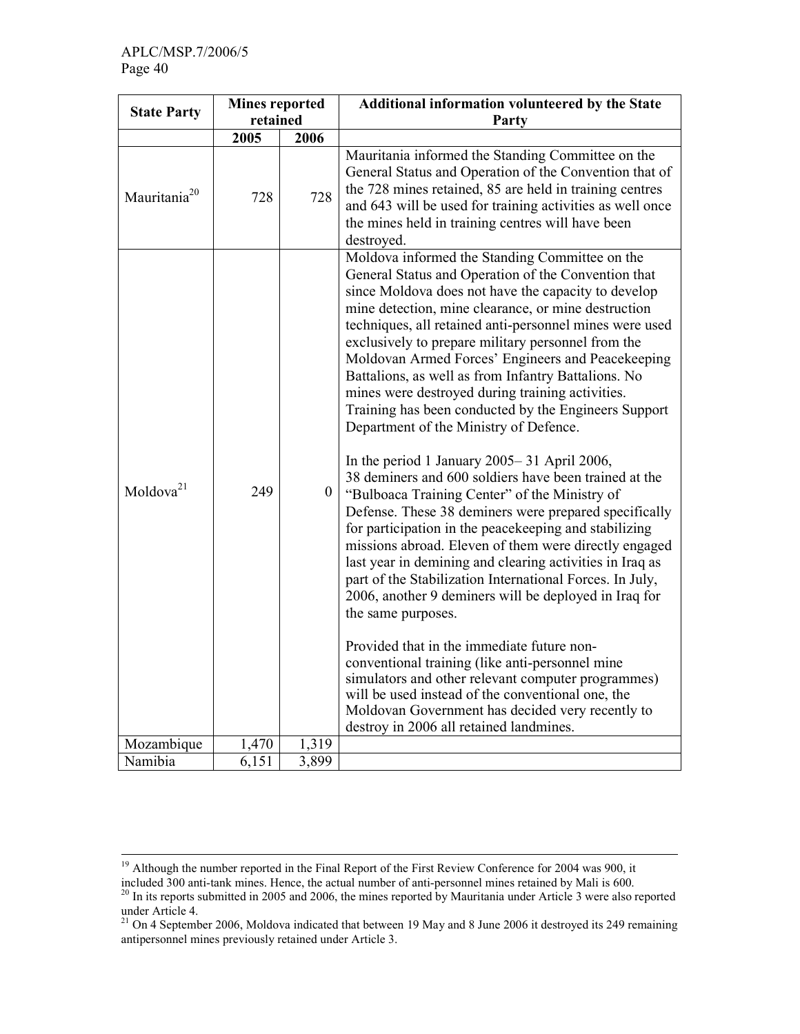| State Party | Mines reported retained | | Additional information volunteered by the State Party |
|---|---|---|---|
| | 2005 | 2006 | |
| Mauritania[20] | 728 | 728 | Mauritania informed the Standing Committee on the General Status and Operation of the Convention that of the 728 mines retained, 85 are held in training centres and 643 will be used for training activities as well once the mines held in training centres will have been destroyed. |
| Moldova[21] | 249 | 0 | Moldova informed the Standing Committee on the General Status and Operation of the Convention that since Moldova does not have the capacity to develop mine detection, mine clearance, or mine destruction techniques, all retained anti-personnel mines were used exclusively to prepare military personnel from the Moldovan Armed Forces' Engineers and Peacekeeping Battalions, as well as from Infantry Battalions. No mines were destroyed during training activities. Training has been conducted by the Engineers Support Department of the Ministry of Defence.<br><br>In the period 1 January 2005– 31 April 2006, 38 deminers and 600 soldiers have been trained at the "Bulboaca Training Center" of the Ministry of Defense. These 38 deminers were prepared specifically for participation in the peacekeeping and stabilizing missions abroad. Eleven of them were directly engaged last year in demining and clearing activities in Iraq as part of the Stabilization International Forces. In July, 2006, another 9 deminers will be deployed in Iraq for the same purposes.<br><br>Provided that in the immediate future non-conventional training (like anti-personnel mine simulators and other relevant computer programmes) will be used instead of the conventional one, the Moldovan Government has decided very recently to destroy in 2006 all retained landmines. |
| Mozambique | 1,470 | 1,319 | |
| Namibia | 6,151 | 3,899 | |

[19] Although the number reported in the Final Report of the First Review Conference for 2004 was 900, it included 300 anti-tank mines. Hence, the actual number of anti-personnel mines retained by Mali is 600.

[20] In its reports submitted in 2005 and 2006, the mines reported by Mauritania under Article 3 were also reported under Article 4.

[21] On 4 September 2006, Moldova indicated that between 19 May and 8 June 2006 it destroyed its 249 remaining antipersonnel mines previously retained under Article 3.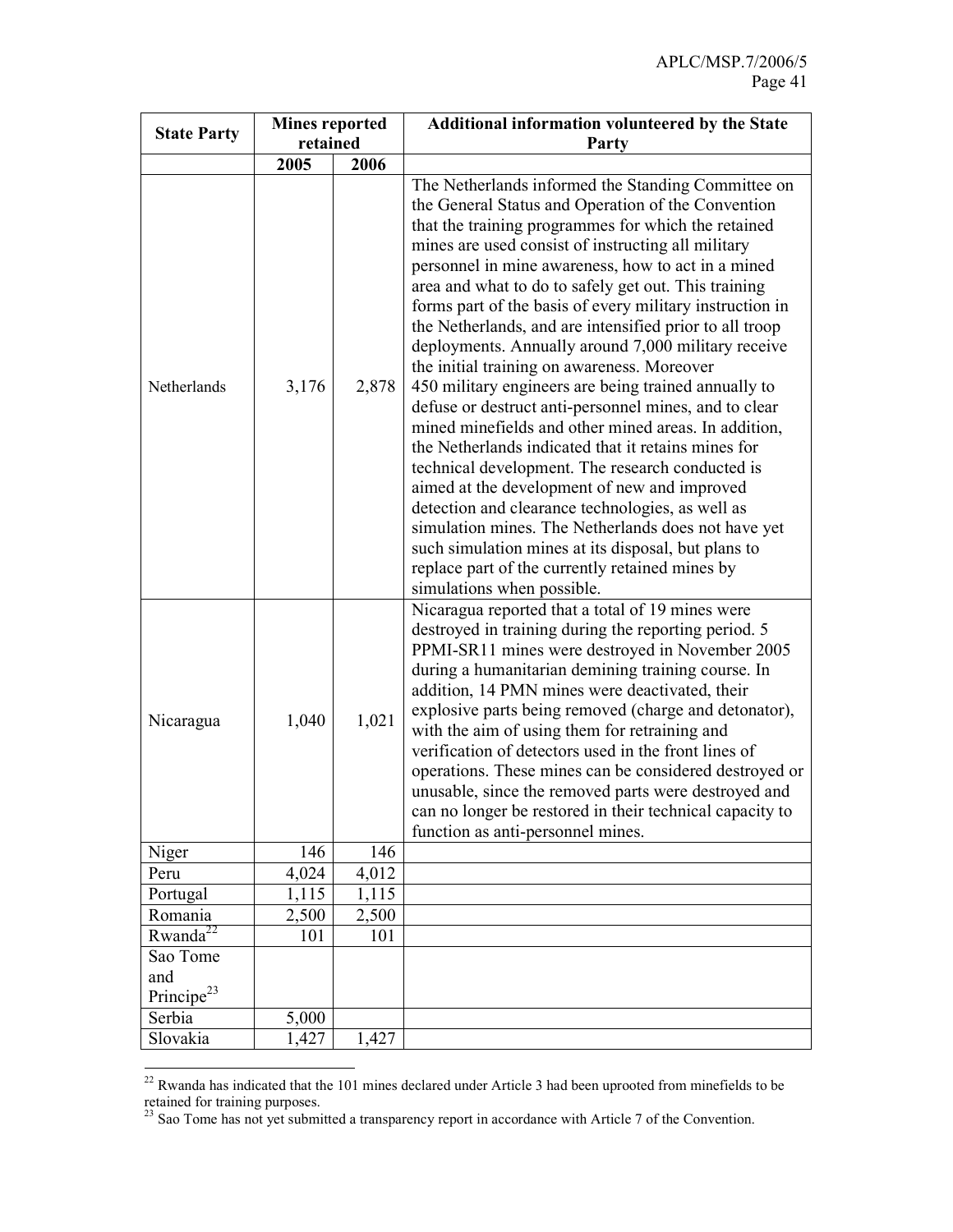| State Party | Mines reported retained | | Additional information volunteered by the State Party |
|---|---|---|---|
| | 2005 | 2006 | |
| Netherlands | 3,176 | 2,878 | The Netherlands informed the Standing Committee on the General Status and Operation of the Convention that the training programmes for which the retained mines are used consist of instructing all military personnel in mine awareness, how to act in a mined area and what to do to safely get out. This training forms part of the basis of every military instruction in the Netherlands, and are intensified prior to all troop deployments. Annually around 7,000 military receive the initial training on awareness. Moreover 450 military engineers are being trained annually to defuse or destruct anti-personnel mines, and to clear mined minefields and other mined areas. In addition, the Netherlands indicated that it retains mines for technical development. The research conducted is aimed at the development of new and improved detection and clearance technologies, as well as simulation mines. The Netherlands does not have yet such simulation mines at its disposal, but plans to replace part of the currently retained mines by simulations when possible. |
| Nicaragua | 1,040 | 1,021 | Nicaragua reported that a total of 19 mines were destroyed in training during the reporting period. 5 PPMI-SR11 mines were destroyed in November 2005 during a humanitarian demining training course. In addition, 14 PMN mines were deactivated, their explosive parts being removed (charge and detonator), with the aim of using them for retraining and verification of detectors used in the front lines of operations. These mines can be considered destroyed or unusable, since the removed parts were destroyed and can no longer be restored in their technical capacity to function as anti-personnel mines. |
| Niger | 146 | 146 | |
| Peru | 4,024 | 4,012 | |
| Portugal | 1,115 | 1,115 | |
| Romania | 2,500 | 2,500 | |
| Rwanda[22] | 101 | 101 | |
| Sao Tome and Principe[23] | | | |
| Serbia | 5,000 | | |
| Slovakia | 1,427 | 1,427 | |

[22] Rwanda has indicated that the 101 mines declared under Article 3 had been uprooted from minefields to be retained for training purposes.

[23] Sao Tome has not yet submitted a transparency report in accordance with Article 7 of the Convention.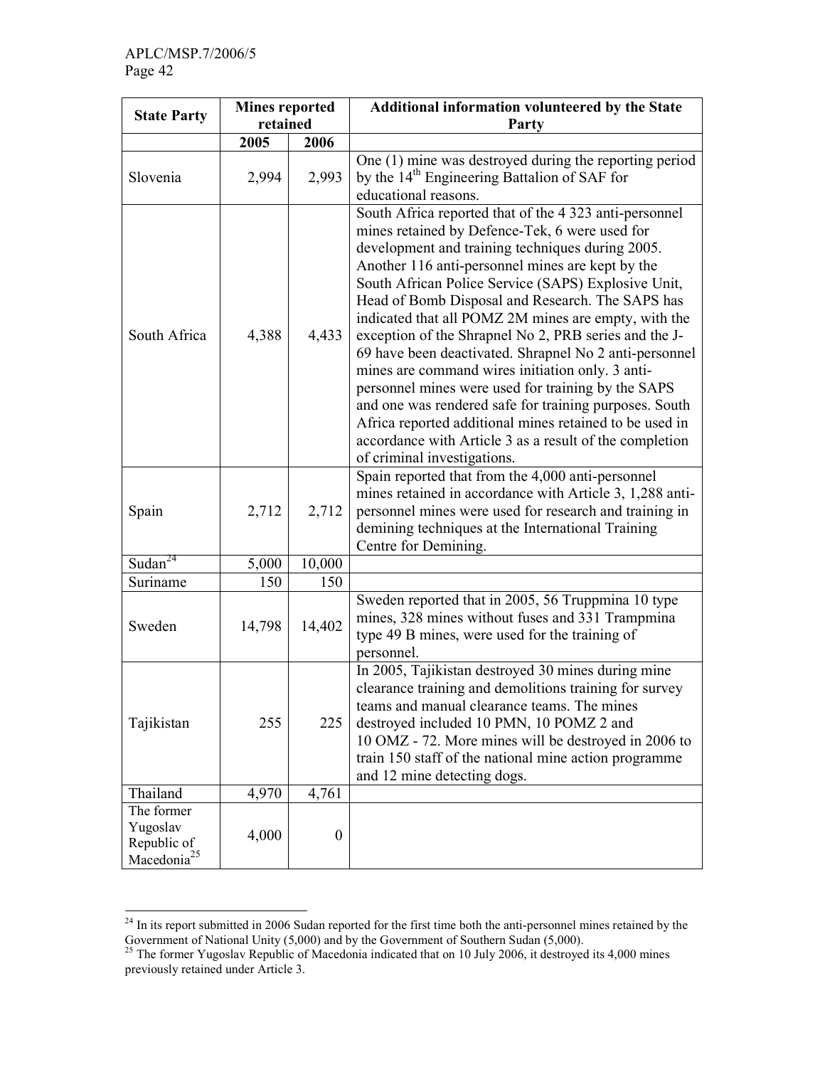| State Party | Mines reported retained | | Additional information volunteered by the State Party |
|---|---|---|---|
| | 2005 | 2006 | |
| Slovenia | 2,994 | 2,993 | One (1) mine was destroyed during the reporting period by the 14th Engineering Battalion of SAF for educational reasons. |
| South Africa | 4,388 | 4,433 | South Africa reported that of the 4 323 anti-personnel mines retained by Defence-Tek, 6 were used for development and training techniques during 2005. Another 116 anti-personnel mines are kept by the South African Police Service (SAPS) Explosive Unit, Head of Bomb Disposal and Research. The SAPS has indicated that all POMZ 2M mines are empty, with the exception of the Shrapnel No 2, PRB series and the J-69 have been deactivated. Shrapnel No 2 anti-personnel mines are command wires initiation only. 3 anti-personnel mines were used for training by the SAPS and one was rendered safe for training purposes. South Africa reported additional mines retained to be used in accordance with Article 3 as a result of the completion of criminal investigations. |
| Spain | 2,712 | 2,712 | Spain reported that from the 4,000 anti-personnel mines retained in accordance with Article 3, 1,288 anti-personnel mines were used for research and training in demining techniques at the International Training Centre for Demining. |
| Sudan[24] | 5,000 | 10,000 | |
| Suriname | 150 | 150 | |
| Sweden | 14,798 | 14,402 | Sweden reported that in 2005, 56 Truppmina 10 type mines, 328 mines without fuses and 331 Trampmina type 49 B mines, were used for the training of personnel. |
| Tajikistan | 255 | 225 | In 2005, Tajikistan destroyed 30 mines during mine clearance training and demolitions training for survey teams and manual clearance teams. The mines destroyed included 10 PMN, 10 POMZ 2 and 10 OMZ - 72. More mines will be destroyed in 2006 to train 150 staff of the national mine action programme and 12 mine detecting dogs. |
| Thailand | 4,970 | 4,761 | |
| The former Yugoslav Republic of Macedonia[25] | 4,000 | 0 | |

[24] In its report submitted in 2006 Sudan reported for the first time both the anti-personnel mines retained by the Government of National Unity (5,000) and by the Government of Southern Sudan (5,000).

[25] The former Yugoslav Republic of Macedonia indicated that on 10 July 2006, it destroyed its 4,000 mines previously retained under Article 3.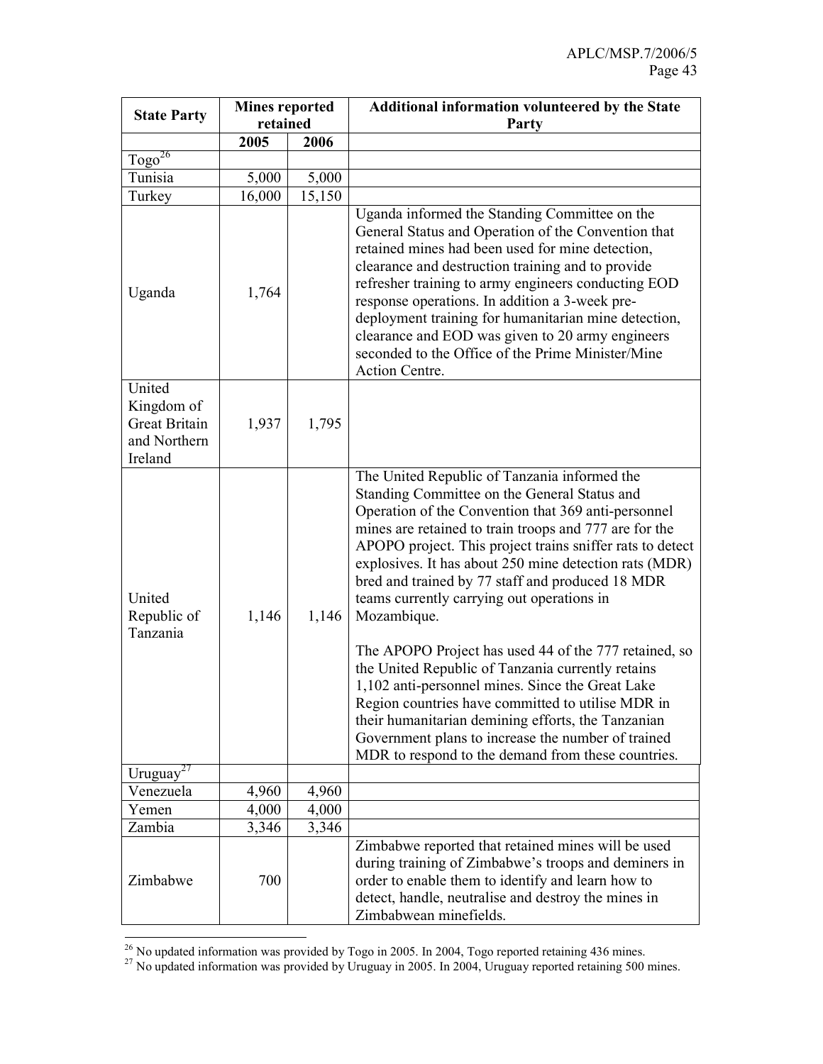| State Party | Mines reported retained | | Additional information volunteered by the State Party |
|---|---|---|---|
| | 2005 | 2006 | |
| Togo[26] | | | |
| Tunisia | 5,000 | 5,000 | |
| Turkey | 16,000 | 15,150 | |
| Uganda | 1,764 | | Uganda informed the Standing Committee on the General Status and Operation of the Convention that retained mines had been used for mine detection, clearance and destruction training and to provide refresher training to army engineers conducting EOD response operations. In addition a 3-week pre-deployment training for humanitarian mine detection, clearance and EOD was given to 20 army engineers seconded to the Office of the Prime Minister/Mine Action Centre. |
| United Kingdom of Great Britain and Northern Ireland | 1,937 | 1,795 | |
| United Republic of Tanzania | 1,146 | 1,146 | The United Republic of Tanzania informed the Standing Committee on the General Status and Operation of the Convention that 369 anti-personnel mines are retained to train troops and 777 are for the APOPO project. This project trains sniffer rats to detect explosives. It has about 250 mine detection rats (MDR) bred and trained by 77 staff and produced 18 MDR teams currently carrying out operations in Mozambique.<br><br>The APOPO Project has used 44 of the 777 retained, so the United Republic of Tanzania currently retains 1,102 anti-personnel mines. Since the Great Lake Region countries have committed to utilise MDR in their humanitarian demining efforts, the Tanzanian Government plans to increase the number of trained MDR to respond to the demand from these countries. |
| Uruguay[27] | | | |
| Venezuela | 4,960 | 4,960 | |
| Yemen | 4,000 | 4,000 | |
| Zambia | 3,346 | 3,346 | |
| Zimbabwe | 700 | | Zimbabwe reported that retained mines will be used during training of Zimbabwe's troops and deminers in order to enable them to identify and learn how to detect, handle, neutralise and destroy the mines in Zimbabwean minefields. |

[26] No updated information was provided by Togo in 2005. In 2004, Togo reported retaining 436 mines.

[27] No updated information was provided by Uruguay in 2005. In 2004, Uruguay reported retaining 500 mines.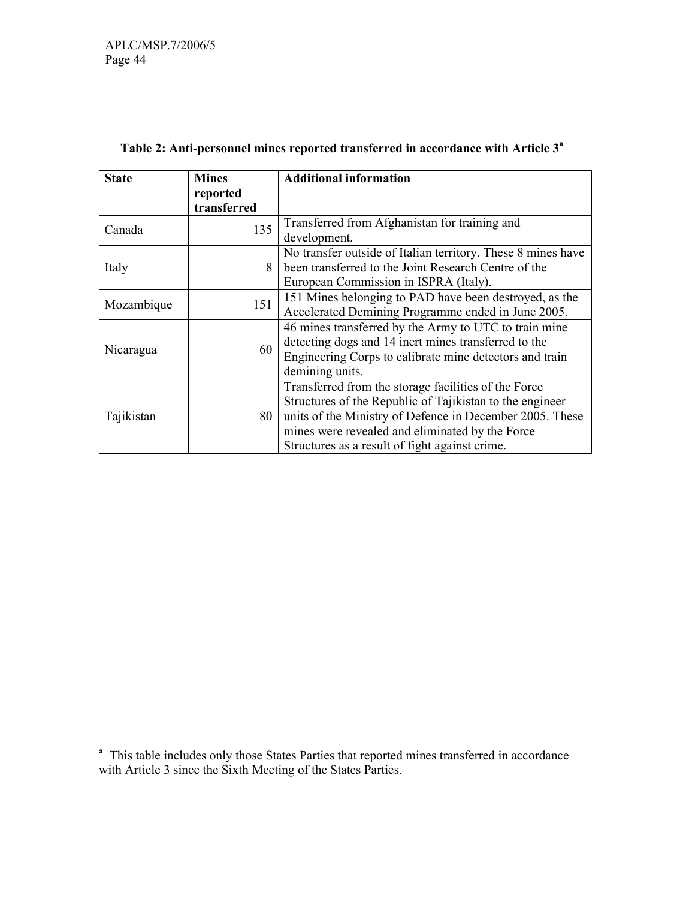**Table 2: Anti-personnel mines reported transferred in accordance with Article 3[a]**

| State | Mines reported transferred | Additional information |
|---|---|---|
| Canada | 135 | Transferred from Afghanistan for training and development. |
| Italy | 8 | No transfer outside of Italian territory. These 8 mines have been transferred to the Joint Research Centre of the European Commission in ISPRA (Italy). |
| Mozambique | 151 | 151 Mines belonging to PAD have been destroyed, as the Accelerated Demining Programme ended in June 2005. |
| Nicaragua | 60 | 46 mines transferred by the Army to UTC to train mine detecting dogs and 14 inert mines transferred to the Engineering Corps to calibrate mine detectors and train demining units. |
| Tajikistan | 80 | Transferred from the storage facilities of the Force Structures of the Republic of Tajikistan to the engineer units of the Ministry of Defence in December 2005. These mines were revealed and eliminated by the Force Structures as a result of fight against crime. |

[a] This table includes only those States Parties that reported mines transferred in accordance with Article 3 since the Sixth Meeting of the States Parties.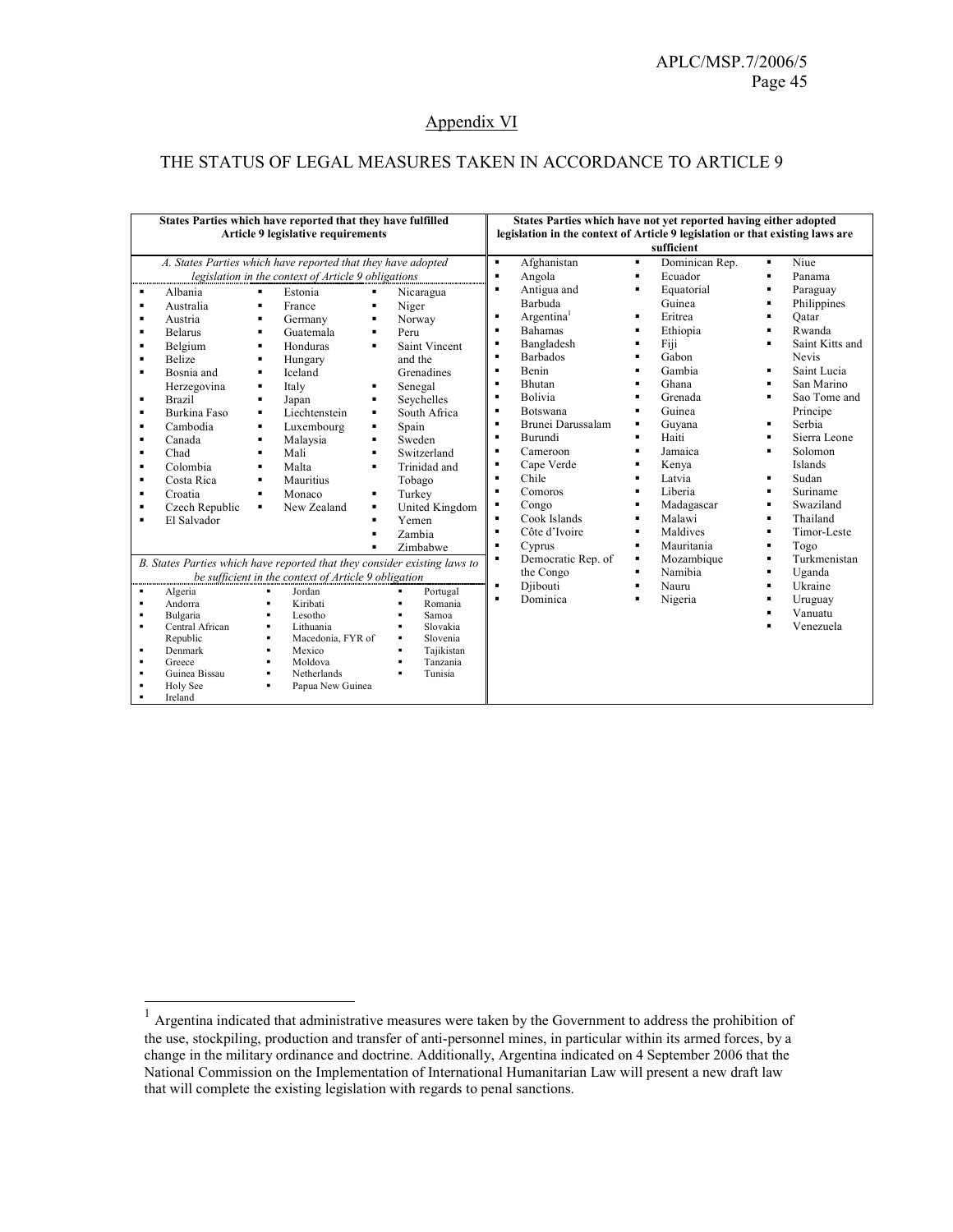## Appendix VI

## THE STATUS OF LEGAL MEASURES TAKEN IN ACCORDANCE TO ARTICLE 9

**States Parties which have reported that they have fulfilled Article 9 legislative requirements**

*A. States Parties which have reported that they have adopted legislation in the context of Article 9 obligations*

- Albania
- Australia
- Austria
- Belarus
- Belgium
- Belize
- Bosnia and Herzegovina
- Brazil
- Burkina Faso
- Cambodia
- Canada
- Chad
- Colombia
- Costa Rica
- Croatia
- Czech Republic
- El Salvador
- Estonia
- France
- Germany
- Guatemala
- Honduras
- Hungary
- Iceland
- Italy
- Japan
- Liechtenstein
- Luxembourg
- Malaysia
- Mali
- Malta
- Mauritius
- Monaco
- New Zealand
- Nicaragua
- Niger
- Norway
- Peru
- Saint Vincent and the Grenadines
- Senegal
- Seychelles
- South Africa
- Spain
- Sweden
- Switzerland
- Trinidad and Tobago
- Turkey
- United Kingdom
- Yemen
- Zambia
- Zimbabwe

*B. States Parties which have reported that they consider existing laws to be sufficient in the context of Article 9 obligation*

- Algeria
- Andorra
- Bulgaria
- Central African Republic
- Denmark
- Greece
- Guinea Bissau
- Holy See
- Ireland
- Jordan
- Kiribati
- Lesotho
- Lithuania
- Macedonia, FYR of
- Mexico
- Moldova
- Netherlands
- Papua New Guinea
- Portugal
- Romania
- Samoa
- Slovakia
- Slovenia
- Tajikistan
- Tanzania
- Tunisia

**States Parties which have not yet reported having either adopted legislation in the context of Article 9 legislation or that existing laws are sufficient**

- Afghanistan
- Angola
- Antigua and Barbuda
- Argentina[1]
- Bahamas
- Bangladesh
- Barbados
- Benin
- Bhutan
- Bolivia
- Botswana
- Brunei Darussalam
- Burundi
- Cameroon
- Cape Verde
- Chile
- Comoros
- Congo
- Cook Islands
- Côte d'Ivoire
- Cyprus
- Democratic Rep. of the Congo
- Djibouti
- Dominica
- Dominican Rep.
- Ecuador
- Equatorial Guinea
- Eritrea
- Ethiopia
- Fiji
- Gabon
- Gambia
- Ghana
- Grenada
- Guinea
- Guyana
- Haiti
- Jamaica
- Kenya
- Latvia
- Liberia
- Madagascar
- Malawi
- Maldives
- Mauritania
- Mozambique
- Namibia
- Nauru
- Nigeria
- Niue
- Panama
- Paraguay
- Philippines
- Qatar
- Rwanda
- Saint Kitts and Nevis
- Saint Lucia
- San Marino
- Sao Tome and Principe
- Serbia
- Sierra Leone
- Solomon Islands
- Sudan
- Suriname
- Swaziland
- Thailand
- Timor-Leste
- Togo
- Turkmenistan
- Uganda
- Ukraine
- Uruguay
- Vanuatu
- Venezuela

---

[1] Argentina indicated that administrative measures were taken by the Government to address the prohibition of the use, stockpiling, production and transfer of anti-personnel mines, in particular within its armed forces, by a change in the military ordinance and doctrine. Additionally, Argentina indicated on 4 September 2006 that the National Commission on the Implementation of International Humanitarian Law will present a new draft law that will complete the existing legislation with regards to penal sanctions.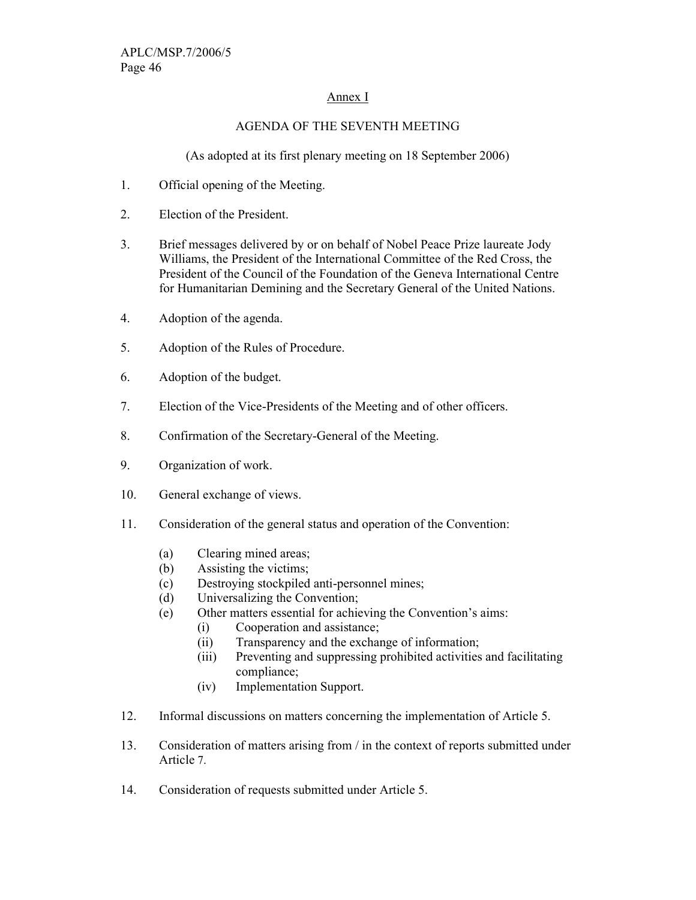## Annex I

### AGENDA OF THE SEVENTH MEETING

(As adopted at its first plenary meeting on 18 September 2006)

1. Official opening of the Meeting.

2. Election of the President.

3. Brief messages delivered by or on behalf of Nobel Peace Prize laureate Jody Williams, the President of the International Committee of the Red Cross, the President of the Council of the Foundation of the Geneva International Centre for Humanitarian Demining and the Secretary General of the United Nations.

4. Adoption of the agenda.

5. Adoption of the Rules of Procedure.

6. Adoption of the budget.

7. Election of the Vice-Presidents of the Meeting and of other officers.

8. Confirmation of the Secretary-General of the Meeting.

9. Organization of work.

10. General exchange of views.

11. Consideration of the general status and operation of the Convention:
    - (a) Clearing mined areas;
    - (b) Assisting the victims;
    - (c) Destroying stockpiled anti-personnel mines;
    - (d) Universalizing the Convention;
    - (e) Other matters essential for achieving the Convention's aims:
        - (i) Cooperation and assistance;
        - (ii) Transparency and the exchange of information;
        - (iii) Preventing and suppressing prohibited activities and facilitating compliance;
        - (iv) Implementation Support.

12. Informal discussions on matters concerning the implementation of Article 5.

13. Consideration of matters arising from / in the context of reports submitted under Article 7.

14. Consideration of requests submitted under Article 5.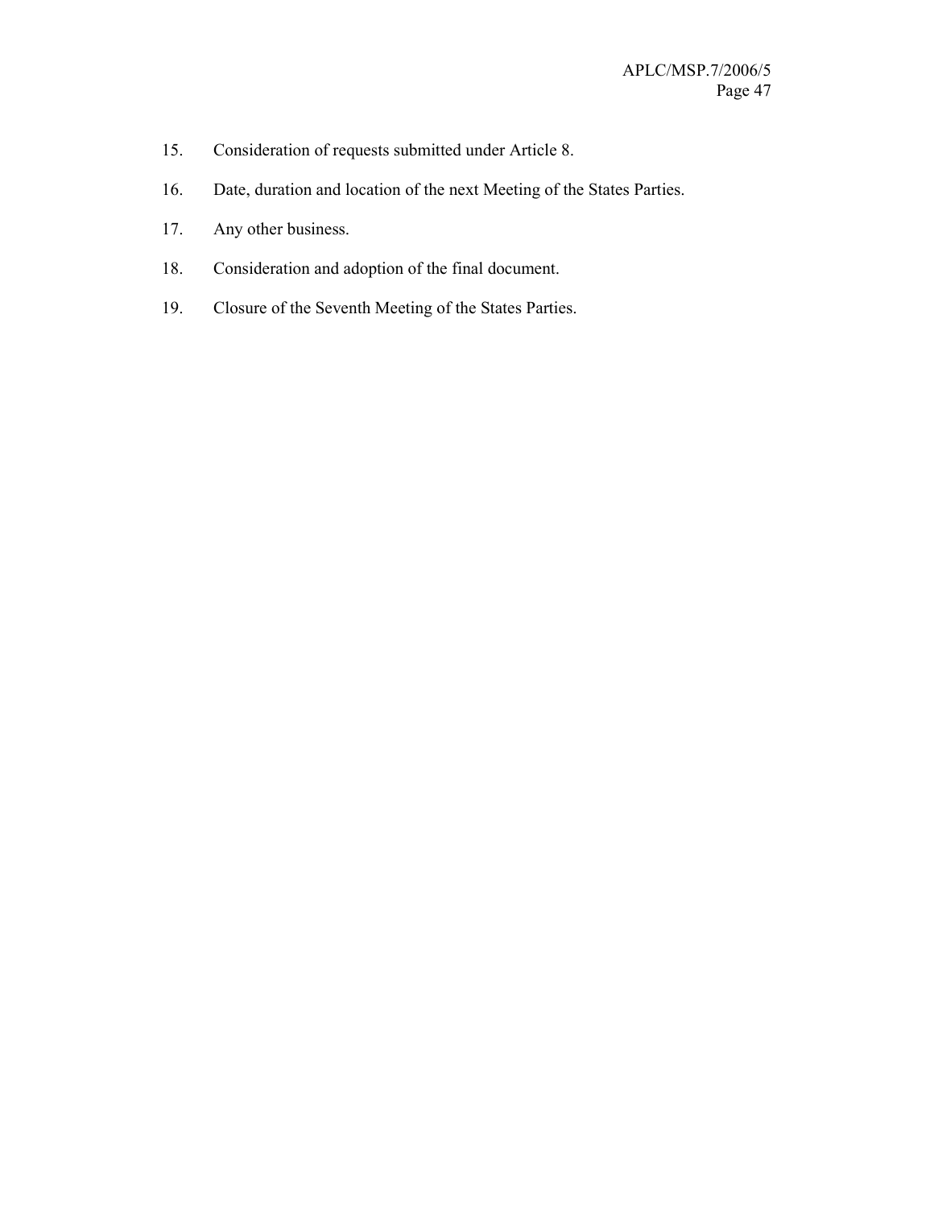15. Consideration of requests submitted under Article 8.

16. Date, duration and location of the next Meeting of the States Parties.

17. Any other business.

18. Consideration and adoption of the final document.

19. Closure of the Seventh Meeting of the States Parties.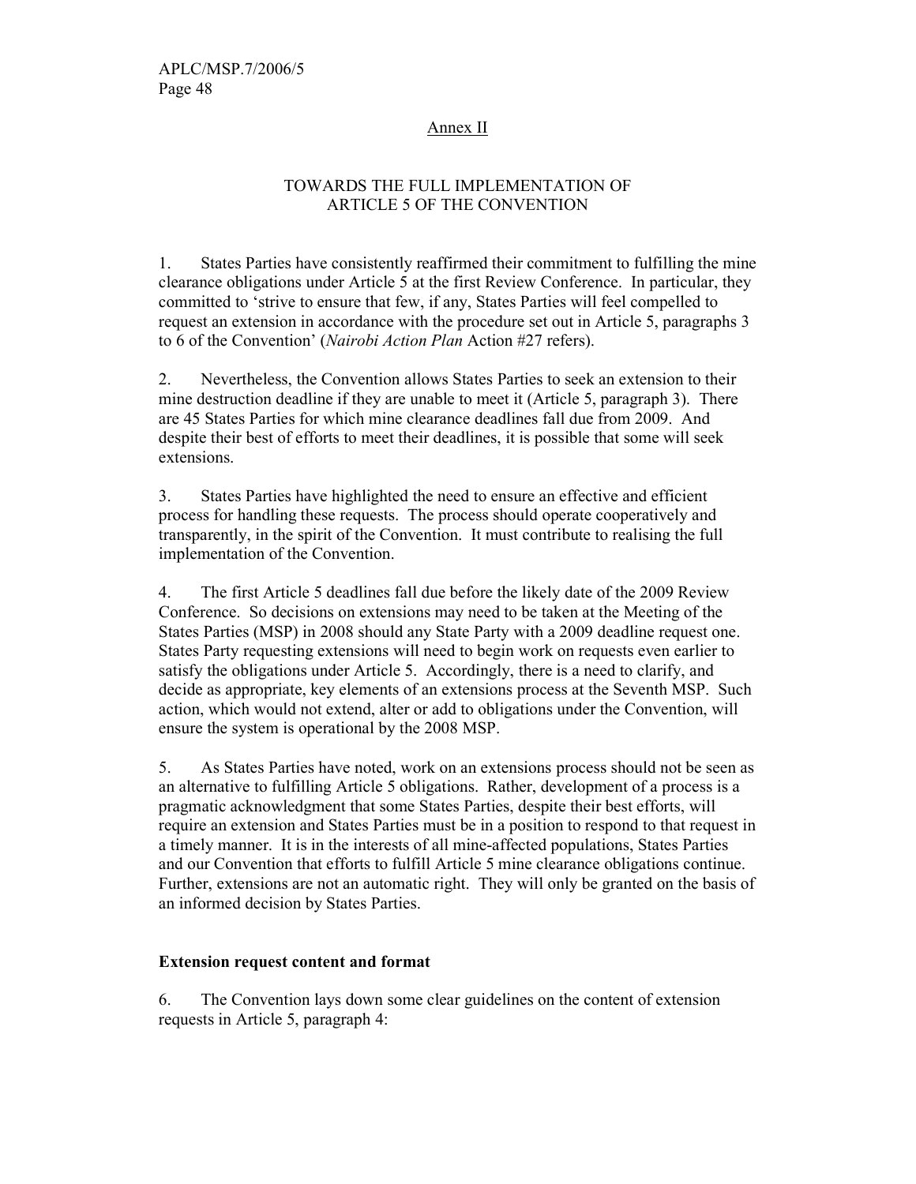Annex II

TOWARDS THE FULL IMPLEMENTATION OF ARTICLE 5 OF THE CONVENTION

1. States Parties have consistently reaffirmed their commitment to fulfilling the mine clearance obligations under Article 5 at the first Review Conference. In particular, they committed to 'strive to ensure that few, if any, States Parties will feel compelled to request an extension in accordance with the procedure set out in Article 5, paragraphs 3 to 6 of the Convention' (*Nairobi Action Plan* Action #27 refers).

2. Nevertheless, the Convention allows States Parties to seek an extension to their mine destruction deadline if they are unable to meet it (Article 5, paragraph 3). There are 45 States Parties for which mine clearance deadlines fall due from 2009. And despite their best of efforts to meet their deadlines, it is possible that some will seek extensions.

3. States Parties have highlighted the need to ensure an effective and efficient process for handling these requests. The process should operate cooperatively and transparently, in the spirit of the Convention. It must contribute to realising the full implementation of the Convention.

4. The first Article 5 deadlines fall due before the likely date of the 2009 Review Conference. So decisions on extensions may need to be taken at the Meeting of the States Parties (MSP) in 2008 should any State Party with a 2009 deadline request one. States Party requesting extensions will need to begin work on requests even earlier to satisfy the obligations under Article 5. Accordingly, there is a need to clarify, and decide as appropriate, key elements of an extensions process at the Seventh MSP. Such action, which would not extend, alter or add to obligations under the Convention, will ensure the system is operational by the 2008 MSP.

5. As States Parties have noted, work on an extensions process should not be seen as an alternative to fulfilling Article 5 obligations. Rather, development of a process is a pragmatic acknowledgment that some States Parties, despite their best efforts, will require an extension and States Parties must be in a position to respond to that request in a timely manner. It is in the interests of all mine-affected populations, States Parties and our Convention that efforts to fulfill Article 5 mine clearance obligations continue. Further, extensions are not an automatic right. They will only be granted on the basis of an informed decision by States Parties.

**Extension request content and format**

6. The Convention lays down some clear guidelines on the content of extension requests in Article 5, paragraph 4: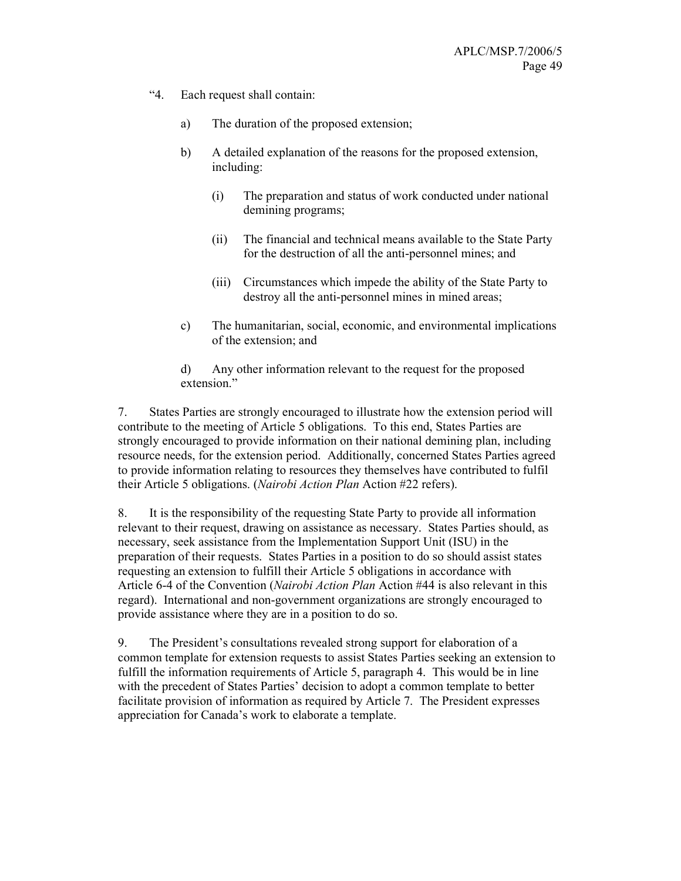"4. Each request shall contain:

a) The duration of the proposed extension;

b) A detailed explanation of the reasons for the proposed extension, including:

(i) The preparation and status of work conducted under national demining programs;

(ii) The financial and technical means available to the State Party for the destruction of all the anti-personnel mines; and

(iii) Circumstances which impede the ability of the State Party to destroy all the anti-personnel mines in mined areas;

c) The humanitarian, social, economic, and environmental implications of the extension; and

d) Any other information relevant to the request for the proposed extension."

7. States Parties are strongly encouraged to illustrate how the extension period will contribute to the meeting of Article 5 obligations. To this end, States Parties are strongly encouraged to provide information on their national demining plan, including resource needs, for the extension period. Additionally, concerned States Parties agreed to provide information relating to resources they themselves have contributed to fulfil their Article 5 obligations. (*Nairobi Action Plan* Action #22 refers).

8. It is the responsibility of the requesting State Party to provide all information relevant to their request, drawing on assistance as necessary. States Parties should, as necessary, seek assistance from the Implementation Support Unit (ISU) in the preparation of their requests. States Parties in a position to do so should assist states requesting an extension to fulfill their Article 5 obligations in accordance with Article 6-4 of the Convention (*Nairobi Action Plan* Action #44 is also relevant in this regard). International and non-government organizations are strongly encouraged to provide assistance where they are in a position to do so.

9. The President's consultations revealed strong support for elaboration of a common template for extension requests to assist States Parties seeking an extension to fulfill the information requirements of Article 5, paragraph 4. This would be in line with the precedent of States Parties' decision to adopt a common template to better facilitate provision of information as required by Article 7. The President expresses appreciation for Canada's work to elaborate a template.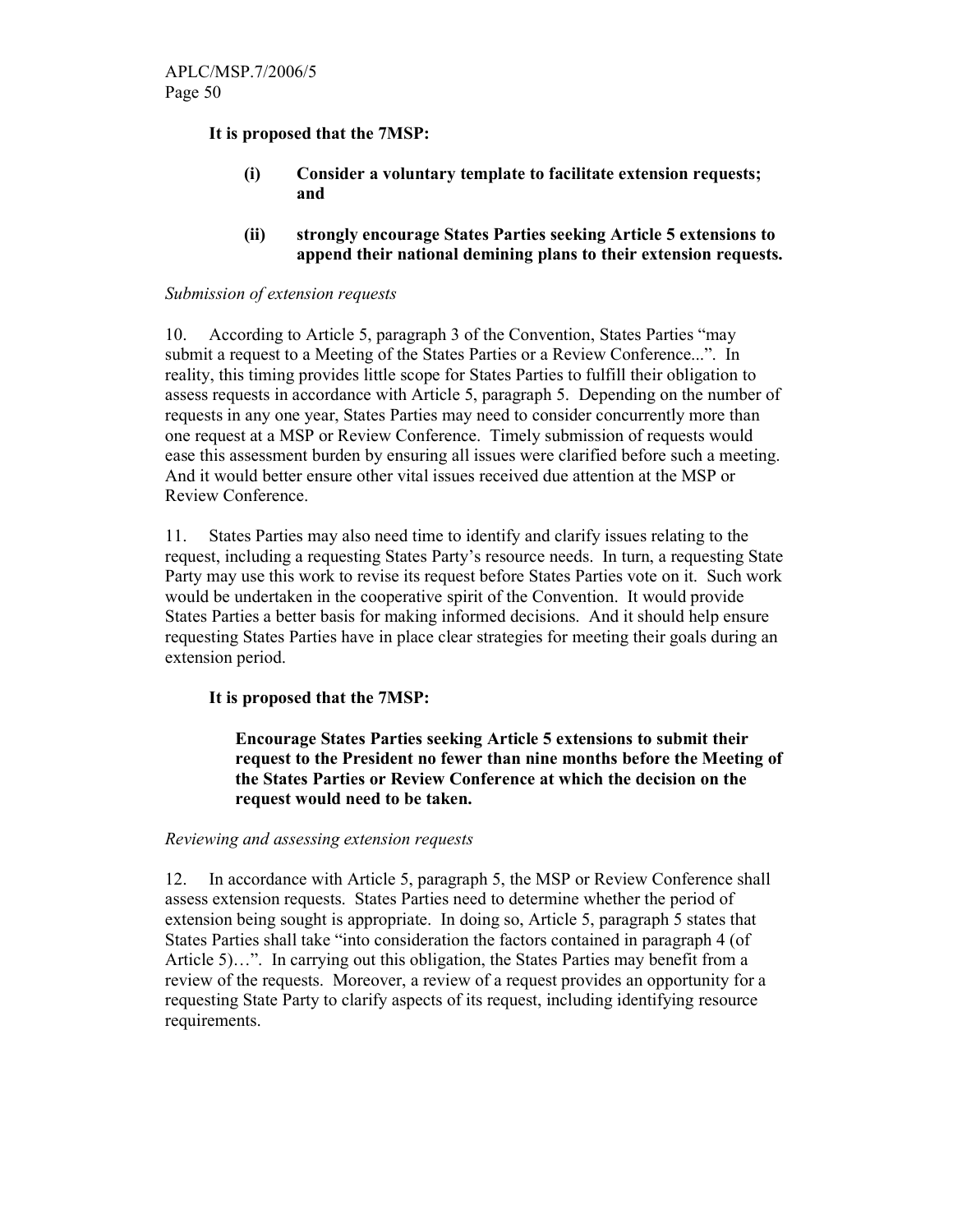**It is proposed that the 7MSP:**

> **(i) Consider a voluntary template to facilitate extension requests; and**
>
> **(ii) strongly encourage States Parties seeking Article 5 extensions to append their national demining plans to their extension requests.**

*Submission of extension requests*

10. According to Article 5, paragraph 3 of the Convention, States Parties "may submit a request to a Meeting of the States Parties or a Review Conference...". In reality, this timing provides little scope for States Parties to fulfill their obligation to assess requests in accordance with Article 5, paragraph 5. Depending on the number of requests in any one year, States Parties may need to consider concurrently more than one request at a MSP or Review Conference. Timely submission of requests would ease this assessment burden by ensuring all issues were clarified before such a meeting. And it would better ensure other vital issues received due attention at the MSP or Review Conference.

11. States Parties may also need time to identify and clarify issues relating to the request, including a requesting States Party's resource needs. In turn, a requesting State Party may use this work to revise its request before States Parties vote on it. Such work would be undertaken in the cooperative spirit of the Convention. It would provide States Parties a better basis for making informed decisions. And it should help ensure requesting States Parties have in place clear strategies for meeting their goals during an extension period.

**It is proposed that the 7MSP:**

> **Encourage States Parties seeking Article 5 extensions to submit their request to the President no fewer than nine months before the Meeting of the States Parties or Review Conference at which the decision on the request would need to be taken.**

*Reviewing and assessing extension requests*

12. In accordance with Article 5, paragraph 5, the MSP or Review Conference shall assess extension requests. States Parties need to determine whether the period of extension being sought is appropriate. In doing so, Article 5, paragraph 5 states that States Parties shall take "into consideration the factors contained in paragraph 4 (of Article 5)…". In carrying out this obligation, the States Parties may benefit from a review of the requests. Moreover, a review of a request provides an opportunity for a requesting State Party to clarify aspects of its request, including identifying resource requirements.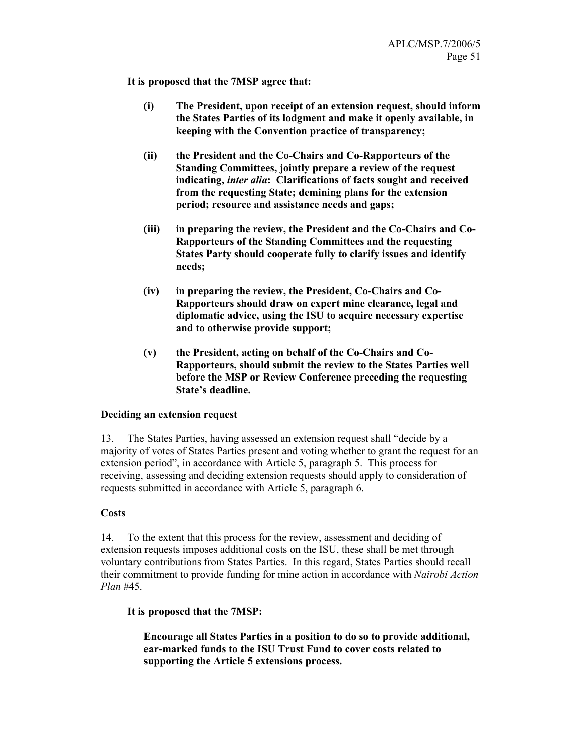**It is proposed that the 7MSP agree that:**

- **(i) The President, upon receipt of an extension request, should inform the States Parties of its lodgment and make it openly available, in keeping with the Convention practice of transparency;**

- **(ii) the President and the Co-Chairs and Co-Rapporteurs of the Standing Committees, jointly prepare a review of the request indicating, *inter alia*: Clarifications of facts sought and received from the requesting State; demining plans for the extension period; resource and assistance needs and gaps;**

- **(iii) in preparing the review, the President and the Co-Chairs and Co-Rapporteurs of the Standing Committees and the requesting States Party should cooperate fully to clarify issues and identify needs;**

- **(iv) in preparing the review, the President, Co-Chairs and Co-Rapporteurs should draw on expert mine clearance, legal and diplomatic advice, using the ISU to acquire necessary expertise and to otherwise provide support;**

- **(v) the President, acting on behalf of the Co-Chairs and Co-Rapporteurs, should submit the review to the States Parties well before the MSP or Review Conference preceding the requesting State's deadline.**

**Deciding an extension request**

13. The States Parties, having assessed an extension request shall "decide by a majority of votes of States Parties present and voting whether to grant the request for an extension period", in accordance with Article 5, paragraph 5. This process for receiving, assessing and deciding extension requests should apply to consideration of requests submitted in accordance with Article 5, paragraph 6.

**Costs**

14. To the extent that this process for the review, assessment and deciding of extension requests imposes additional costs on the ISU, these shall be met through voluntary contributions from States Parties. In this regard, States Parties should recall their commitment to provide funding for mine action in accordance with *Nairobi Action Plan* #45.

**It is proposed that the 7MSP:**

**Encourage all States Parties in a position to do so to provide additional, ear-marked funds to the ISU Trust Fund to cover costs related to supporting the Article 5 extensions process.**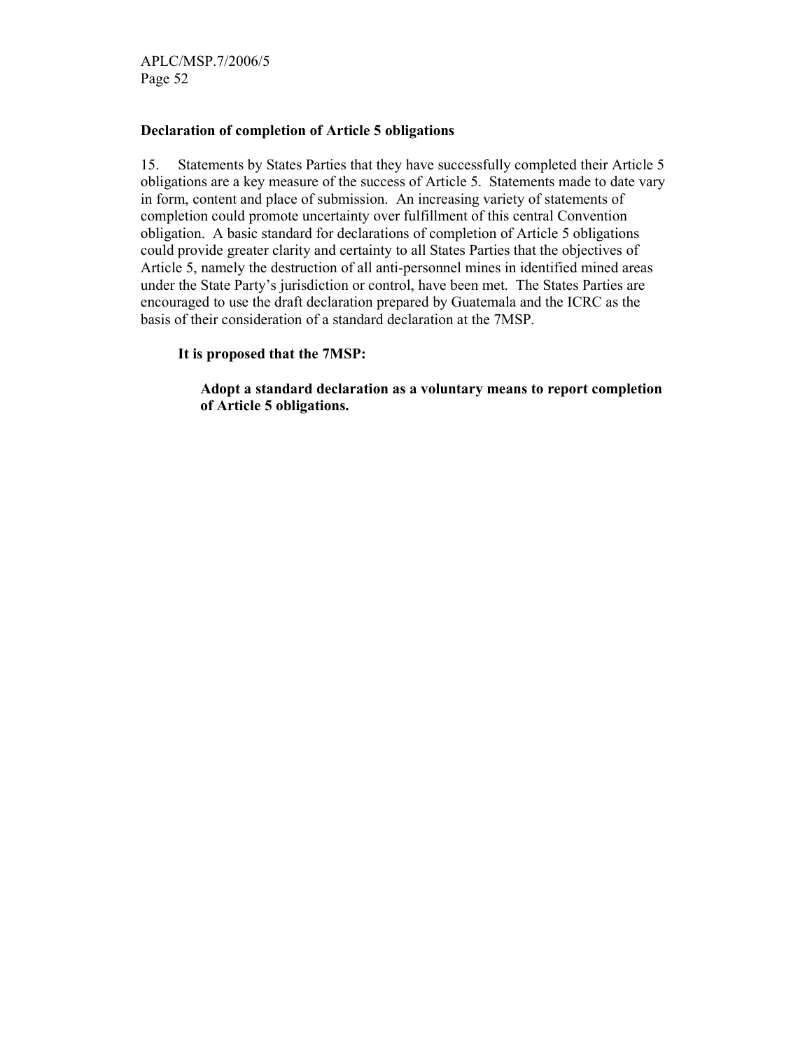**Declaration of completion of Article 5 obligations**

15. Statements by States Parties that they have successfully completed their Article 5 obligations are a key measure of the success of Article 5. Statements made to date vary in form, content and place of submission. An increasing variety of statements of completion could promote uncertainty over fulfillment of this central Convention obligation. A basic standard for declarations of completion of Article 5 obligations could provide greater clarity and certainty to all States Parties that the objectives of Article 5, namely the destruction of all anti-personnel mines in identified mined areas under the State Party's jurisdiction or control, have been met. The States Parties are encouraged to use the draft declaration prepared by Guatemala and the ICRC as the basis of their consideration of a standard declaration at the 7MSP.

**It is proposed that the 7MSP:**

> **Adopt a standard declaration as a voluntary means to report completion of Article 5 obligations.**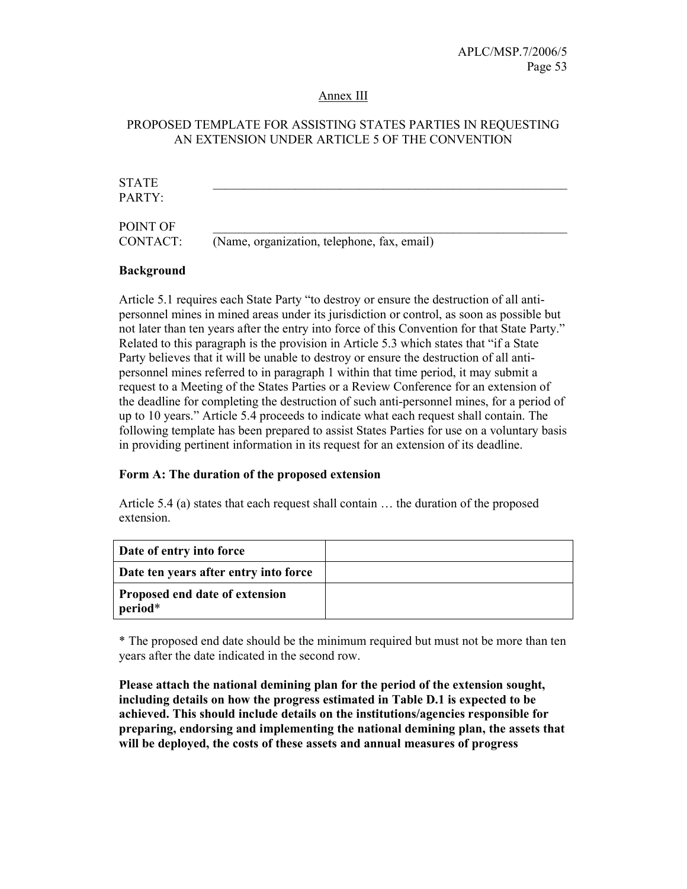Annex III

## PROPOSED TEMPLATE FOR ASSISTING STATES PARTIES IN REQUESTING AN EXTENSION UNDER ARTICLE 5 OF THE CONVENTION

STATE PARTY: ____________________________________________________________

POINT OF CONTACT: ____________________________________________________________
(Name, organization, telephone, fax, email)

**Background**

Article 5.1 requires each State Party "to destroy or ensure the destruction of all anti-personnel mines in mined areas under its jurisdiction or control, as soon as possible but not later than ten years after the entry into force of this Convention for that State Party." Related to this paragraph is the provision in Article 5.3 which states that "if a State Party believes that it will be unable to destroy or ensure the destruction of all anti-personnel mines referred to in paragraph 1 within that time period, it may submit a request to a Meeting of the States Parties or a Review Conference for an extension of the deadline for completing the destruction of such anti-personnel mines, for a period of up to 10 years." Article 5.4 proceeds to indicate what each request shall contain. The following template has been prepared to assist States Parties for use on a voluntary basis in providing pertinent information in its request for an extension of its deadline.

**Form A: The duration of the proposed extension**

Article 5.4 (a) states that each request shall contain … the duration of the proposed extension.

| | |
|---|---|
| **Date of entry into force** | |
| **Date ten years after entry into force** | |
| **Proposed end date of extension period*** | |

* The proposed end date should be the minimum required but must not be more than ten years after the date indicated in the second row.

**Please attach the national demining plan for the period of the extension sought, including details on how the progress estimated in Table D.1 is expected to be achieved. This should include details on the institutions/agencies responsible for preparing, endorsing and implementing the national demining plan, the assets that will be deployed, the costs of these assets and annual measures of progress**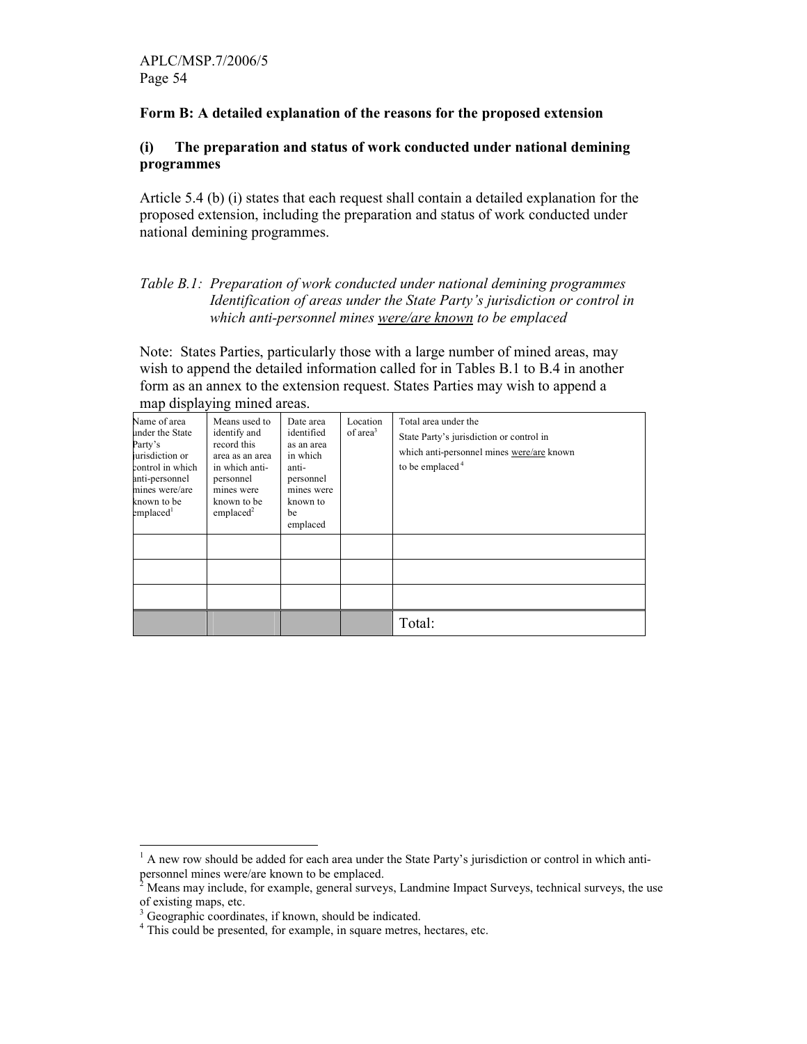## Form B: A detailed explanation of the reasons for the proposed extension

### (i) The preparation and status of work conducted under national demining programmes

Article 5.4 (b) (i) states that each request shall contain a detailed explanation for the proposed extension, including the preparation and status of work conducted under national demining programmes.

*Table B.1: Preparation of work conducted under national demining programmes Identification of areas under the State Party's jurisdiction or control in which anti-personnel mines were/are known to be emplaced*

Note: States Parties, particularly those with a large number of mined areas, may wish to append the detailed information called for in Tables B.1 to B.4 in another form as an annex to the extension request. States Parties may wish to append a map displaying mined areas.

| Name of area under the State Party's jurisdiction or control in which anti-personnel mines were/are known to be emplaced[1] | Means used to identify and record this area as an area in which anti-personnel mines were known to be emplaced[2] | Date area identified as an area in which anti-personnel mines were known to be emplaced | Location of area[3] | Total area under the State Party's jurisdiction or control in which anti-personnel mines were/are known to be emplaced[4] |
|---|---|---|---|---|
| | | | | |
| | | | | |
| | | | | |
| | | | | Total: |

[1] A new row should be added for each area under the State Party's jurisdiction or control in which anti-personnel mines were/are known to be emplaced.

[2] Means may include, for example, general surveys, Landmine Impact Surveys, technical surveys, the use of existing maps, etc.

[3] Geographic coordinates, if known, should be indicated.

[4] This could be presented, for example, in square metres, hectares, etc.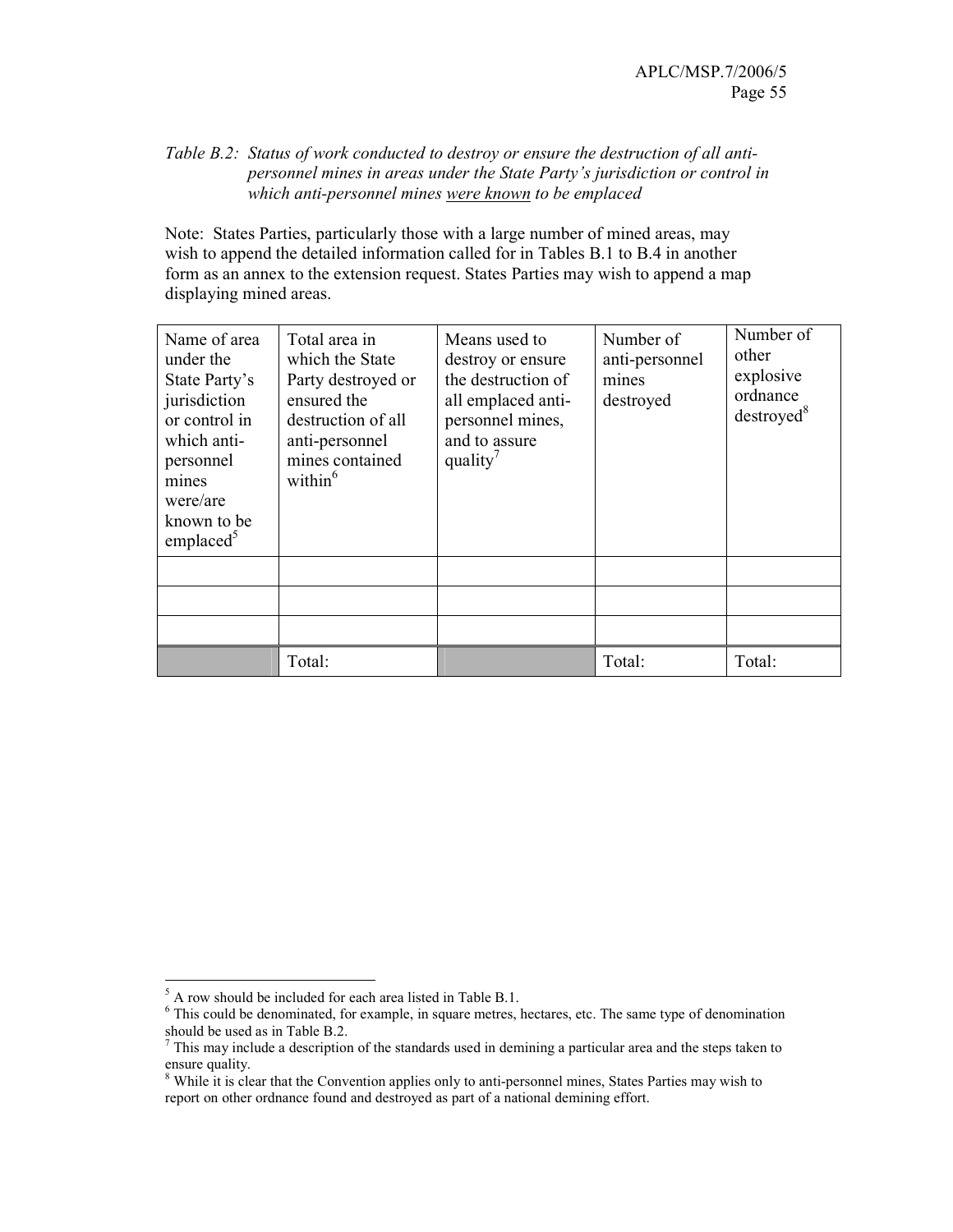*Table B.2: Status of work conducted to destroy or ensure the destruction of all anti-personnel mines in areas under the State Party's jurisdiction or control in which anti-personnel mines were known to be emplaced*

Note: States Parties, particularly those with a large number of mined areas, may wish to append the detailed information called for in Tables B.1 to B.4 in another form as an annex to the extension request. States Parties may wish to append a map displaying mined areas.

| Name of area under the State Party's jurisdiction or control in which anti-personnel mines were/are known to be emplaced[5] | Total area in which the State Party destroyed or ensured the destruction of all anti-personnel mines contained within[6] | Means used to destroy or ensure the destruction of all emplaced anti-personnel mines, and to assure quality[7] | Number of anti-personnel mines destroyed | Number of other explosive ordnance destroyed[8] |
|---|---|---|---|---|
| | | | | |
| | | | | |
| | | | | |
| | Total: | | Total: | Total: |

[5] A row should be included for each area listed in Table B.1.

[6] This could be denominated, for example, in square metres, hectares, etc. The same type of denomination should be used as in Table B.2.

[7] This may include a description of the standards used in demining a particular area and the steps taken to ensure quality.

[8] While it is clear that the Convention applies only to anti-personnel mines, States Parties may wish to report on other ordnance found and destroyed as part of a national demining effort.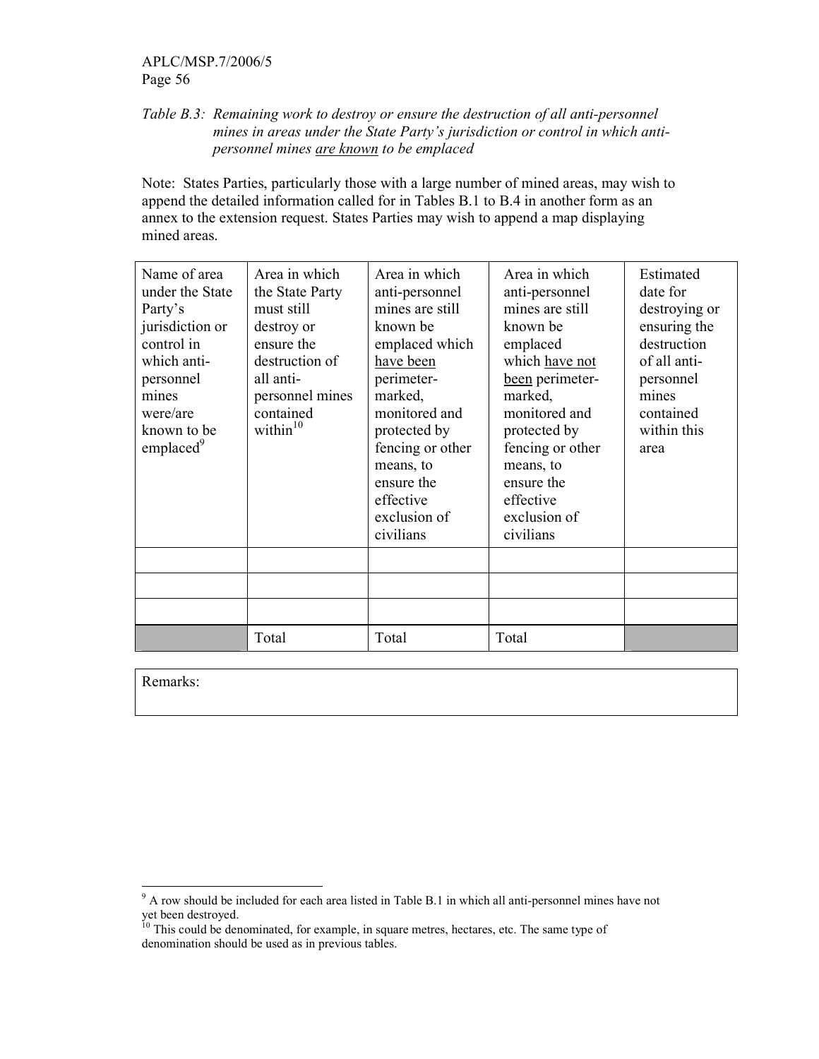*Table B.3: Remaining work to destroy or ensure the destruction of all anti-personnel mines in areas under the State Party's jurisdiction or control in which anti-personnel mines <u>are known</u> to be emplaced*

Note: States Parties, particularly those with a large number of mined areas, may wish to append the detailed information called for in Tables B.1 to B.4 in another form as an annex to the extension request. States Parties may wish to append a map displaying mined areas.

| Name of area under the State Party's jurisdiction or control in which anti-personnel mines were/are known to be emplaced[9] | Area in which the State Party must still destroy or ensure the destruction of all anti-personnel mines contained within[10] | Area in which anti-personnel mines are still known be emplaced which <u>have been</u> perimeter-marked, monitored and protected by fencing or other means, to ensure the effective exclusion of civilians | Area in which anti-personnel mines are still known be emplaced which <u>have not been</u> perimeter-marked, monitored and protected by fencing or other means, to ensure the effective exclusion of civilians | Estimated date for destroying or ensuring the destruction of all anti-personnel mines contained within this area |
|---|---|---|---|---|
| | | | | |
| | | | | |
| | | | | |
| | Total | Total | Total | |

| Remarks: |
|---|

[9] A row should be included for each area listed in Table B.1 in which all anti-personnel mines have not yet been destroyed.

[10] This could be denominated, for example, in square metres, hectares, etc. The same type of denomination should be used as in previous tables.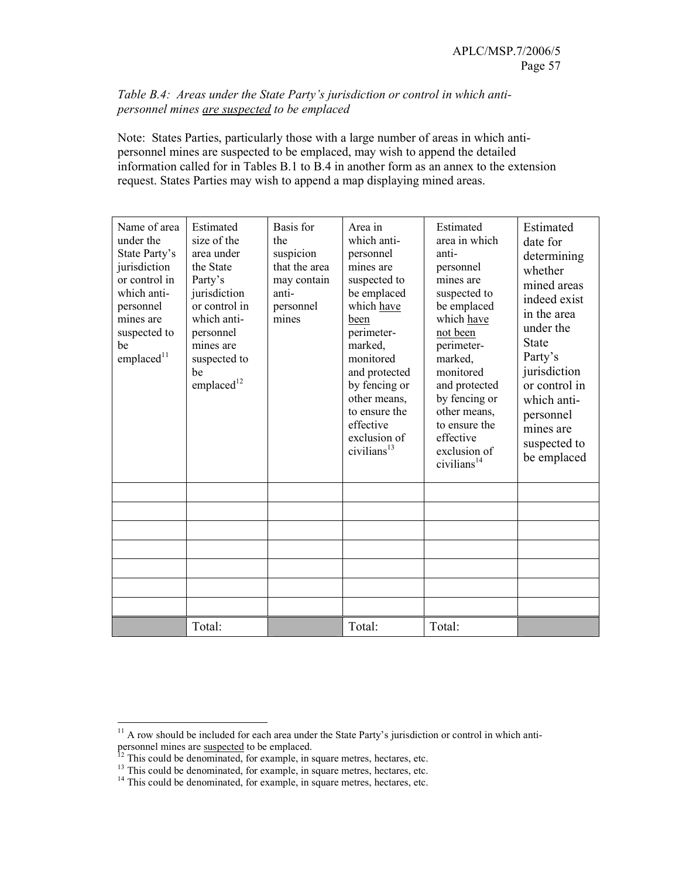*Table B.4: Areas under the State Party's jurisdiction or control in which anti-personnel mines are suspected to be emplaced*

Note: States Parties, particularly those with a large number of areas in which anti-personnel mines are suspected to be emplaced, may wish to append the detailed information called for in Tables B.1 to B.4 in another form as an annex to the extension request. States Parties may wish to append a map displaying mined areas.

| Name of area under the State Party's jurisdiction or control in which anti-personnel mines are suspected to be emplaced[11] | Estimated size of the area under the State Party's jurisdiction or control in which anti-personnel mines are suspected to be emplaced[12] | Basis for the suspicion that the area may contain anti-personnel mines | Area in which anti-personnel mines are suspected to be emplaced which have been perimeter-marked, monitored and protected by fencing or other means, to ensure the effective exclusion of civilians[13] | Estimated area in which anti-personnel mines are suspected to be emplaced which have not been perimeter-marked, monitored and protected by fencing or other means, to ensure the effective exclusion of civilians[14] | Estimated date for determining whether mined areas indeed exist in the area under the State Party's jurisdiction or control in which anti-personnel mines are suspected to be emplaced |
|---|---|---|---|---|---|
| | | | | | |
| | | | | | |
| | | | | | |
| | | | | | |
| | | | | | |
| | | | | | |
| | | | | | |
| | Total: | | Total: | Total: | |

[11] A row should be included for each area under the State Party's jurisdiction or control in which anti-personnel mines are suspected to be emplaced.

[12] This could be denominated, for example, in square metres, hectares, etc.

[13] This could be denominated, for example, in square metres, hectares, etc.

[14] This could be denominated, for example, in square metres, hectares, etc.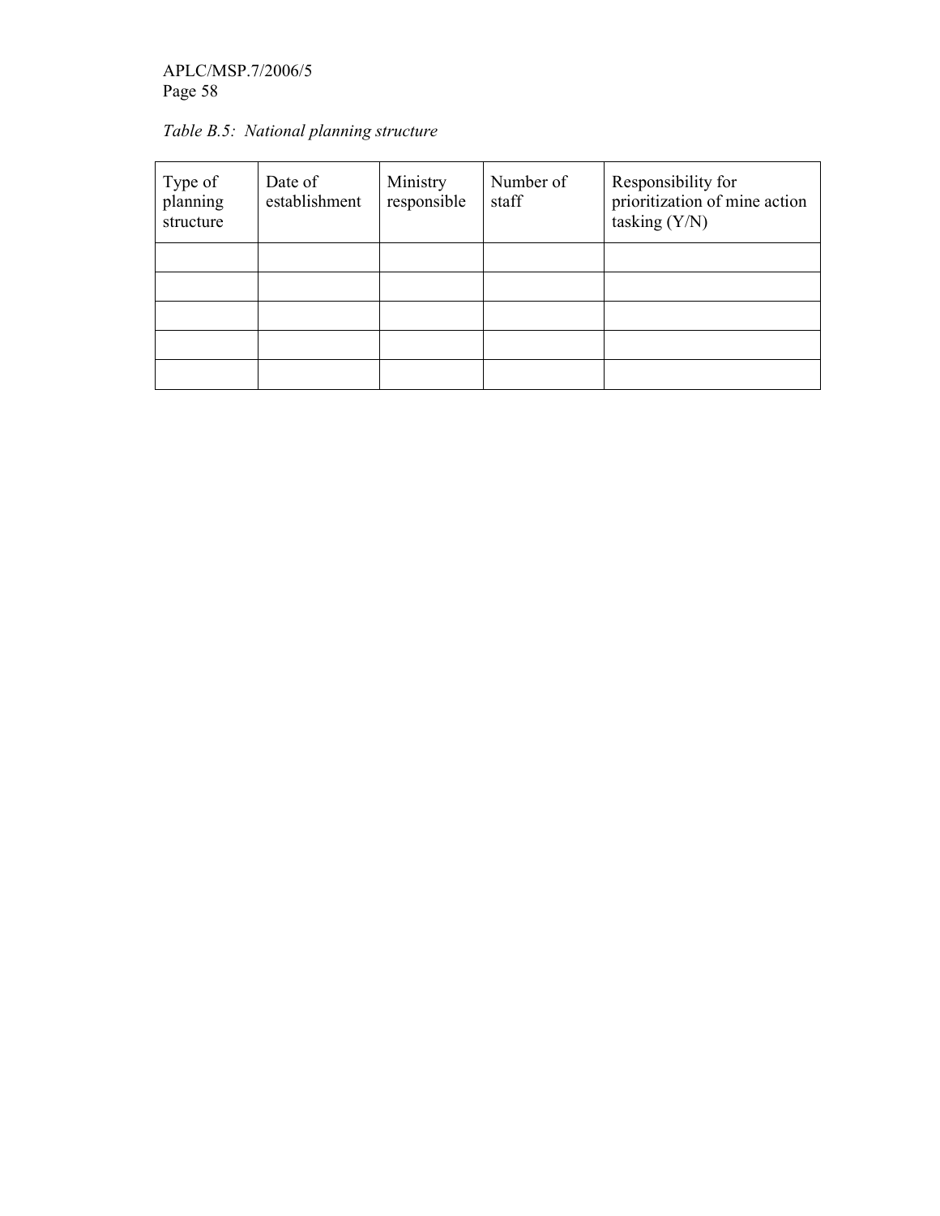*Table B.5: National planning structure*

| Type of planning structure | Date of establishment | Ministry responsible | Number of staff | Responsibility for prioritization of mine action tasking (Y/N) |
|---|---|---|---|---|
| | | | | |
| | | | | |
| | | | | |
| | | | | |
| | | | | |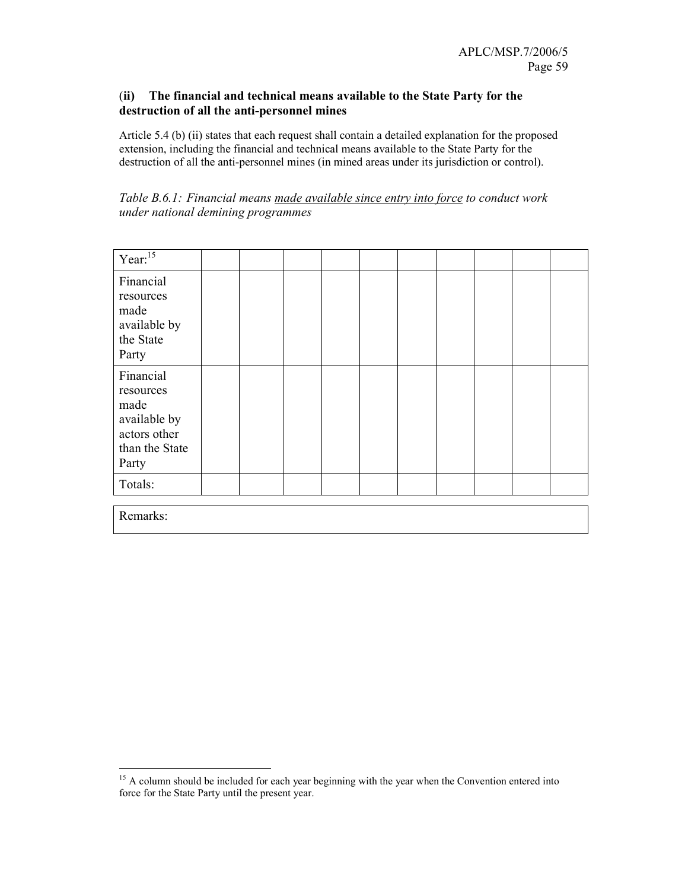### (ii) The financial and technical means available to the State Party for the destruction of all the anti-personnel mines

Article 5.4 (b) (ii) states that each request shall contain a detailed explanation for the proposed extension, including the financial and technical means available to the State Party for the destruction of all the anti-personnel mines (in mined areas under its jurisdiction or control).

*Table B.6.1: Financial means* *<u>made available since entry into force</u>* *to conduct work under national demining programmes*

| Year:[15] | | | | | | | | | | |
|---|---|---|---|---|---|---|---|---|---|---|
| Financial resources made available by the State Party | | | | | | | | | | |
| Financial resources made available by actors other than the State Party | | | | | | | | | | |
| Totals: | | | | | | | | | | |

| Remarks: |
|---|

[15] A column should be included for each year beginning with the year when the Convention entered into force for the State Party until the present year.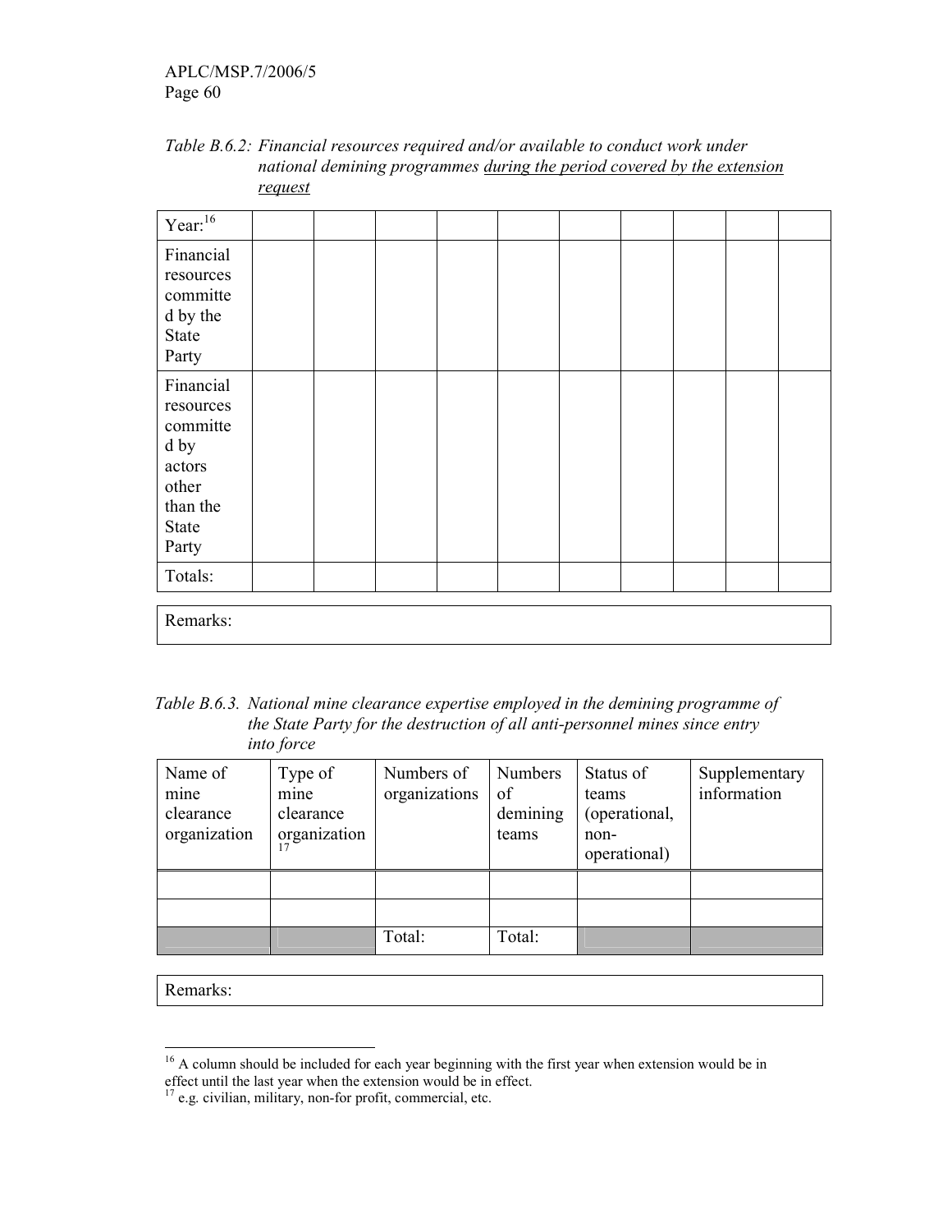*Table B.6.2: Financial resources required and/or available to conduct work under national demining programmes during the period covered by the extension request*

| Year:[16] | | | | | | | | | | |
|---|---|---|---|---|---|---|---|---|---|---|
| Financial resources committed by the State Party | | | | | | | | | | |
| Financial resources committed by actors other than the State Party | | | | | | | | | | |
| Totals: | | | | | | | | | | |

| Remarks: |
|---|

*Table B.6.3. National mine clearance expertise employed in the demining programme of the State Party for the destruction of all anti-personnel mines since entry into force*

| Name of mine clearance organization | Type of mine clearance organization[17] | Numbers of organizations | Numbers of demining teams | Status of teams (operational, non-operational) | Supplementary information |
|---|---|---|---|---|---|
| | | | | | |
| | | | | | |
| | | Total: | Total: | | |

| Remarks: |
|---|

[16] A column should be included for each year beginning with the first year when extension would be in effect until the last year when the extension would be in effect.

[17] e.g. civilian, military, non-for profit, commercial, etc.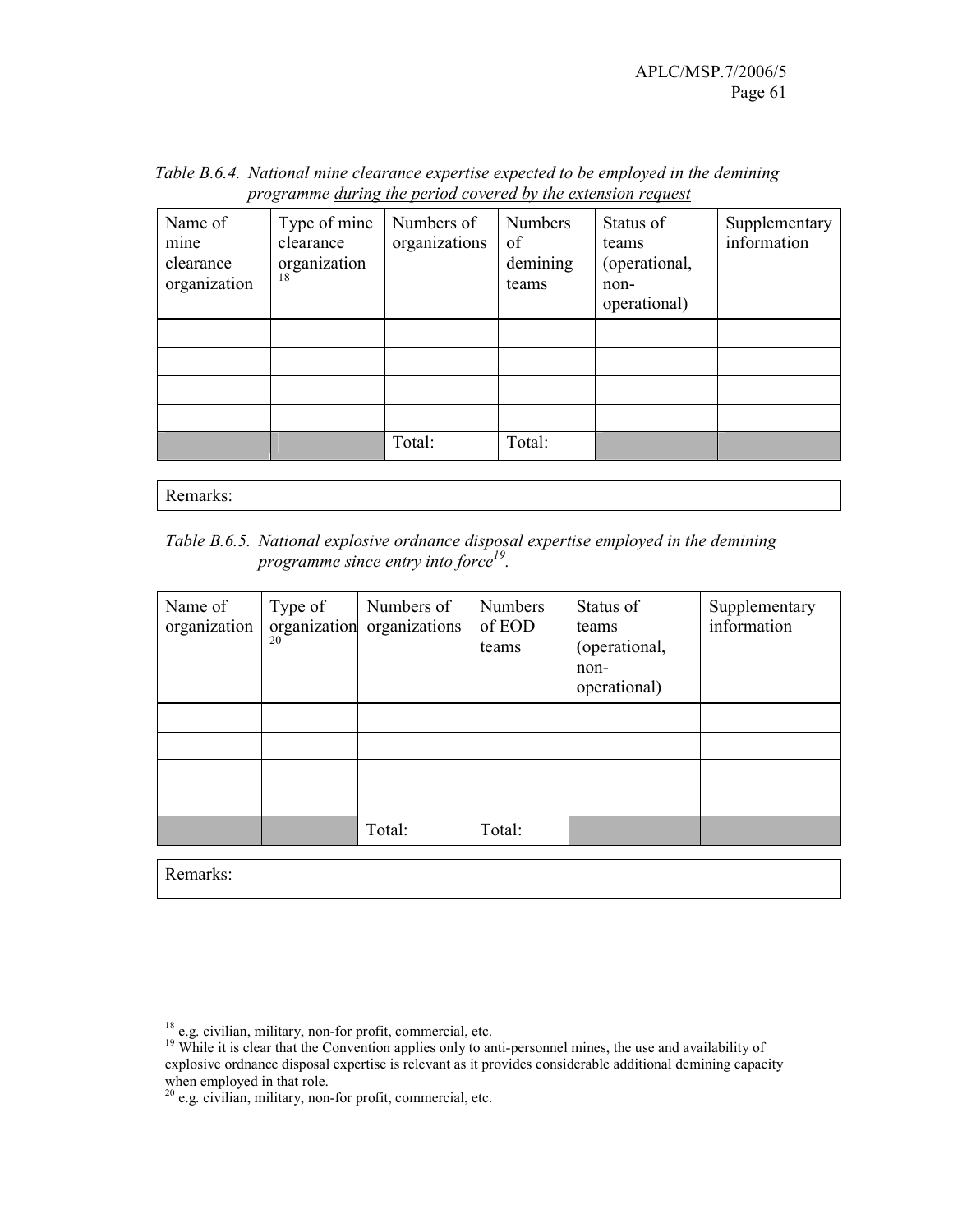*Table B.6.4. National mine clearance expertise expected to be employed in the demining programme <u>during the period covered by the extension request</u>*

| Name of mine clearance organization | Type of mine clearance organization[18] | Numbers of organizations | Numbers of demining teams | Status of teams (operational, non-operational) | Supplementary information |
|---|---|---|---|---|---|
| | | | | | |
| | | | | | |
| | | | | | |
| | | | | | |
| | | Total: | Total: | | |

Remarks:

*Table B.6.5. National explosive ordnance disposal expertise employed in the demining programme since entry into force[19].*

| Name of organization | Type of organization[20] | Numbers of organizations | Numbers of EOD teams | Status of teams (operational, non-operational) | Supplementary information |
|---|---|---|---|---|---|
| | | | | | |
| | | | | | |
| | | | | | |
| | | | | | |
| | | Total: | Total: | | |

Remarks:

---

[18] e.g. civilian, military, non-for profit, commercial, etc.

[19] While it is clear that the Convention applies only to anti-personnel mines, the use and availability of explosive ordnance disposal expertise is relevant as it provides considerable additional demining capacity when employed in that role.

[20] e.g. civilian, military, non-for profit, commercial, etc.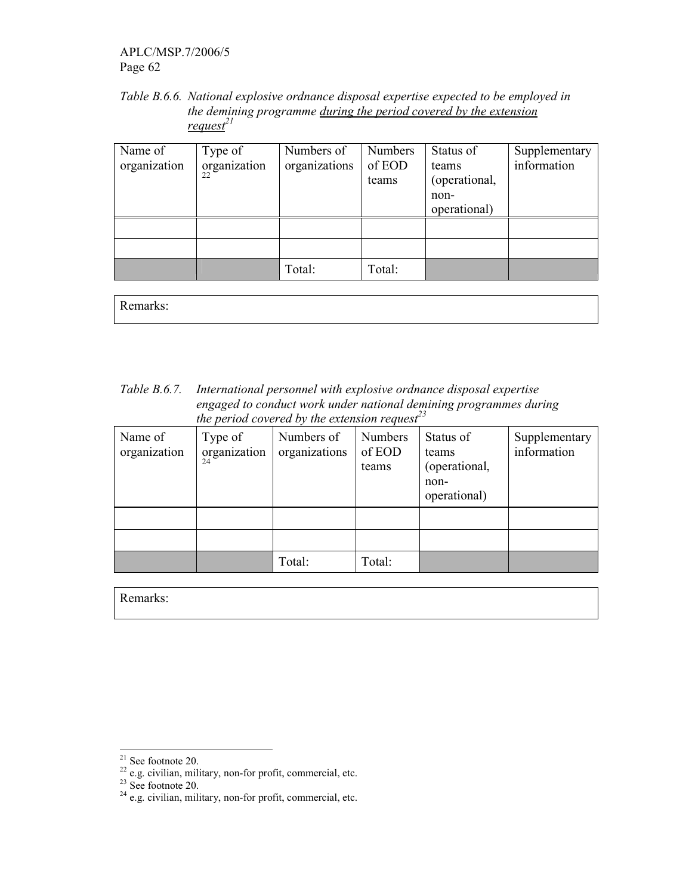*Table B.6.6. National explosive ordnance disposal expertise expected to be employed in the demining programme during the period covered by the extension request*[21]

| Name of organization | Type of organization[22] | Numbers of organizations | Numbers of EOD teams | Status of teams (operational, non-operational) | Supplementary information |
|---|---|---|---|---|---|
| | | | | | |
| | | | | | |
| | | Total: | Total: | | |

| Remarks: |
|---|

*Table B.6.7. International personnel with explosive ordnance disposal expertise engaged to conduct work under national demining programmes during the period covered by the extension request*[23]

| Name of organization | Type of organization[24] | Numbers of organizations | Numbers of EOD teams | Status of teams (operational, non-operational) | Supplementary information |
|---|---|---|---|---|---|
| | | | | | |
| | | | | | |
| | | Total: | Total: | | |

| Remarks: |
|---|

[21] See footnote 20.

[22] e.g. civilian, military, non-for profit, commercial, etc.

[23] See footnote 20.

[24] e.g. civilian, military, non-for profit, commercial, etc.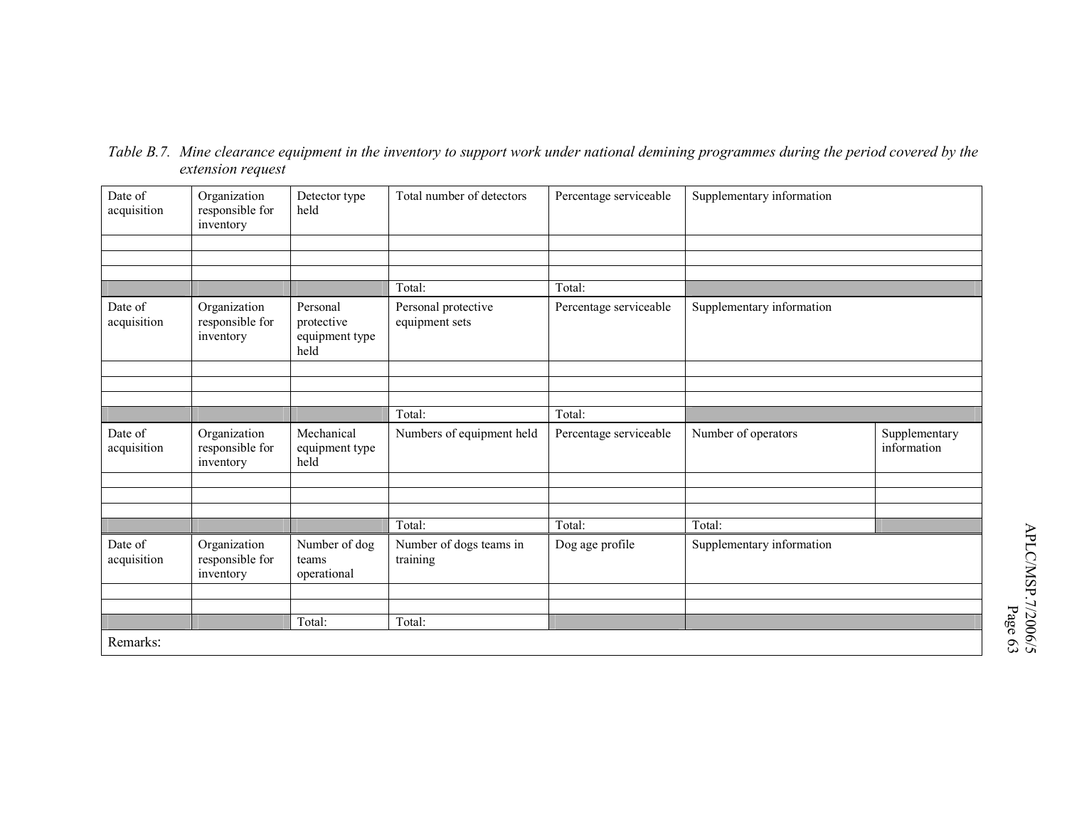*Table B.7. Mine clearance equipment in the inventory to support work under national demining programmes during the period covered by the extension request*

| Date of acquisition | Organization responsible for inventory | Detector type held | Total number of detectors | Percentage serviceable | Supplementary information | |
|---|---|---|---|---|---|---|
| | | | | | | |
| | | | | | | |
| | | | | | | |
| | | | Total: | Total: | | |
| Date of acquisition | Organization responsible for inventory | Personal protective equipment type held | Personal protective equipment sets | Percentage serviceable | Supplementary information | |
| | | | | | | |
| | | | | | | |
| | | | | | | |
| | | | Total: | Total: | | |
| Date of acquisition | Organization responsible for inventory | Mechanical equipment type held | Numbers of equipment held | Percentage serviceable | Number of operators | Supplementary information |
| | | | | | | |
| | | | | | | |
| | | | | | | |
| | | | Total: | Total: | Total: | |
| Date of acquisition | Organization responsible for inventory | Number of dog teams operational | Number of dogs teams in training | Dog age profile | Supplementary information | |
| | | | | | | |
| | | | | | | |
| | | Total: | Total: | | | |
| Remarks: | | | | | | |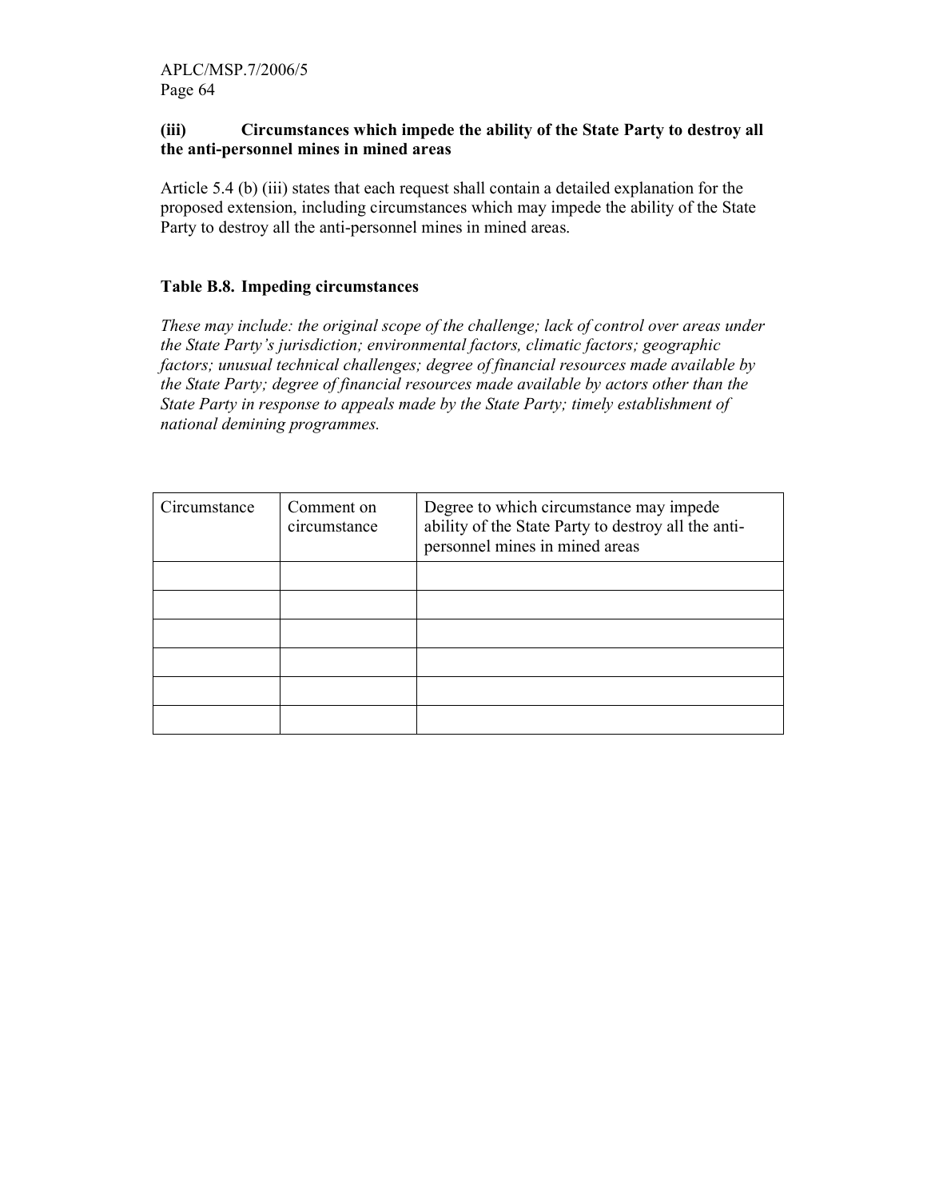**(iii) Circumstances which impede the ability of the State Party to destroy all the anti-personnel mines in mined areas**

Article 5.4 (b) (iii) states that each request shall contain a detailed explanation for the proposed extension, including circumstances which may impede the ability of the State Party to destroy all the anti-personnel mines in mined areas.

**Table B.8. Impeding circumstances**

*These may include: the original scope of the challenge; lack of control over areas under the State Party's jurisdiction; environmental factors, climatic factors; geographic factors; unusual technical challenges; degree of financial resources made available by the State Party; degree of financial resources made available by actors other than the State Party in response to appeals made by the State Party; timely establishment of national demining programmes.*

| Circumstance | Comment on circumstance | Degree to which circumstance may impede ability of the State Party to destroy all the anti-personnel mines in mined areas |
|---|---|---|
| | | |
| | | |
| | | |
| | | |
| | | |
| | | |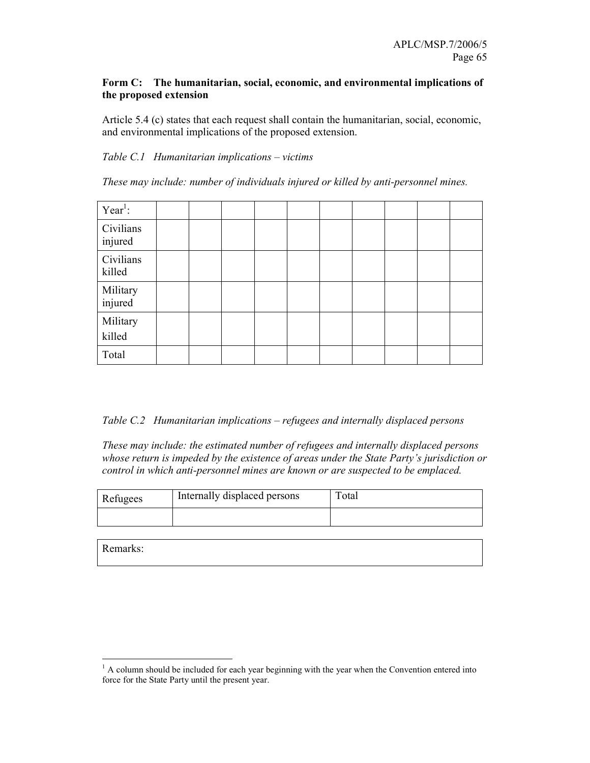**Form C: The humanitarian, social, economic, and environmental implications of the proposed extension**

Article 5.4 (c) states that each request shall contain the humanitarian, social, economic, and environmental implications of the proposed extension.

*Table C.1 Humanitarian implications – victims*

*These may include: number of individuals injured or killed by anti-personnel mines.*

| Year[1]: | | | | | | | | | | |
|---|---|---|---|---|---|---|---|---|---|---|
| Civilians injured | | | | | | | | | | |
| Civilians killed | | | | | | | | | | |
| Military injured | | | | | | | | | | |
| Military killed | | | | | | | | | | |
| Total | | | | | | | | | | |

*Table C.2 Humanitarian implications – refugees and internally displaced persons*

*These may include: the estimated number of refugees and internally displaced persons whose return is impeded by the existence of areas under the State Party's jurisdiction or control in which anti-personnel mines are known or are suspected to be emplaced.*

| Refugees | Internally displaced persons | Total |
|---|---|---|
| | | |

| Remarks: |
|---|

[1] A column should be included for each year beginning with the year when the Convention entered into force for the State Party until the present year.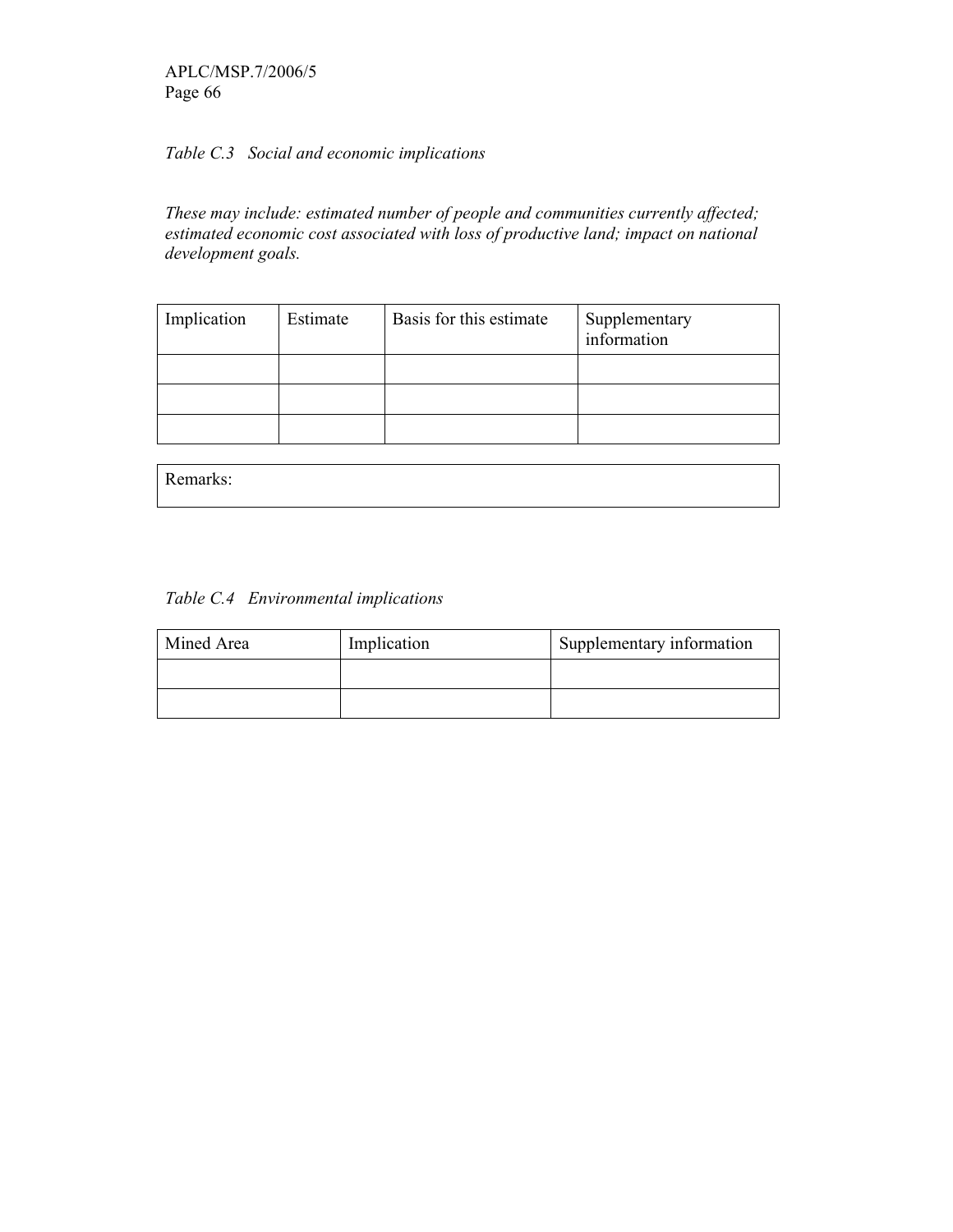*Table C.3 Social and economic implications*

*These may include: estimated number of people and communities currently affected; estimated economic cost associated with loss of productive land; impact on national development goals.*

| Implication | Estimate | Basis for this estimate | Supplementary information |
|---|---|---|---|
| | | | |
| | | | |
| | | | |

| Remarks: |
|---|

*Table C.4 Environmental implications*

| Mined Area | Implication | Supplementary information |
|---|---|---|
| | | |
| | | |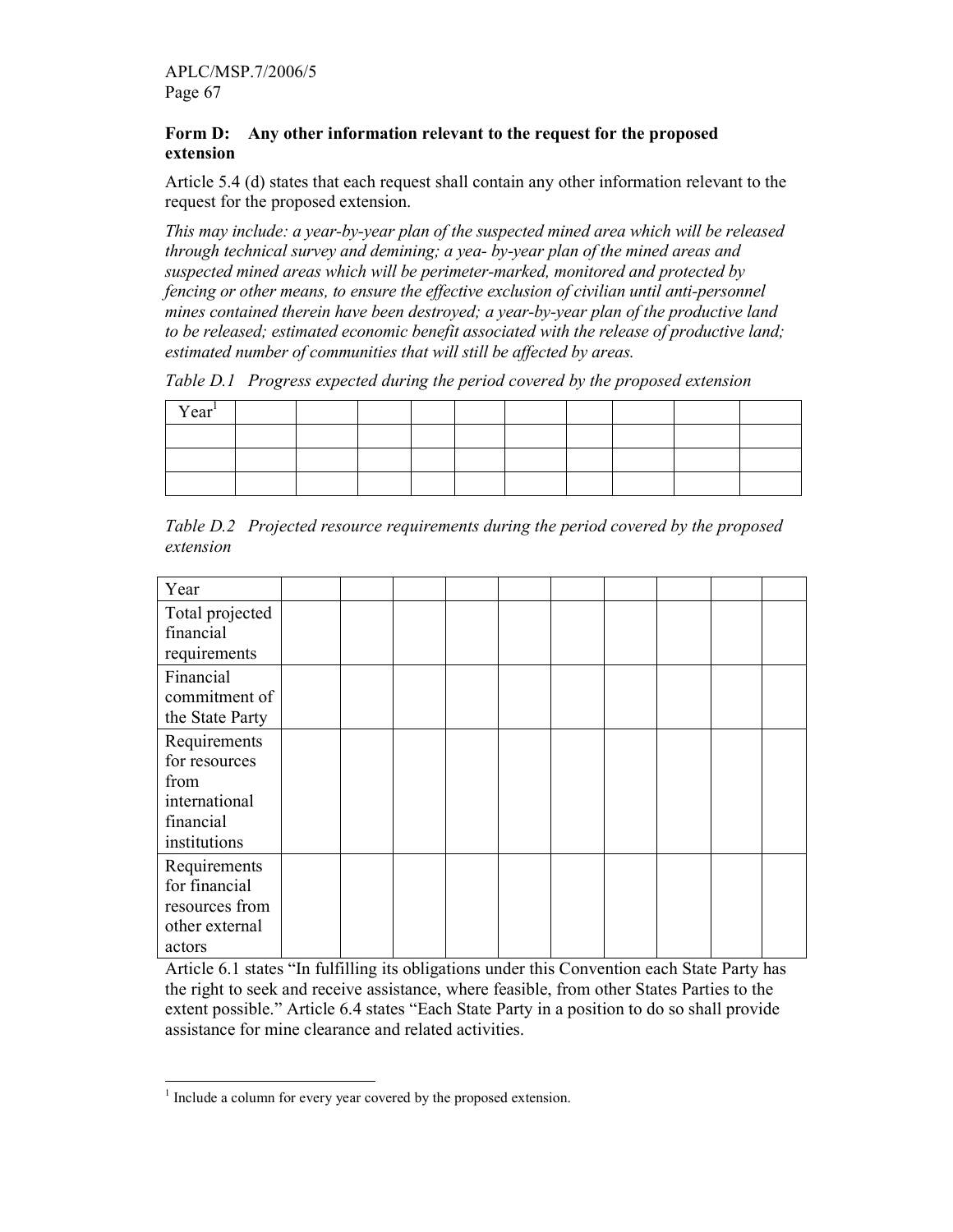### Form D: Any other information relevant to the request for the proposed extension

Article 5.4 (d) states that each request shall contain any other information relevant to the request for the proposed extension.

*This may include: a year-by-year plan of the suspected mined area which will be released through technical survey and demining; a yea- by-year plan of the mined areas and suspected mined areas which will be perimeter-marked, monitored and protected by fencing or other means, to ensure the effective exclusion of civilian until anti-personnel mines contained therein have been destroyed; a year-by-year plan of the productive land to be released; estimated economic benefit associated with the release of productive land; estimated number of communities that will still be affected by areas.*

*Table D.1 Progress expected during the period covered by the proposed extension*

| Year[1] | | | | | | | | | | |
|---|---|---|---|---|---|---|---|---|---|---|
| | | | | | | | | | | |
| | | | | | | | | | | |
| | | | | | | | | | | |

*Table D.2 Projected resource requirements during the period covered by the proposed extension*

| Year | | | | | | | | | | |
|---|---|---|---|---|---|---|---|---|---|---|
| Total projected financial requirements | | | | | | | | | | |
| Financial commitment of the State Party | | | | | | | | | | |
| Requirements for resources from international financial institutions | | | | | | | | | | |
| Requirements for financial resources from other external actors | | | | | | | | | | |

Article 6.1 states "In fulfilling its obligations under this Convention each State Party has the right to seek and receive assistance, where feasible, from other States Parties to the extent possible." Article 6.4 states "Each State Party in a position to do so shall provide assistance for mine clearance and related activities.

[1] Include a column for every year covered by the proposed extension.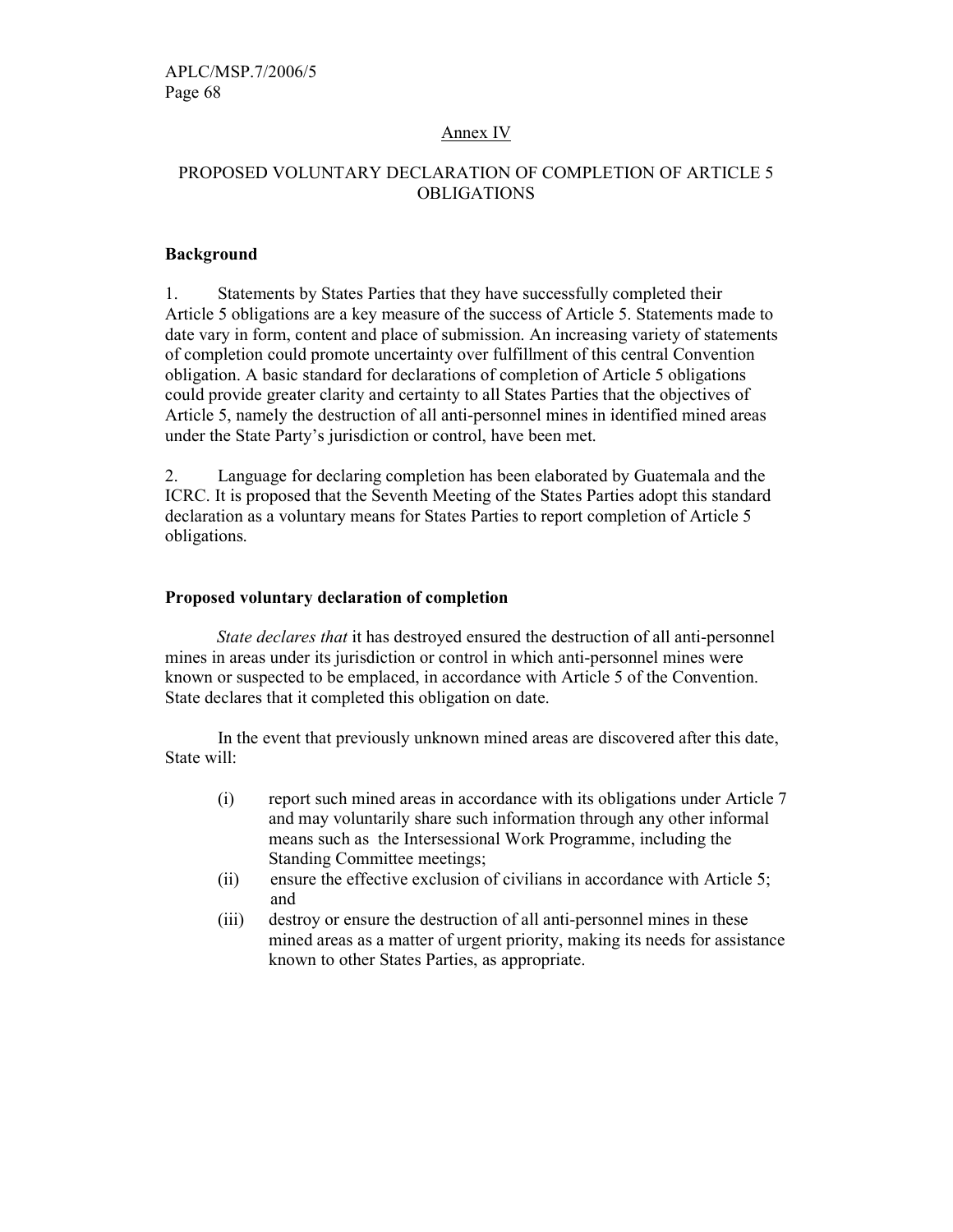Annex IV

## PROPOSED VOLUNTARY DECLARATION OF COMPLETION OF ARTICLE 5 OBLIGATIONS

### Background

1. Statements by States Parties that they have successfully completed their Article 5 obligations are a key measure of the success of Article 5. Statements made to date vary in form, content and place of submission. An increasing variety of statements of completion could promote uncertainty over fulfillment of this central Convention obligation. A basic standard for declarations of completion of Article 5 obligations could provide greater clarity and certainty to all States Parties that the objectives of Article 5, namely the destruction of all anti-personnel mines in identified mined areas under the State Party's jurisdiction or control, have been met.

2. Language for declaring completion has been elaborated by Guatemala and the ICRC. It is proposed that the Seventh Meeting of the States Parties adopt this standard declaration as a voluntary means for States Parties to report completion of Article 5 obligations.

### Proposed voluntary declaration of completion

*State declares that* it has destroyed ensured the destruction of all anti-personnel mines in areas under its jurisdiction or control in which anti-personnel mines were known or suspected to be emplaced, in accordance with Article 5 of the Convention. State declares that it completed this obligation on date.

In the event that previously unknown mined areas are discovered after this date, State will:

(i) report such mined areas in accordance with its obligations under Article 7 and may voluntarily share such information through any other informal means such as the Intersessional Work Programme, including the Standing Committee meetings;

(ii) ensure the effective exclusion of civilians in accordance with Article 5; and

(iii) destroy or ensure the destruction of all anti-personnel mines in these mined areas as a matter of urgent priority, making its needs for assistance known to other States Parties, as appropriate.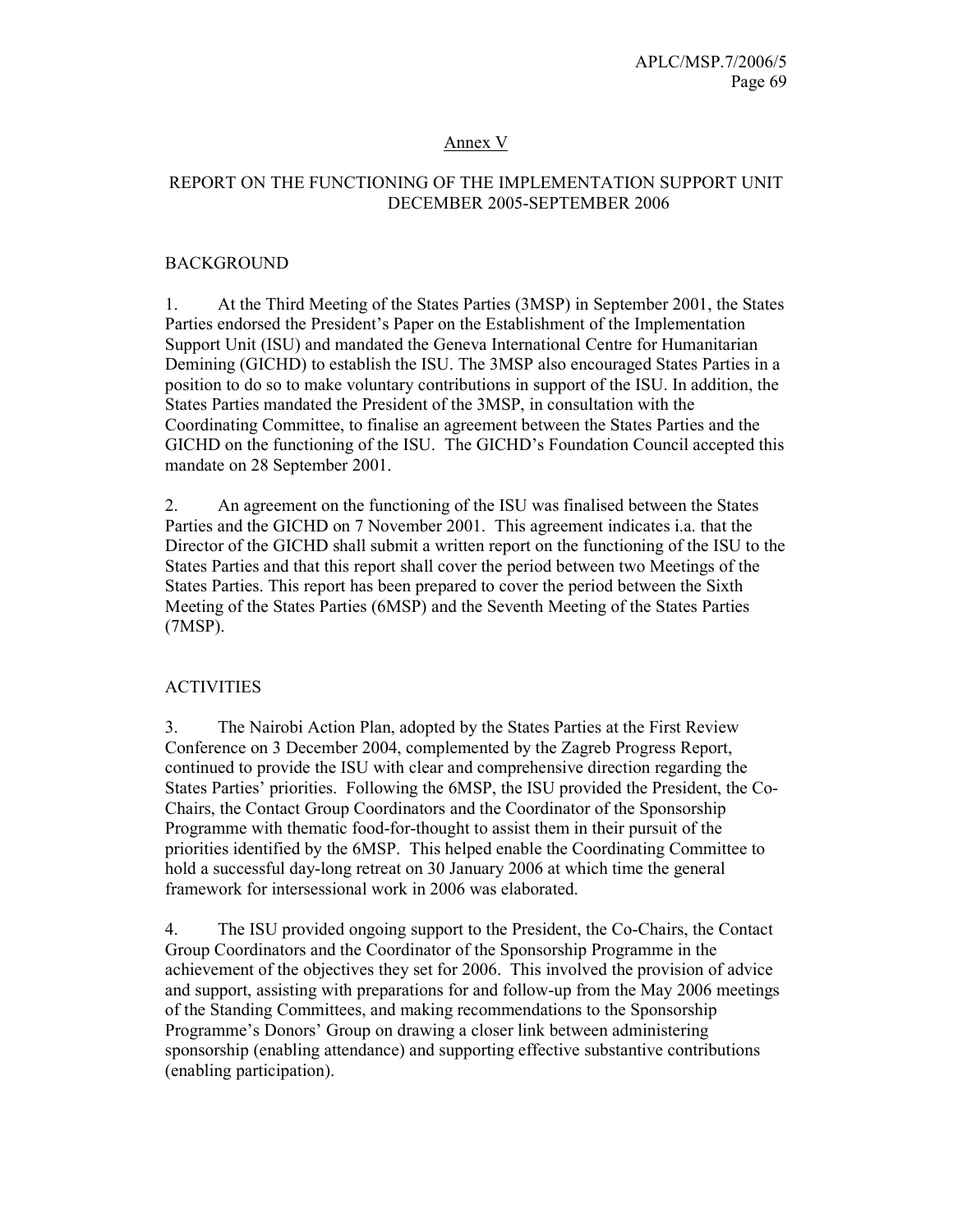## Annex V

## REPORT ON THE FUNCTIONING OF THE IMPLEMENTATION SUPPORT UNIT DECEMBER 2005-SEPTEMBER 2006

### BACKGROUND

1. At the Third Meeting of the States Parties (3MSP) in September 2001, the States Parties endorsed the President's Paper on the Establishment of the Implementation Support Unit (ISU) and mandated the Geneva International Centre for Humanitarian Demining (GICHD) to establish the ISU. The 3MSP also encouraged States Parties in a position to do so to make voluntary contributions in support of the ISU. In addition, the States Parties mandated the President of the 3MSP, in consultation with the Coordinating Committee, to finalise an agreement between the States Parties and the GICHD on the functioning of the ISU. The GICHD's Foundation Council accepted this mandate on 28 September 2001.

2. An agreement on the functioning of the ISU was finalised between the States Parties and the GICHD on 7 November 2001. This agreement indicates i.a. that the Director of the GICHD shall submit a written report on the functioning of the ISU to the States Parties and that this report shall cover the period between two Meetings of the States Parties. This report has been prepared to cover the period between the Sixth Meeting of the States Parties (6MSP) and the Seventh Meeting of the States Parties (7MSP).

### ACTIVITIES

3. The Nairobi Action Plan, adopted by the States Parties at the First Review Conference on 3 December 2004, complemented by the Zagreb Progress Report, continued to provide the ISU with clear and comprehensive direction regarding the States Parties' priorities. Following the 6MSP, the ISU provided the President, the Co-Chairs, the Contact Group Coordinators and the Coordinator of the Sponsorship Programme with thematic food-for-thought to assist them in their pursuit of the priorities identified by the 6MSP. This helped enable the Coordinating Committee to hold a successful day-long retreat on 30 January 2006 at which time the general framework for intersessional work in 2006 was elaborated.

4. The ISU provided ongoing support to the President, the Co-Chairs, the Contact Group Coordinators and the Coordinator of the Sponsorship Programme in the achievement of the objectives they set for 2006. This involved the provision of advice and support, assisting with preparations for and follow-up from the May 2006 meetings of the Standing Committees, and making recommendations to the Sponsorship Programme's Donors' Group on drawing a closer link between administering sponsorship (enabling attendance) and supporting effective substantive contributions (enabling participation).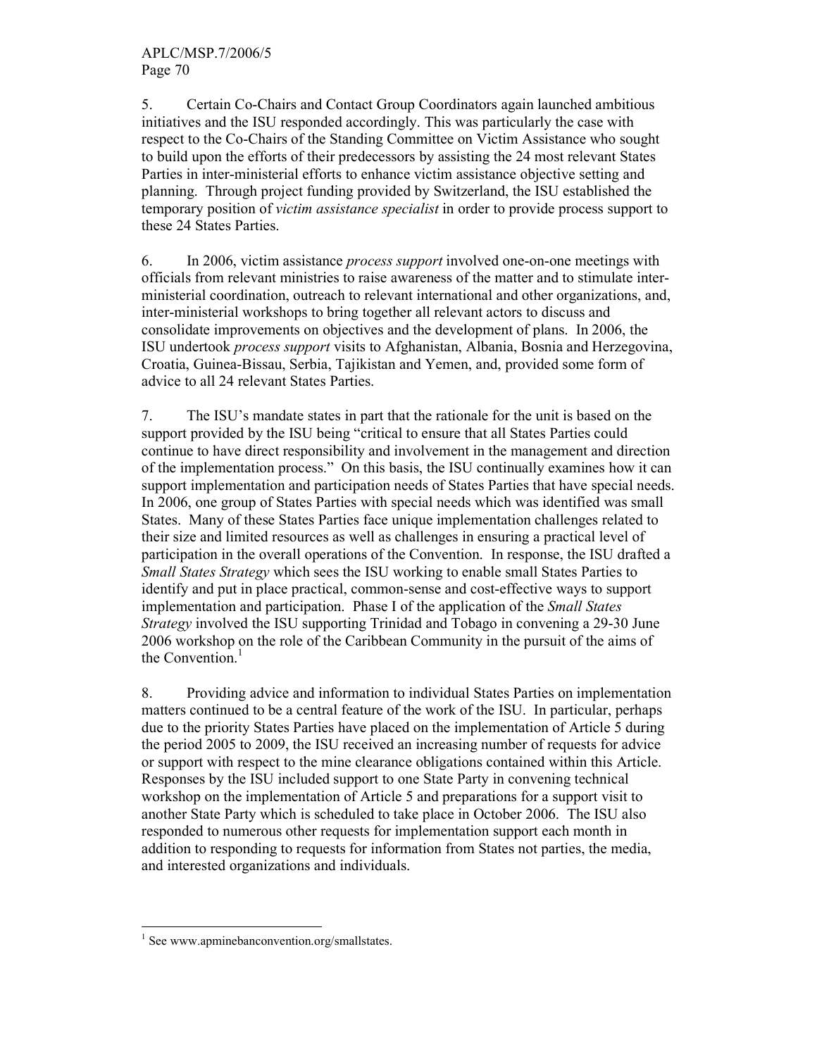5. Certain Co-Chairs and Contact Group Coordinators again launched ambitious initiatives and the ISU responded accordingly. This was particularly the case with respect to the Co-Chairs of the Standing Committee on Victim Assistance who sought to build upon the efforts of their predecessors by assisting the 24 most relevant States Parties in inter-ministerial efforts to enhance victim assistance objective setting and planning. Through project funding provided by Switzerland, the ISU established the temporary position of *victim assistance specialist* in order to provide process support to these 24 States Parties.

6. In 2006, victim assistance *process support* involved one-on-one meetings with officials from relevant ministries to raise awareness of the matter and to stimulate inter-ministerial coordination, outreach to relevant international and other organizations, and, inter-ministerial workshops to bring together all relevant actors to discuss and consolidate improvements on objectives and the development of plans. In 2006, the ISU undertook *process support* visits to Afghanistan, Albania, Bosnia and Herzegovina, Croatia, Guinea-Bissau, Serbia, Tajikistan and Yemen, and, provided some form of advice to all 24 relevant States Parties.

7. The ISU's mandate states in part that the rationale for the unit is based on the support provided by the ISU being "critical to ensure that all States Parties could continue to have direct responsibility and involvement in the management and direction of the implementation process." On this basis, the ISU continually examines how it can support implementation and participation needs of States Parties that have special needs. In 2006, one group of States Parties with special needs which was identified was small States. Many of these States Parties face unique implementation challenges related to their size and limited resources as well as challenges in ensuring a practical level of participation in the overall operations of the Convention. In response, the ISU drafted a *Small States Strategy* which sees the ISU working to enable small States Parties to identify and put in place practical, common-sense and cost-effective ways to support implementation and participation. Phase I of the application of the *Small States Strategy* involved the ISU supporting Trinidad and Tobago in convening a 29-30 June 2006 workshop on the role of the Caribbean Community in the pursuit of the aims of the Convention.[1]

8. Providing advice and information to individual States Parties on implementation matters continued to be a central feature of the work of the ISU. In particular, perhaps due to the priority States Parties have placed on the implementation of Article 5 during the period 2005 to 2009, the ISU received an increasing number of requests for advice or support with respect to the mine clearance obligations contained within this Article. Responses by the ISU included support to one State Party in convening technical workshop on the implementation of Article 5 and preparations for a support visit to another State Party which is scheduled to take place in October 2006. The ISU also responded to numerous other requests for implementation support each month in addition to responding to requests for information from States not parties, the media, and interested organizations and individuals.

---

[1] See www.apminebanconvention.org/smallstates.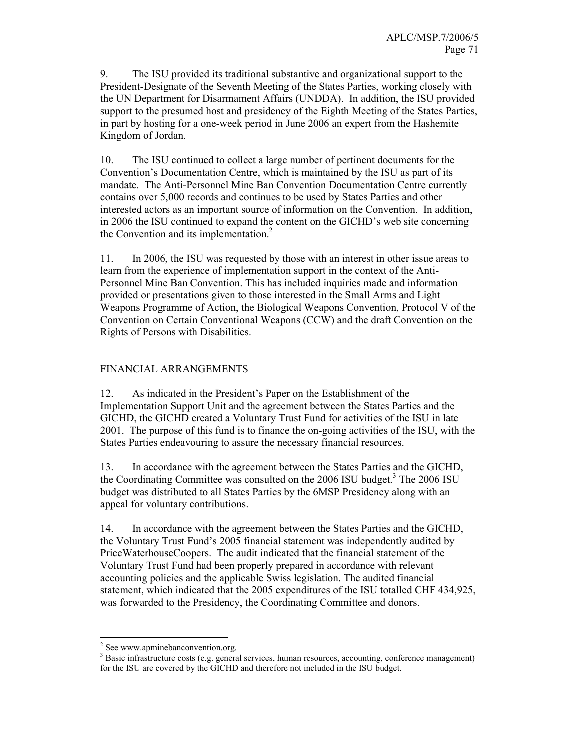9. The ISU provided its traditional substantive and organizational support to the President-Designate of the Seventh Meeting of the States Parties, working closely with the UN Department for Disarmament Affairs (UNDDA). In addition, the ISU provided support to the presumed host and presidency of the Eighth Meeting of the States Parties, in part by hosting for a one-week period in June 2006 an expert from the Hashemite Kingdom of Jordan.

10. The ISU continued to collect a large number of pertinent documents for the Convention's Documentation Centre, which is maintained by the ISU as part of its mandate. The Anti-Personnel Mine Ban Convention Documentation Centre currently contains over 5,000 records and continues to be used by States Parties and other interested actors as an important source of information on the Convention. In addition, in 2006 the ISU continued to expand the content on the GICHD's web site concerning the Convention and its implementation.[2]

11. In 2006, the ISU was requested by those with an interest in other issue areas to learn from the experience of implementation support in the context of the Anti-Personnel Mine Ban Convention. This has included inquiries made and information provided or presentations given to those interested in the Small Arms and Light Weapons Programme of Action, the Biological Weapons Convention, Protocol V of the Convention on Certain Conventional Weapons (CCW) and the draft Convention on the Rights of Persons with Disabilities.

## FINANCIAL ARRANGEMENTS

12. As indicated in the President's Paper on the Establishment of the Implementation Support Unit and the agreement between the States Parties and the GICHD, the GICHD created a Voluntary Trust Fund for activities of the ISU in late 2001. The purpose of this fund is to finance the on-going activities of the ISU, with the States Parties endeavouring to assure the necessary financial resources.

13. In accordance with the agreement between the States Parties and the GICHD, the Coordinating Committee was consulted on the 2006 ISU budget.[3] The 2006 ISU budget was distributed to all States Parties by the 6MSP Presidency along with an appeal for voluntary contributions.

14. In accordance with the agreement between the States Parties and the GICHD, the Voluntary Trust Fund's 2005 financial statement was independently audited by PriceWaterhouseCoopers. The audit indicated that the financial statement of the Voluntary Trust Fund had been properly prepared in accordance with relevant accounting policies and the applicable Swiss legislation. The audited financial statement, which indicated that the 2005 expenditures of the ISU totalled CHF 434,925, was forwarded to the Presidency, the Coordinating Committee and donors.

---

[2] See www.apminebanconvention.org.

[3] Basic infrastructure costs (e.g. general services, human resources, accounting, conference management) for the ISU are covered by the GICHD and therefore not included in the ISU budget.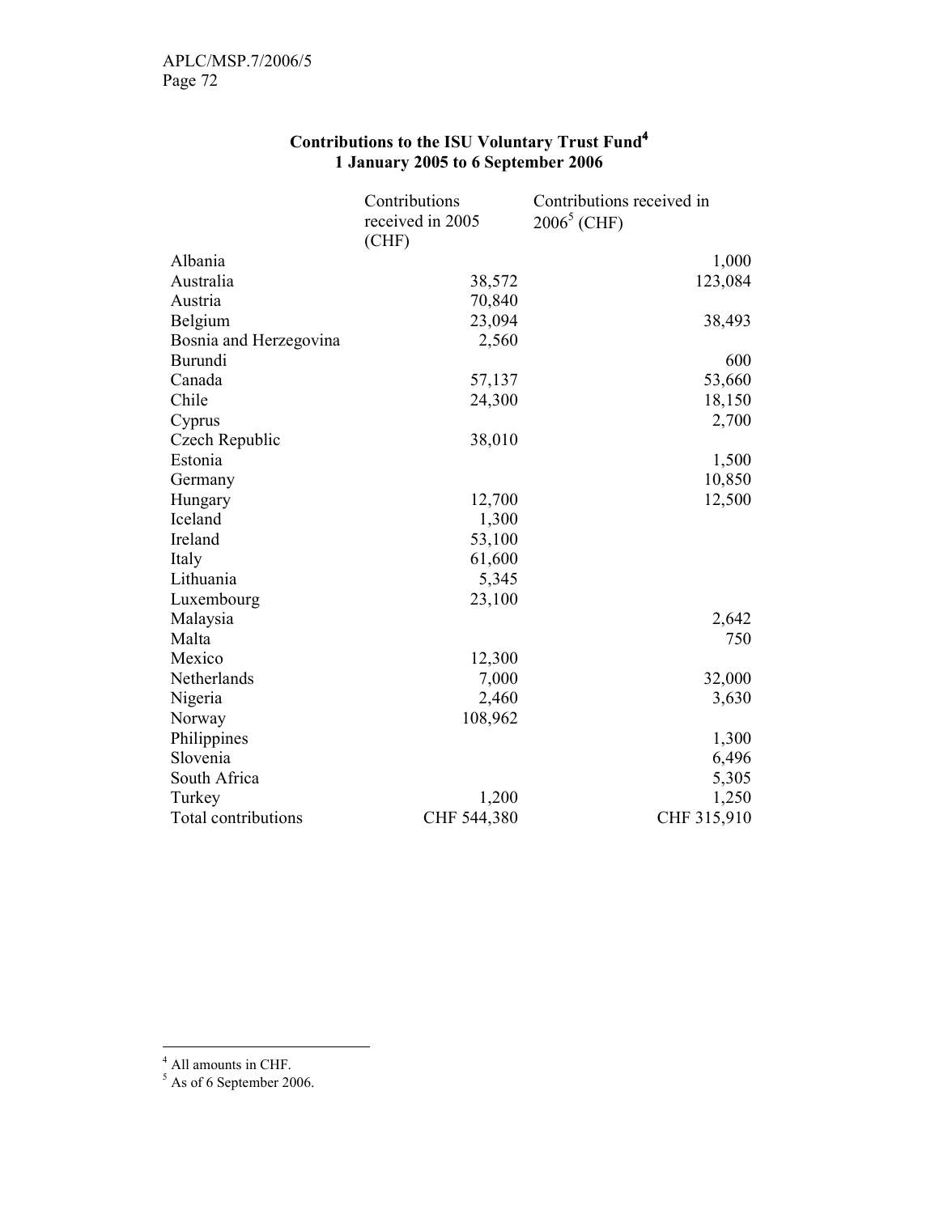## Contributions to the ISU Voluntary Trust Fund[4]
## 1 January 2005 to 6 September 2006

| | Contributions received in 2005 (CHF) | Contributions received in 2006[5] (CHF) |
|---|---|---|
| Albania | | 1,000 |
| Australia | 38,572 | 123,084 |
| Austria | 70,840 | |
| Belgium | 23,094 | 38,493 |
| Bosnia and Herzegovina | 2,560 | |
| Burundi | | 600 |
| Canada | 57,137 | 53,660 |
| Chile | 24,300 | 18,150 |
| Cyprus | | 2,700 |
| Czech Republic | 38,010 | |
| Estonia | | 1,500 |
| Germany | | 10,850 |
| Hungary | 12,700 | 12,500 |
| Iceland | 1,300 | |
| Ireland | 53,100 | |
| Italy | 61,600 | |
| Lithuania | 5,345 | |
| Luxembourg | 23,100 | |
| Malaysia | | 2,642 |
| Malta | | 750 |
| Mexico | 12,300 | |
| Netherlands | 7,000 | 32,000 |
| Nigeria | 2,460 | 3,630 |
| Norway | 108,962 | |
| Philippines | | 1,300 |
| Slovenia | | 6,496 |
| South Africa | | 5,305 |
| Turkey | 1,200 | 1,250 |
| Total contributions | CHF 544,380 | CHF 315,910 |

[4] All amounts in CHF.

[5] As of 6 September 2006.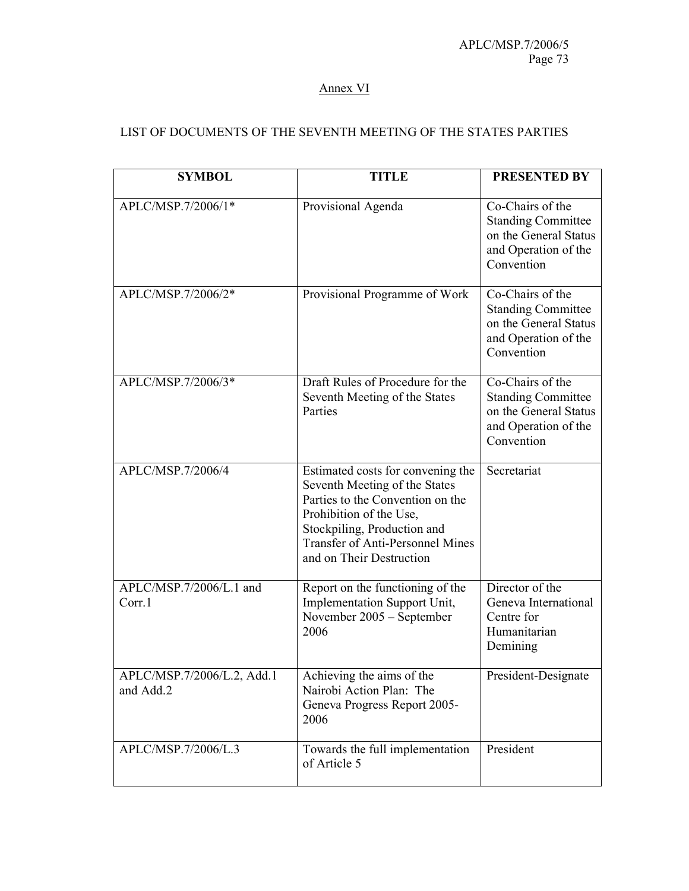## Annex VI

## LIST OF DOCUMENTS OF THE SEVENTH MEETING OF THE STATES PARTIES

| SYMBOL | TITLE | PRESENTED BY |
|---|---|---|
| APLC/MSP.7/2006/1* | Provisional Agenda | Co-Chairs of the Standing Committee on the General Status and Operation of the Convention |
| APLC/MSP.7/2006/2* | Provisional Programme of Work | Co-Chairs of the Standing Committee on the General Status and Operation of the Convention |
| APLC/MSP.7/2006/3* | Draft Rules of Procedure for the Seventh Meeting of the States Parties | Co-Chairs of the Standing Committee on the General Status and Operation of the Convention |
| APLC/MSP.7/2006/4 | Estimated costs for convening the Seventh Meeting of the States Parties to the Convention on the Prohibition of the Use, Stockpiling, Production and Transfer of Anti-Personnel Mines and on Their Destruction | Secretariat |
| APLC/MSP.7/2006/L.1 and Corr.1 | Report on the functioning of the Implementation Support Unit, November 2005 – September 2006 | Director of the Geneva International Centre for Humanitarian Demining |
| APLC/MSP.7/2006/L.2, Add.1 and Add.2 | Achieving the aims of the Nairobi Action Plan: The Geneva Progress Report 2005-2006 | President-Designate |
| APLC/MSP.7/2006/L.3 | Towards the full implementation of Article 5 | President |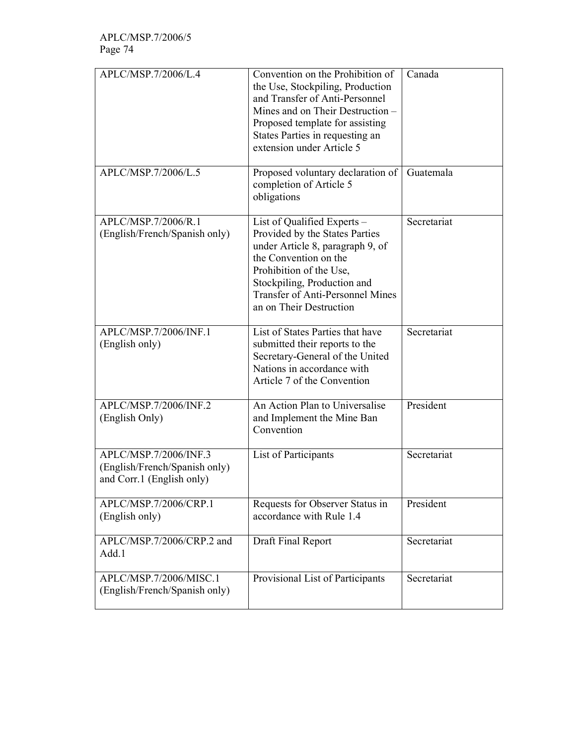| | | |
|---|---|---|
| APLC/MSP.7/2006/L.4 | Convention on the Prohibition of the Use, Stockpiling, Production and Transfer of Anti-Personnel Mines and on Their Destruction – Proposed template for assisting States Parties in requesting an extension under Article 5 | Canada |
| APLC/MSP.7/2006/L.5 | Proposed voluntary declaration of completion of Article 5 obligations | Guatemala |
| APLC/MSP.7/2006/R.1 (English/French/Spanish only) | List of Qualified Experts – Provided by the States Parties under Article 8, paragraph 9, of the Convention on the Prohibition of the Use, Stockpiling, Production and Transfer of Anti-Personnel Mines an on Their Destruction | Secretariat |
| APLC/MSP.7/2006/INF.1 (English only) | List of States Parties that have submitted their reports to the Secretary-General of the United Nations in accordance with Article 7 of the Convention | Secretariat |
| APLC/MSP.7/2006/INF.2 (English Only) | An Action Plan to Universalise and Implement the Mine Ban Convention | President |
| APLC/MSP.7/2006/INF.3 (English/French/Spanish only) and Corr.1 (English only) | List of Participants | Secretariat |
| APLC/MSP.7/2006/CRP.1 (English only) | Requests for Observer Status in accordance with Rule 1.4 | President |
| APLC/MSP.7/2006/CRP.2 and Add.1 | Draft Final Report | Secretariat |
| APLC/MSP.7/2006/MISC.1 (English/French/Spanish only) | Provisional List of Participants | Secretariat |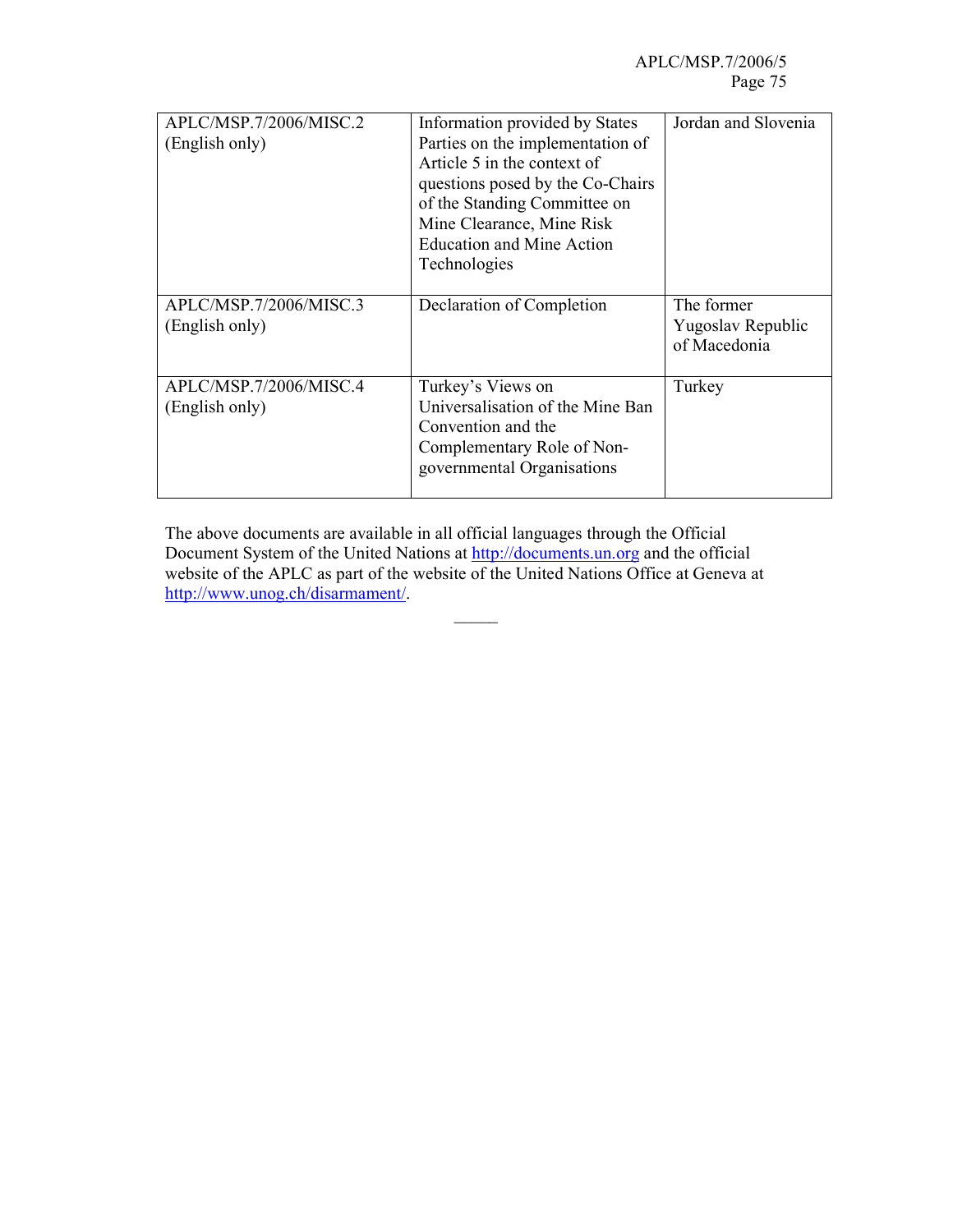| | | |
|---|---|---|
| APLC/MSP.7/2006/MISC.2 (English only) | Information provided by States Parties on the implementation of Article 5 in the context of questions posed by the Co-Chairs of the Standing Committee on Mine Clearance, Mine Risk Education and Mine Action Technologies | Jordan and Slovenia |
| APLC/MSP.7/2006/MISC.3 (English only) | Declaration of Completion | The former Yugoslav Republic of Macedonia |
| APLC/MSP.7/2006/MISC.4 (English only) | Turkey's Views on Universalisation of the Mine Ban Convention and the Complementary Role of Non-governmental Organisations | Turkey |

The above documents are available in all official languages through the Official Document System of the United Nations at http://documents.un.org and the official website of the APLC as part of the website of the United Nations Office at Geneva at http://www.unog.ch/disarmament/.

-----